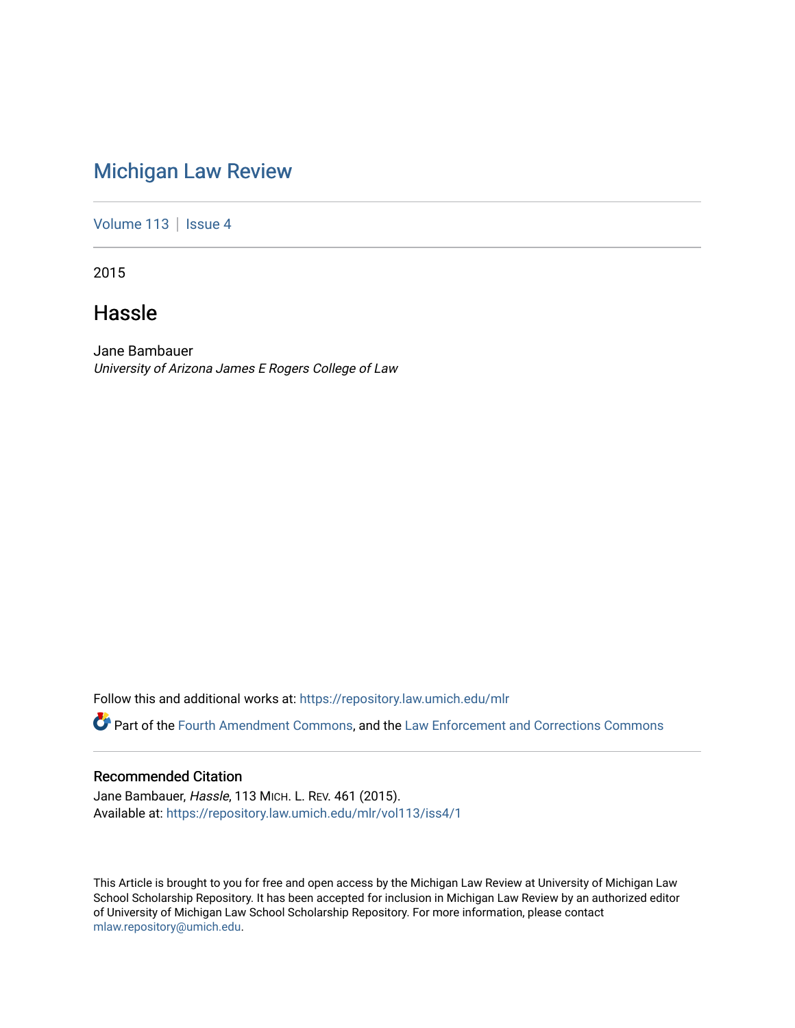# Michigan Law Review

Volume 113 | Issue 4

2015

## Hassle

Jane Bambauer
*University of Arizona James E Rogers College of Law*

Follow this and additional works at: https://repository.law.umich.edu/mlr

Part of the Fourth Amendment Commons, and the Law Enforcement and Corrections Commons

### Recommended Citation

Jane Bambauer, *Hassle*, 113 MICH. L. REV. 461 (2015).
Available at: https://repository.law.umich.edu/mlr/vol113/iss4/1

This Article is brought to you for free and open access by the Michigan Law Review at University of Michigan Law School Scholarship Repository. It has been accepted for inclusion in Michigan Law Review by an authorized editor of University of Michigan Law School Scholarship Repository. For more information, please contact mlaw.repository@umich.edu.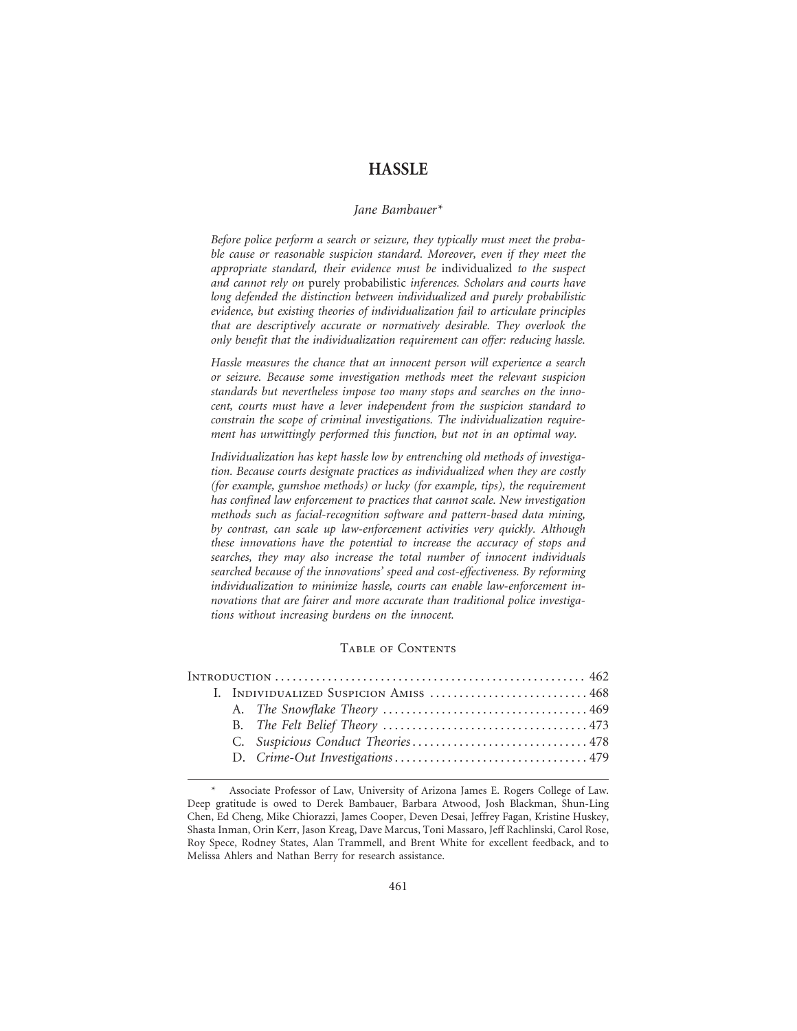# HASSLE

*Jane Bambauer**

*Before police perform a search or seizure, they typically must meet the probable cause or reasonable suspicion standard. Moreover, even if they meet the appropriate standard, their evidence must be* individualized *to the suspect and cannot rely on* purely probabilistic *inferences. Scholars and courts have long defended the distinction between individualized and purely probabilistic evidence, but existing theories of individualization fail to articulate principles that are descriptively accurate or normatively desirable. They overlook the only benefit that the individualization requirement can offer: reducing hassle.*

*Hassle measures the chance that an innocent person will experience a search or seizure. Because some investigation methods meet the relevant suspicion standards but nevertheless impose too many stops and searches on the innocent, courts must have a lever independent from the suspicion standard to constrain the scope of criminal investigations. The individualization requirement has unwittingly performed this function, but not in an optimal way.*

*Individualization has kept hassle low by entrenching old methods of investigation. Because courts designate practices as individualized when they are costly (for example, gumshoe methods) or lucky (for example, tips), the requirement has confined law enforcement to practices that cannot scale. New investigation methods such as facial-recognition software and pattern-based data mining, by contrast, can scale up law-enforcement activities very quickly. Although these innovations have the potential to increase the accuracy of stops and searches, they may also increase the total number of innocent individuals searched because of the innovations' speed and cost-effectiveness. By reforming individualization to minimize hassle, courts can enable law-enforcement innovations that are fairer and more accurate than traditional police investigations without increasing burdens on the innocent.*

## Table of Contents

- Introduction .......... 462
- I. Individualized Suspicion Amiss .......... 468
  - A. *The Snowflake Theory* .......... 469
  - B. *The Felt Belief Theory* .......... 473
  - C. *Suspicious Conduct Theories* .......... 478
  - D. *Crime-Out Investigations* .......... 479

---

\* Associate Professor of Law, University of Arizona James E. Rogers College of Law. Deep gratitude is owed to Derek Bambauer, Barbara Atwood, Josh Blackman, Shun-Ling Chen, Ed Cheng, Mike Chiorazzi, James Cooper, Deven Desai, Jeffrey Fagan, Kristine Huskey, Shasta Inman, Orin Kerr, Jason Kreag, Dave Marcus, Toni Massaro, Jeff Rachlinski, Carol Rose, Roy Spece, Rodney States, Alan Trammell, and Brent White for excellent feedback, and to Melissa Ahlers and Nathan Berry for research assistance.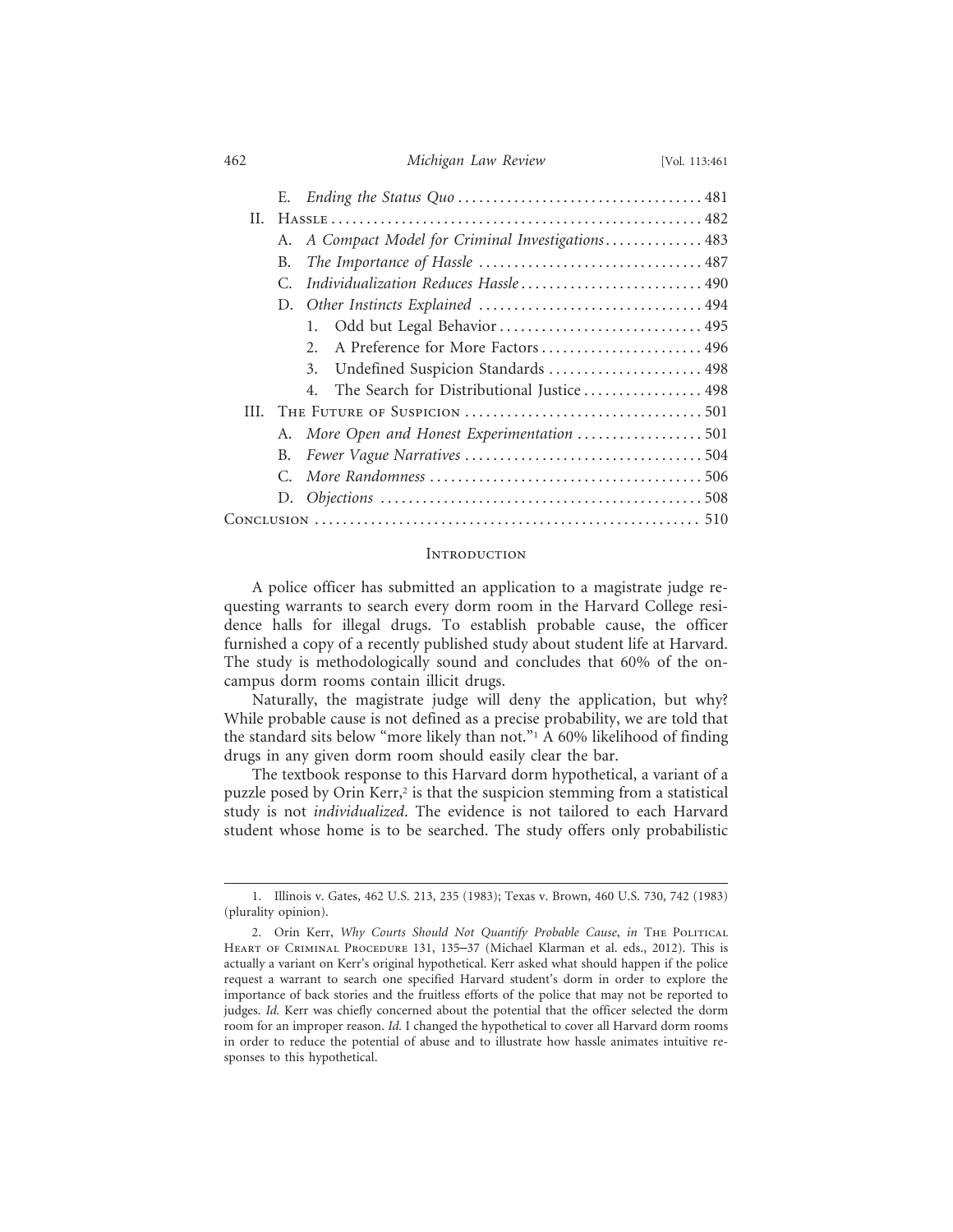E. *Ending the Status Quo* .................................. 481

II. Hassle .................................................. 482

A. *A Compact Model for Criminal Investigations* .............. 483

B. *The Importance of Hassle* ................................ 487

C. *Individualization Reduces Hassle* ......................... 490

D. *Other Instincts Explained* ................................ 494

1. Odd but Legal Behavior ................................... 495
2. A Preference for More Factors ............................ 496
3. Undefined Suspicion Standards ............................ 498
4. The Search for Distributional Justice .................... 498

III. The Future of Suspicion ................................. 501

A. *More Open and Honest Experimentation* .................... 501

B. *Fewer Vague Narratives* .................................. 504

C. *More Randomness* ......................................... 506

D. *Objections* .............................................. 508

Conclusion .................................................. 510

## Introduction

A police officer has submitted an application to a magistrate judge requesting warrants to search every dorm room in the Harvard College residence halls for illegal drugs. To establish probable cause, the officer furnished a copy of a recently published study about student life at Harvard. The study is methodologically sound and concludes that 60% of the on-campus dorm rooms contain illicit drugs.

Naturally, the magistrate judge will deny the application, but why? While probable cause is not defined as a precise probability, we are told that the standard sits below "more likely than not."[1] A 60% likelihood of finding drugs in any given dorm room should easily clear the bar.

The textbook response to this Harvard dorm hypothetical, a variant of a puzzle posed by Orin Kerr,[2] is that the suspicion stemming from a statistical study is not *individualized*. The evidence is not tailored to each Harvard student whose home is to be searched. The study offers only probabilistic

---

1. Illinois v. Gates, 462 U.S. 213, 235 (1983); Texas v. Brown, 460 U.S. 730, 742 (1983) (plurality opinion).

2. Orin Kerr, *Why Courts Should Not Quantify Probable Cause*, *in* The Political Heart of Criminal Procedure 131, 135–37 (Michael Klarman et al. eds., 2012). This is actually a variant on Kerr's original hypothetical. Kerr asked what should happen if the police request a warrant to search one specified Harvard student's dorm in order to explore the importance of back stories and the fruitless efforts of the police that may not be reported to judges. *Id.* Kerr was chiefly concerned about the potential that the officer selected the dorm room for an improper reason. *Id.* I changed the hypothetical to cover all Harvard dorm rooms in order to reduce the potential of abuse and to illustrate how hassle animates intuitive responses to this hypothetical.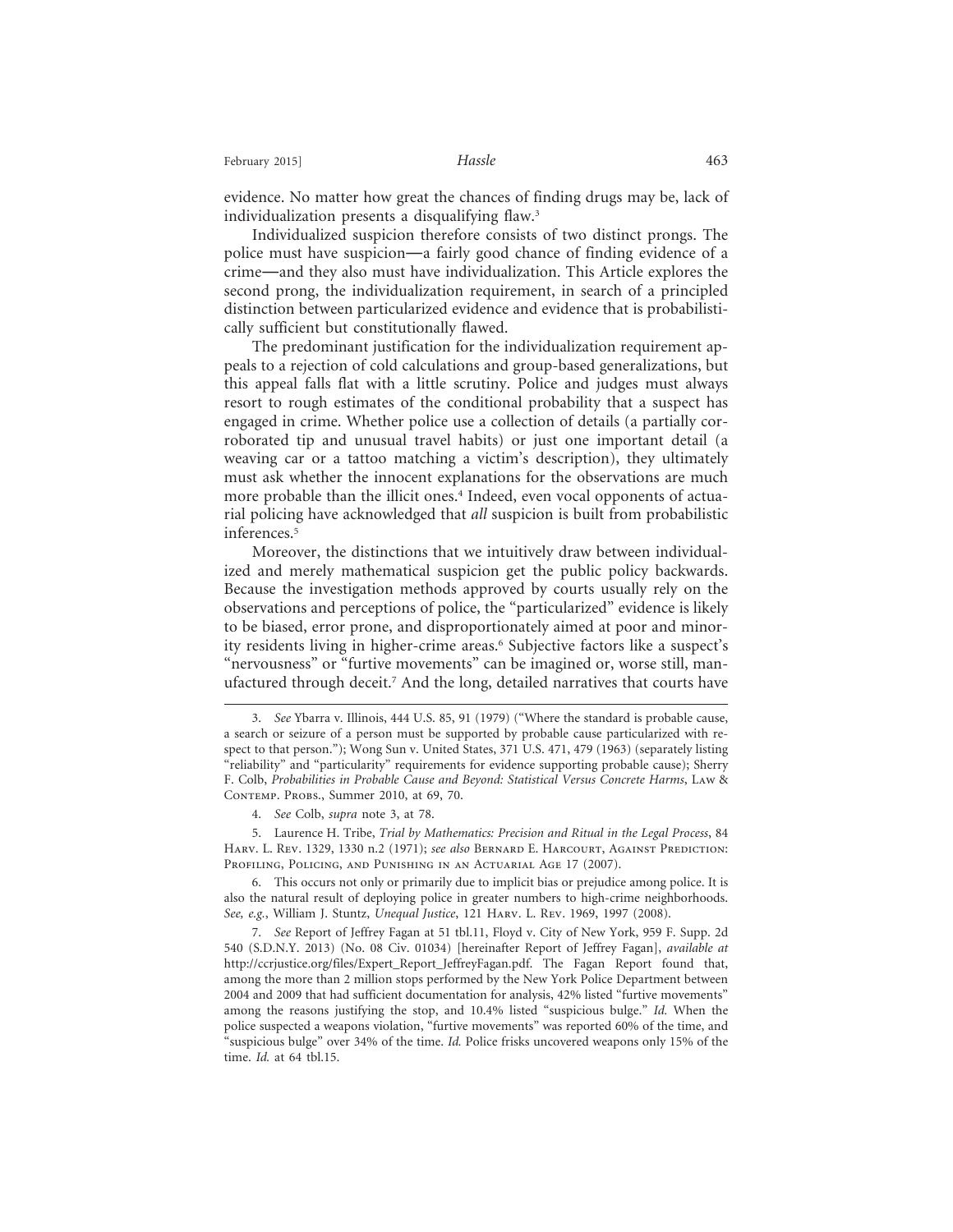evidence. No matter how great the chances of finding drugs may be, lack of individualization presents a disqualifying flaw.[3]

Individualized suspicion therefore consists of two distinct prongs. The police must have suspicion—a fairly good chance of finding evidence of a crime—and they also must have individualization. This Article explores the second prong, the individualization requirement, in search of a principled distinction between particularized evidence and evidence that is probabilistically sufficient but constitutionally flawed.

The predominant justification for the individualization requirement appeals to a rejection of cold calculations and group-based generalizations, but this appeal falls flat with a little scrutiny. Police and judges must always resort to rough estimates of the conditional probability that a suspect has engaged in crime. Whether police use a collection of details (a partially corroborated tip and unusual travel habits) or just one important detail (a weaving car or a tattoo matching a victim's description), they ultimately must ask whether the innocent explanations for the observations are much more probable than the illicit ones.[4] Indeed, even vocal opponents of actuarial policing have acknowledged that *all* suspicion is built from probabilistic inferences.[5]

Moreover, the distinctions that we intuitively draw between individualized and merely mathematical suspicion get the public policy backwards. Because the investigation methods approved by courts usually rely on the observations and perceptions of police, the "particularized" evidence is likely to be biased, error prone, and disproportionately aimed at poor and minority residents living in higher-crime areas.[6] Subjective factors like a suspect's "nervousness" or "furtive movements" can be imagined or, worse still, manufactured through deceit.[7] And the long, detailed narratives that courts have

---

3. *See* Ybarra v. Illinois, 444 U.S. 85, 91 (1979) ("Where the standard is probable cause, a search or seizure of a person must be supported by probable cause particularized with respect to that person."); Wong Sun v. United States, 371 U.S. 471, 479 (1963) (separately listing "reliability" and "particularity" requirements for evidence supporting probable cause); Sherry F. Colb, *Probabilities in Probable Cause and Beyond: Statistical Versus Concrete Harms*, Law & Contemp. Probs., Summer 2010, at 69, 70.

4. *See* Colb, *supra* note 3, at 78.

5. Laurence H. Tribe, *Trial by Mathematics: Precision and Ritual in the Legal Process*, 84 Harv. L. Rev. 1329, 1330 n.2 (1971); *see also* Bernard E. Harcourt, Against Prediction: Profiling, Policing, and Punishing in an Actuarial Age 17 (2007).

6. This occurs not only or primarily due to implicit bias or prejudice among police. It is also the natural result of deploying police in greater numbers to high-crime neighborhoods. *See, e.g.*, William J. Stuntz, *Unequal Justice*, 121 Harv. L. Rev. 1969, 1997 (2008).

7. *See* Report of Jeffrey Fagan at 51 tbl.11, Floyd v. City of New York, 959 F. Supp. 2d 540 (S.D.N.Y. 2013) (No. 08 Civ. 01034) [hereinafter Report of Jeffrey Fagan], *available at* http://ccrjustice.org/files/Expert_Report_JeffreyFagan.pdf. The Fagan Report found that, among the more than 2 million stops performed by the New York Police Department between 2004 and 2009 that had sufficient documentation for analysis, 42% listed "furtive movements" among the reasons justifying the stop, and 10.4% listed "suspicious bulge." *Id.* When the police suspected a weapons violation, "furtive movements" was reported 60% of the time, and "suspicious bulge" over 34% of the time. *Id.* Police frisks uncovered weapons only 15% of the time. *Id.* at 64 tbl.15.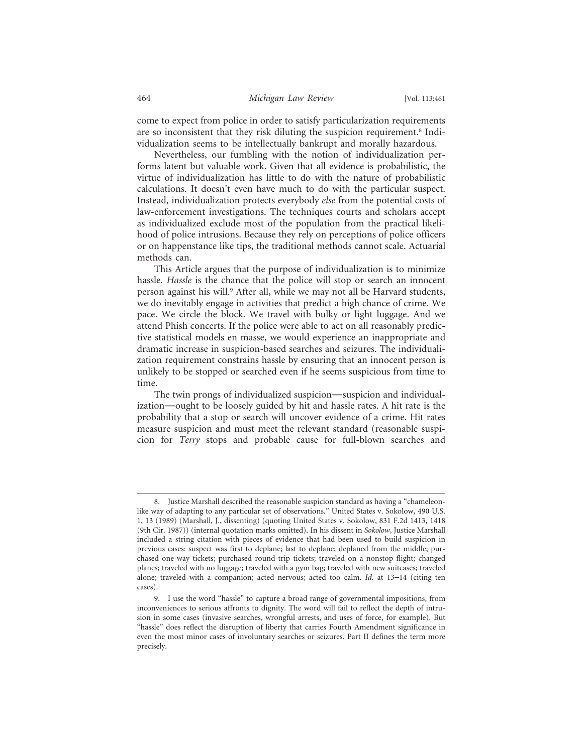come to expect from police in order to satisfy particularization requirements are so inconsistent that they risk diluting the suspicion requirement.[8] Individualization seems to be intellectually bankrupt and morally hazardous.

Nevertheless, our fumbling with the notion of individualization performs latent but valuable work. Given that all evidence is probabilistic, the virtue of individualization has little to do with the nature of probabilistic calculations. It doesn't even have much to do with the particular suspect. Instead, individualization protects everybody *else* from the potential costs of law-enforcement investigations. The techniques courts and scholars accept as individualized exclude most of the population from the practical likelihood of police intrusions. Because they rely on perceptions of police officers or on happenstance like tips, the traditional methods cannot scale. Actuarial methods can.

This Article argues that the purpose of individualization is to minimize hassle. *Hassle* is the chance that the police will stop or search an innocent person against his will.[9] After all, while we may not all be Harvard students, we do inevitably engage in activities that predict a high chance of crime. We pace. We circle the block. We travel with bulky or light luggage. And we attend Phish concerts. If the police were able to act on all reasonably predictive statistical models en masse, we would experience an inappropriate and dramatic increase in suspicion-based searches and seizures. The individualization requirement constrains hassle by ensuring that an innocent person is unlikely to be stopped or searched even if he seems suspicious from time to time.

The twin prongs of individualized suspicion—suspicion and individualization—ought to be loosely guided by hit and hassle rates. A hit rate is the probability that a stop or search will uncover evidence of a crime. Hit rates measure suspicion and must meet the relevant standard (reasonable suspicion for *Terry* stops and probable cause for full-blown searches and

---

8. Justice Marshall described the reasonable suspicion standard as having a "chameleon-like way of adapting to any particular set of observations." United States v. Sokolow, 490 U.S. 1, 13 (1989) (Marshall, J., dissenting) (quoting United States v. Sokolow, 831 F.2d 1413, 1418 (9th Cir. 1987)) (internal quotation marks omitted). In his dissent in *Sokolow*, Justice Marshall included a string citation with pieces of evidence that had been used to build suspicion in previous cases: suspect was first to deplane; last to deplane; deplaned from the middle; purchased one-way tickets; purchased round-trip tickets; traveled on a nonstop flight; changed planes; traveled with no luggage; traveled with a gym bag; traveled with new suitcases; traveled alone; traveled with a companion; acted nervous; acted too calm. *Id.* at 13–14 (citing ten cases).

9. I use the word "hassle" to capture a broad range of governmental impositions, from inconveniences to serious affronts to dignity. The word will fail to reflect the depth of intrusion in some cases (invasive searches, wrongful arrests, and uses of force, for example). But "hassle" does reflect the disruption of liberty that carries Fourth Amendment significance in even the most minor cases of involuntary searches or seizures. Part II defines the term more precisely.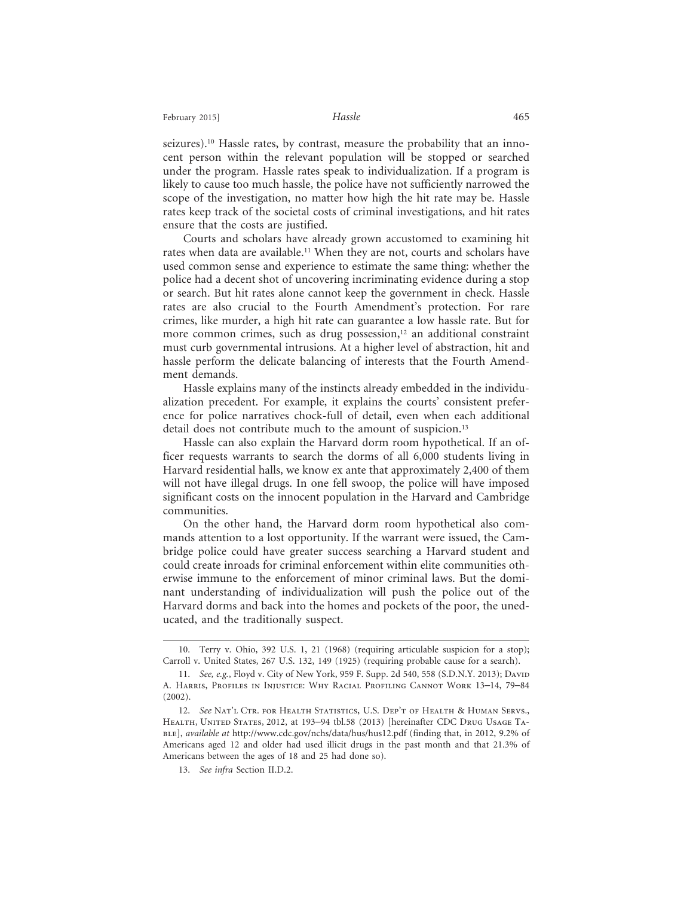seizures).[10] Hassle rates, by contrast, measure the probability that an innocent person within the relevant population will be stopped or searched under the program. Hassle rates speak to individualization. If a program is likely to cause too much hassle, the police have not sufficiently narrowed the scope of the investigation, no matter how high the hit rate may be. Hassle rates keep track of the societal costs of criminal investigations, and hit rates ensure that the costs are justified.

Courts and scholars have already grown accustomed to examining hit rates when data are available.[11] When they are not, courts and scholars have used common sense and experience to estimate the same thing: whether the police had a decent shot of uncovering incriminating evidence during a stop or search. But hit rates alone cannot keep the government in check. Hassle rates are also crucial to the Fourth Amendment's protection. For rare crimes, like murder, a high hit rate can guarantee a low hassle rate. But for more common crimes, such as drug possession,[12] an additional constraint must curb governmental intrusions. At a higher level of abstraction, hit and hassle perform the delicate balancing of interests that the Fourth Amendment demands.

Hassle explains many of the instincts already embedded in the individualization precedent. For example, it explains the courts' consistent preference for police narratives chock-full of detail, even when each additional detail does not contribute much to the amount of suspicion.[13]

Hassle can also explain the Harvard dorm room hypothetical. If an officer requests warrants to search the dorms of all 6,000 students living in Harvard residential halls, we know ex ante that approximately 2,400 of them will not have illegal drugs. In one fell swoop, the police will have imposed significant costs on the innocent population in the Harvard and Cambridge communities.

On the other hand, the Harvard dorm room hypothetical also commands attention to a lost opportunity. If the warrant were issued, the Cambridge police could have greater success searching a Harvard student and could create inroads for criminal enforcement within elite communities otherwise immune to the enforcement of minor criminal laws. But the dominant understanding of individualization will push the police out of the Harvard dorms and back into the homes and pockets of the poor, the uneducated, and the traditionally suspect.

---

10. Terry v. Ohio, 392 U.S. 1, 21 (1968) (requiring articulable suspicion for a stop); Carroll v. United States, 267 U.S. 132, 149 (1925) (requiring probable cause for a search).

11. *See, e.g.*, Floyd v. City of New York, 959 F. Supp. 2d 540, 558 (S.D.N.Y. 2013); David A. Harris, Profiles in Injustice: Why Racial Profiling Cannot Work 13–14, 79–84 (2002).

12. *See* Nat'l Ctr. for Health Statistics, U.S. Dep't of Health & Human Servs., Health, United States, 2012, at 193–94 tbl.58 (2013) [hereinafter CDC Drug Usage Table], *available at* http://www.cdc.gov/nchs/data/hus/hus12.pdf (finding that, in 2012, 9.2% of Americans aged 12 and older had used illicit drugs in the past month and that 21.3% of Americans between the ages of 18 and 25 had done so).

13. *See infra* Section II.D.2.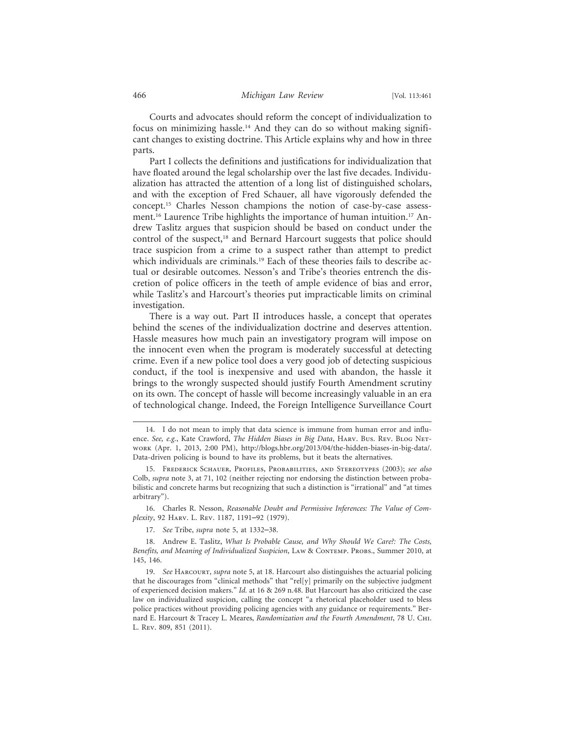Courts and advocates should reform the concept of individualization to focus on minimizing hassle.[14] And they can do so without making significant changes to existing doctrine. This Article explains why and how in three parts.

Part I collects the definitions and justifications for individualization that have floated around the legal scholarship over the last five decades. Individualization has attracted the attention of a long list of distinguished scholars, and with the exception of Fred Schauer, all have vigorously defended the concept.[15] Charles Nesson champions the notion of case-by-case assessment.[16] Laurence Tribe highlights the importance of human intuition.[17] Andrew Taslitz argues that suspicion should be based on conduct under the control of the suspect,[18] and Bernard Harcourt suggests that police should trace suspicion from a crime to a suspect rather than attempt to predict which individuals are criminals.[19] Each of these theories fails to describe actual or desirable outcomes. Nesson's and Tribe's theories entrench the discretion of police officers in the teeth of ample evidence of bias and error, while Taslitz's and Harcourt's theories put impracticable limits on criminal investigation.

There is a way out. Part II introduces hassle, a concept that operates behind the scenes of the individualization doctrine and deserves attention. Hassle measures how much pain an investigatory program will impose on the innocent even when the program is moderately successful at detecting crime. Even if a new police tool does a very good job of detecting suspicious conduct, if the tool is inexpensive and used with abandon, the hassle it brings to the wrongly suspected should justify Fourth Amendment scrutiny on its own. The concept of hassle will become increasingly valuable in an era of technological change. Indeed, the Foreign Intelligence Surveillance Court

---

14. I do not mean to imply that data science is immune from human error and influence. *See, e.g.*, Kate Crawford, *The Hidden Biases in Big Data*, Harv. Bus. Rev. Blog Network (Apr. 1, 2013, 2:00 PM), http://blogs.hbr.org/2013/04/the-hidden-biases-in-big-data/. Data-driven policing is bound to have its problems, but it beats the alternatives.

15. Frederick Schauer, Profiles, Probabilities, and Stereotypes (2003); *see also* Colb, *supra* note 3, at 71, 102 (neither rejecting nor endorsing the distinction between probabilistic and concrete harms but recognizing that such a distinction is "irrational" and "at times arbitrary").

16. Charles R. Nesson, *Reasonable Doubt and Permissive Inferences: The Value of Complexity*, 92 Harv. L. Rev. 1187, 1191–92 (1979).

17. *See* Tribe, *supra* note 5, at 1332–38.

18. Andrew E. Taslitz, *What Is Probable Cause, and Why Should We Care?: The Costs, Benefits, and Meaning of Individualized Suspicion*, Law & Contemp. Probs., Summer 2010, at 145, 146.

19. *See* Harcourt, *supra* note 5, at 18. Harcourt also distinguishes the actuarial policing that he discourages from "clinical methods" that "rel[y] primarily on the subjective judgment of experienced decision makers." *Id.* at 16 & 269 n.48. But Harcourt has also criticized the case law on individualized suspicion, calling the concept "a rhetorical placeholder used to bless police practices without providing policing agencies with any guidance or requirements." Bernard E. Harcourt & Tracey L. Meares, *Randomization and the Fourth Amendment*, 78 U. Chi. L. Rev. 809, 851 (2011).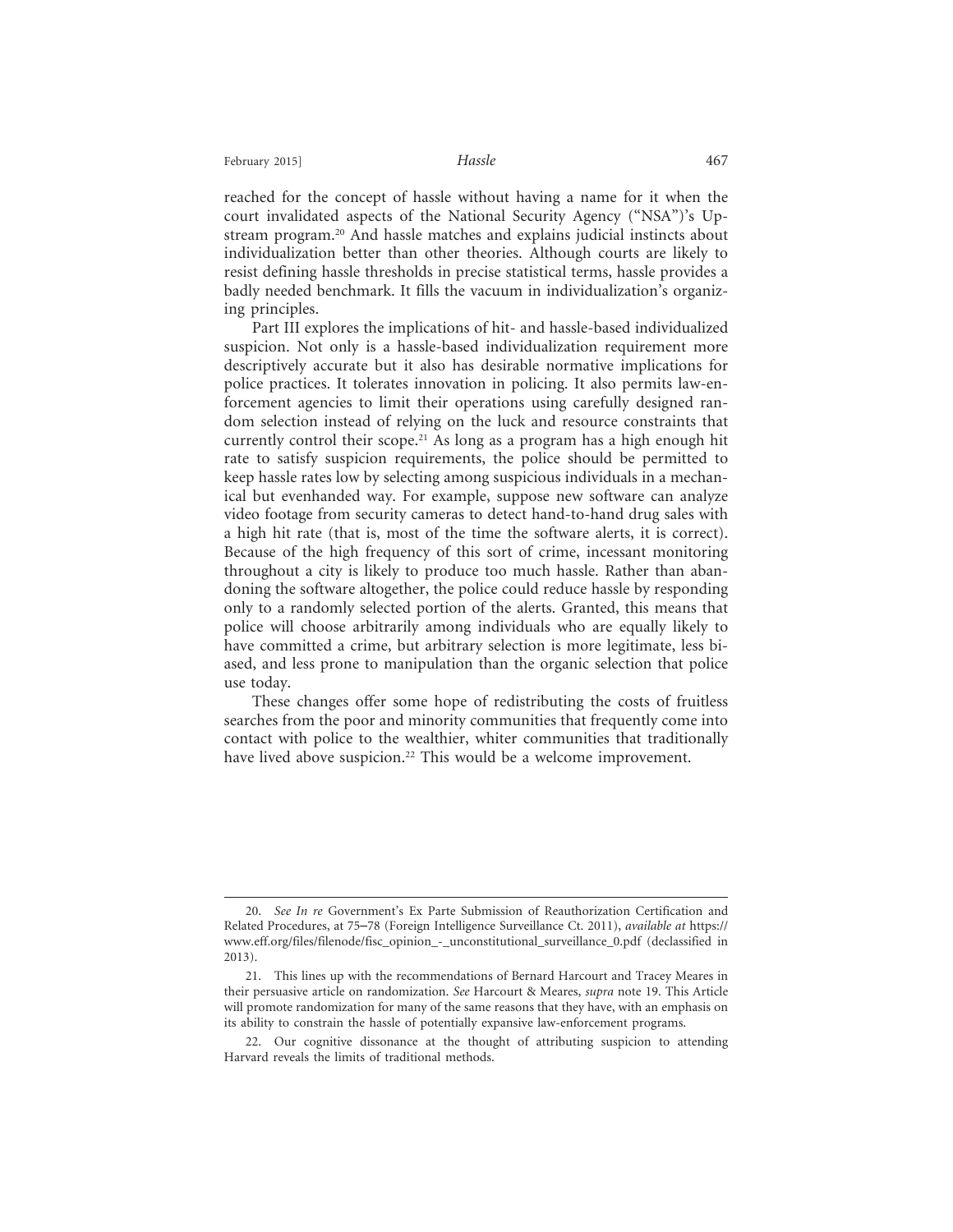reached for the concept of hassle without having a name for it when the court invalidated aspects of the National Security Agency ("NSA")'s Upstream program.[20] And hassle matches and explains judicial instincts about individualization better than other theories. Although courts are likely to resist defining hassle thresholds in precise statistical terms, hassle provides a badly needed benchmark. It fills the vacuum in individualization's organizing principles.

Part III explores the implications of hit- and hassle-based individualized suspicion. Not only is a hassle-based individualization requirement more descriptively accurate but it also has desirable normative implications for police practices. It tolerates innovation in policing. It also permits law-enforcement agencies to limit their operations using carefully designed random selection instead of relying on the luck and resource constraints that currently control their scope.[21] As long as a program has a high enough hit rate to satisfy suspicion requirements, the police should be permitted to keep hassle rates low by selecting among suspicious individuals in a mechanical but evenhanded way. For example, suppose new software can analyze video footage from security cameras to detect hand-to-hand drug sales with a high hit rate (that is, most of the time the software alerts, it is correct). Because of the high frequency of this sort of crime, incessant monitoring throughout a city is likely to produce too much hassle. Rather than abandoning the software altogether, the police could reduce hassle by responding only to a randomly selected portion of the alerts. Granted, this means that police will choose arbitrarily among individuals who are equally likely to have committed a crime, but arbitrary selection is more legitimate, less biased, and less prone to manipulation than the organic selection that police use today.

These changes offer some hope of redistributing the costs of fruitless searches from the poor and minority communities that frequently come into contact with police to the wealthier, whiter communities that traditionally have lived above suspicion.[22] This would be a welcome improvement.

---

20. *See In re* Government's Ex Parte Submission of Reauthorization Certification and Related Procedures, at 75–78 (Foreign Intelligence Surveillance Ct. 2011), *available at* https://www.eff.org/files/filenode/fisc_opinion_-_unconstitutional_surveillance_0.pdf (declassified in 2013).

21. This lines up with the recommendations of Bernard Harcourt and Tracey Meares in their persuasive article on randomization. *See* Harcourt & Meares, *supra* note 19. This Article will promote randomization for many of the same reasons that they have, with an emphasis on its ability to constrain the hassle of potentially expansive law-enforcement programs.

22. Our cognitive dissonance at the thought of attributing suspicion to attending Harvard reveals the limits of traditional methods.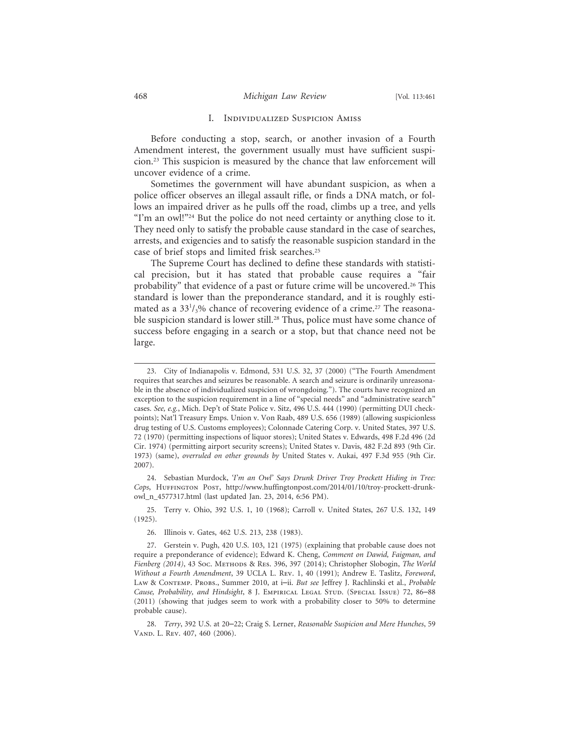## I. Individualized Suspicion Amiss

Before conducting a stop, search, or another invasion of a Fourth Amendment interest, the government usually must have sufficient suspicion.[23] This suspicion is measured by the chance that law enforcement will uncover evidence of a crime.

Sometimes the government will have abundant suspicion, as when a police officer observes an illegal assault rifle, or finds a DNA match, or follows an impaired driver as he pulls off the road, climbs up a tree, and yells "I'm an owl!"[24] But the police do not need certainty or anything close to it. They need only to satisfy the probable cause standard in the case of searches, arrests, and exigencies and to satisfy the reasonable suspicion standard in the case of brief stops and limited frisk searches.[25]

The Supreme Court has declined to define these standards with statistical precision, but it has stated that probable cause requires a "fair probability" that evidence of a past or future crime will be uncovered.[26] This standard is lower than the preponderance standard, and it is roughly estimated as a $33^1/_3$% chance of recovering evidence of a crime.[27] The reasonable suspicion standard is lower still.[28] Thus, police must have some chance of success before engaging in a search or a stop, but that chance need not be large.

---

23. City of Indianapolis v. Edmond, 531 U.S. 32, 37 (2000) ("The Fourth Amendment requires that searches and seizures be reasonable. A search and seizure is ordinarily unreasonable in the absence of individualized suspicion of wrongdoing."). The courts have recognized an exception to the suspicion requirement in a line of "special needs" and "administrative search" cases. *See, e.g.*, Mich. Dep't of State Police v. Sitz, 496 U.S. 444 (1990) (permitting DUI checkpoints); Nat'l Treasury Emps. Union v. Von Raab, 489 U.S. 656 (1989) (allowing suspicionless drug testing of U.S. Customs employees); Colonnade Catering Corp. v. United States, 397 U.S. 72 (1970) (permitting inspections of liquor stores); United States v. Edwards, 498 F.2d 496 (2d Cir. 1974) (permitting airport security screens); United States v. Davis, 482 F.2d 893 (9th Cir. 1973) (same), *overruled on other grounds by* United States v. Aukai, 497 F.3d 955 (9th Cir. 2007).

24. Sebastian Murdock, *'I'm an Owl' Says Drunk Driver Troy Prockett Hiding in Tree: Cops*, Huffington Post, http://www.huffingtonpost.com/2014/01/10/troy-prockett-drunk-owl_n_4577317.html (last updated Jan. 23, 2014, 6:56 PM).

25. Terry v. Ohio, 392 U.S. 1, 10 (1968); Carroll v. United States, 267 U.S. 132, 149 (1925).

26. Illinois v. Gates, 462 U.S. 213, 238 (1983).

27. Gerstein v. Pugh, 420 U.S. 103, 121 (1975) (explaining that probable cause does not require a preponderance of evidence); Edward K. Cheng, *Comment on Dawid, Faigman, and Fienberg (2014)*, 43 Soc. Methods & Res. 396, 397 (2014); Christopher Slobogin, *The World Without a Fourth Amendment*, 39 UCLA L. Rev. 1, 40 (1991); Andrew E. Taslitz, *Foreword*, Law & Contemp. Probs., Summer 2010, at i–ii. *But see* Jeffrey J. Rachlinski et al., *Probable Cause, Probability, and Hindsight*, 8 J. Empirical Legal Stud. (Special Issue) 72, 86–88 (2011) (showing that judges seem to work with a probability closer to 50% to determine probable cause).

28. *Terry*, 392 U.S. at 20–22; Craig S. Lerner, *Reasonable Suspicion and Mere Hunches*, 59 Vand. L. Rev. 407, 460 (2006).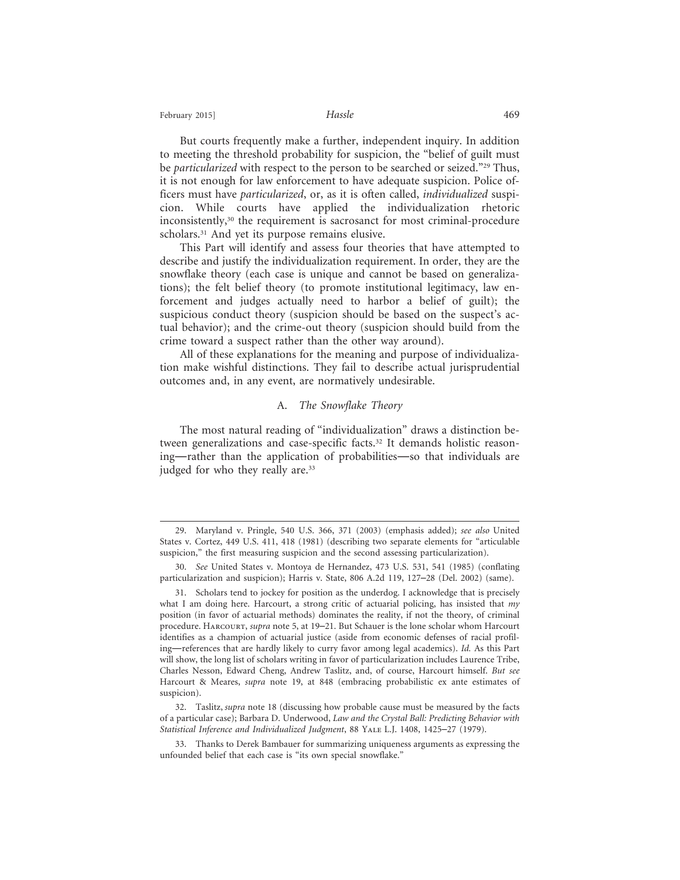But courts frequently make a further, independent inquiry. In addition to meeting the threshold probability for suspicion, the "belief of guilt must be *particularized* with respect to the person to be searched or seized."[29] Thus, it is not enough for law enforcement to have adequate suspicion. Police officers must have *particularized*, or, as it is often called, *individualized* suspicion. While courts have applied the individualization rhetoric inconsistently,[30] the requirement is sacrosanct for most criminal-procedure scholars.[31] And yet its purpose remains elusive.

This Part will identify and assess four theories that have attempted to describe and justify the individualization requirement. In order, they are the snowflake theory (each case is unique and cannot be based on generalizations); the felt belief theory (to promote institutional legitimacy, law enforcement and judges actually need to harbor a belief of guilt); the suspicious conduct theory (suspicion should be based on the suspect's actual behavior); and the crime-out theory (suspicion should build from the crime toward a suspect rather than the other way around).

All of these explanations for the meaning and purpose of individualization make wishful distinctions. They fail to describe actual jurisprudential outcomes and, in any event, are normatively undesirable.

### A. *The Snowflake Theory*

The most natural reading of "individualization" draws a distinction between generalizations and case-specific facts.[32] It demands holistic reasoning—rather than the application of probabilities—so that individuals are judged for who they really are.[33]

---

29. Maryland v. Pringle, 540 U.S. 366, 371 (2003) (emphasis added); *see also* United States v. Cortez, 449 U.S. 411, 418 (1981) (describing two separate elements for "articulable suspicion," the first measuring suspicion and the second assessing particularization).

30. *See* United States v. Montoya de Hernandez, 473 U.S. 531, 541 (1985) (conflating particularization and suspicion); Harris v. State, 806 A.2d 119, 127–28 (Del. 2002) (same).

31. Scholars tend to jockey for position as the underdog. I acknowledge that is precisely what I am doing here. Harcourt, a strong critic of actuarial policing, has insisted that *my* position (in favor of actuarial methods) dominates the reality, if not the theory, of criminal procedure. Harcourt, *supra* note 5, at 19–21. But Schauer is the lone scholar whom Harcourt identifies as a champion of actuarial justice (aside from economic defenses of racial profiling—references that are hardly likely to curry favor among legal academics). *Id.* As this Part will show, the long list of scholars writing in favor of particularization includes Laurence Tribe, Charles Nesson, Edward Cheng, Andrew Taslitz, and, of course, Harcourt himself. *But see* Harcourt & Meares, *supra* note 19, at 848 (embracing probabilistic ex ante estimates of suspicion).

32. Taslitz, *supra* note 18 (discussing how probable cause must be measured by the facts of a particular case); Barbara D. Underwood, *Law and the Crystal Ball: Predicting Behavior with Statistical Inference and Individualized Judgment*, 88 Yale L.J. 1408, 1425–27 (1979).

33. Thanks to Derek Bambauer for summarizing uniqueness arguments as expressing the unfounded belief that each case is "its own special snowflake."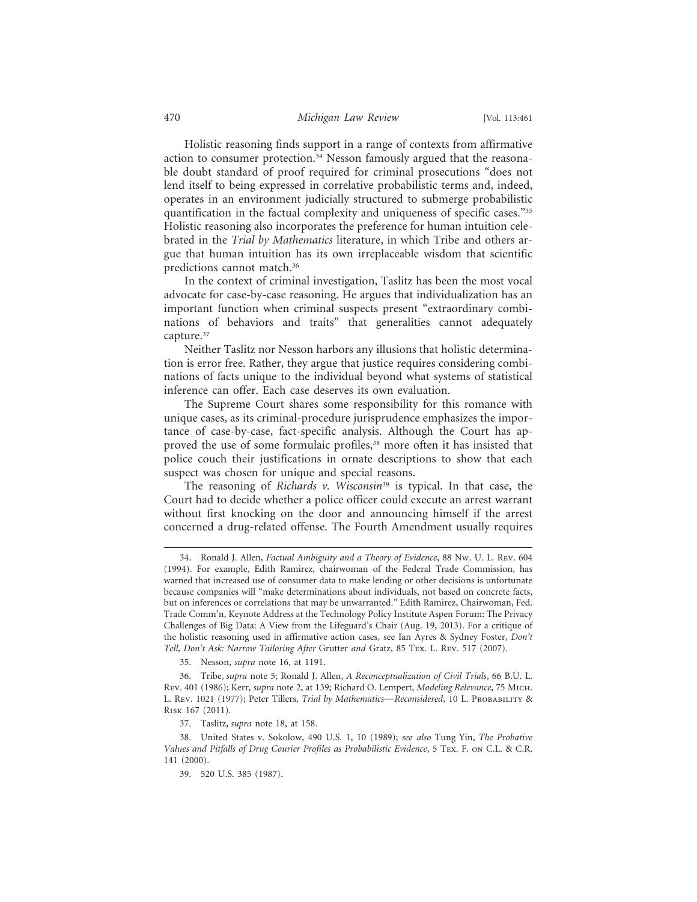Holistic reasoning finds support in a range of contexts from affirmative action to consumer protection.[34] Nesson famously argued that the reasonable doubt standard of proof required for criminal prosecutions "does not lend itself to being expressed in correlative probabilistic terms and, indeed, operates in an environment judicially structured to submerge probabilistic quantification in the factual complexity and uniqueness of specific cases."[35] Holistic reasoning also incorporates the preference for human intuition celebrated in the *Trial by Mathematics* literature, in which Tribe and others argue that human intuition has its own irreplaceable wisdom that scientific predictions cannot match.[36]

In the context of criminal investigation, Taslitz has been the most vocal advocate for case-by-case reasoning. He argues that individualization has an important function when criminal suspects present "extraordinary combinations of behaviors and traits" that generalities cannot adequately capture.[37]

Neither Taslitz nor Nesson harbors any illusions that holistic determination is error free. Rather, they argue that justice requires considering combinations of facts unique to the individual beyond what systems of statistical inference can offer. Each case deserves its own evaluation.

The Supreme Court shares some responsibility for this romance with unique cases, as its criminal-procedure jurisprudence emphasizes the importance of case-by-case, fact-specific analysis. Although the Court has approved the use of some formulaic profiles,[38] more often it has insisted that police couch their justifications in ornate descriptions to show that each suspect was chosen for unique and special reasons.

The reasoning of *Richards v. Wisconsin*[39] is typical. In that case, the Court had to decide whether a police officer could execute an arrest warrant without first knocking on the door and announcing himself if the arrest concerned a drug-related offense. The Fourth Amendment usually requires

---

34. Ronald J. Allen, *Factual Ambiguity and a Theory of Evidence*, 88 Nw. U. L. Rev. 604 (1994). For example, Edith Ramirez, chairwoman of the Federal Trade Commission, has warned that increased use of consumer data to make lending or other decisions is unfortunate because companies will "make determinations about individuals, not based on concrete facts, but on inferences or correlations that may be unwarranted." Edith Ramirez, Chairwoman, Fed. Trade Comm'n, Keynote Address at the Technology Policy Institute Aspen Forum: The Privacy Challenges of Big Data: A View from the Lifeguard's Chair (Aug. 19, 2013). For a critique of the holistic reasoning used in affirmative action cases, see Ian Ayres & Sydney Foster, *Don't Tell, Don't Ask: Narrow Tailoring After* Grutter *and* Gratz, 85 Tex. L. Rev. 517 (2007).

35. Nesson, *supra* note 16, at 1191.

36. Tribe, *supra* note 5; Ronald J. Allen, *A Reconceptualization of Civil Trials*, 66 B.U. L. Rev. 401 (1986); Kerr, *supra* note 2, at 139; Richard O. Lempert, *Modeling Relevance*, 75 Mich. L. Rev. 1021 (1977); Peter Tillers, *Trial by Mathematics—Reconsidered*, 10 L. Probability & Risk 167 (2011).

37. Taslitz, *supra* note 18, at 158.

38. United States v. Sokolow, 490 U.S. 1, 10 (1989); *see also* Tung Yin, *The Probative Values and Pitfalls of Drug Courier Profiles as Probabilistic Evidence*, 5 Tex. F. on C.L. & C.R. 141 (2000).

39. 520 U.S. 385 (1987).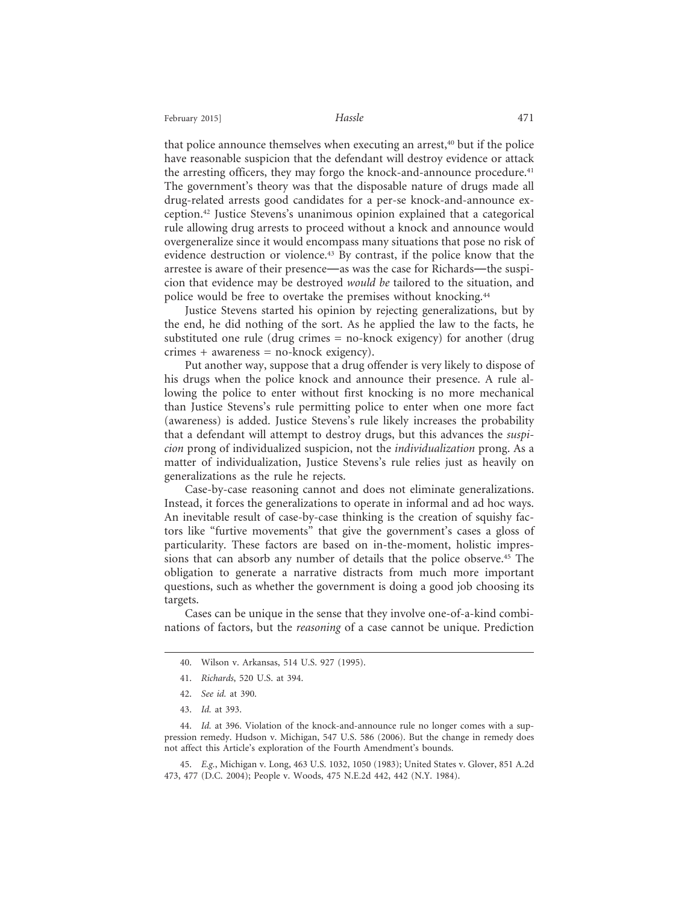that police announce themselves when executing an arrest,[40] but if the police have reasonable suspicion that the defendant will destroy evidence or attack the arresting officers, they may forgo the knock-and-announce procedure.[41] The government's theory was that the disposable nature of drugs made all drug-related arrests good candidates for a per-se knock-and-announce exception.[42] Justice Stevens's unanimous opinion explained that a categorical rule allowing drug arrests to proceed without a knock and announce would overgeneralize since it would encompass many situations that pose no risk of evidence destruction or violence.[43] By contrast, if the police know that the arrestee is aware of their presence—as was the case for Richards—the suspicion that evidence may be destroyed *would be* tailored to the situation, and police would be free to overtake the premises without knocking.[44]

Justice Stevens started his opinion by rejecting generalizations, but by the end, he did nothing of the sort. As he applied the law to the facts, he substituted one rule (drug crimes = no-knock exigency) for another (drug crimes + awareness = no-knock exigency).

Put another way, suppose that a drug offender is very likely to dispose of his drugs when the police knock and announce their presence. A rule allowing the police to enter without first knocking is no more mechanical than Justice Stevens's rule permitting police to enter when one more fact (awareness) is added. Justice Stevens's rule likely increases the probability that a defendant will attempt to destroy drugs, but this advances the *suspicion* prong of individualized suspicion, not the *individualization* prong. As a matter of individualization, Justice Stevens's rule relies just as heavily on generalizations as the rule he rejects.

Case-by-case reasoning cannot and does not eliminate generalizations. Instead, it forces the generalizations to operate in informal and ad hoc ways. An inevitable result of case-by-case thinking is the creation of squishy factors like "furtive movements" that give the government's cases a gloss of particularity. These factors are based on in-the-moment, holistic impressions that can absorb any number of details that the police observe.[45] The obligation to generate a narrative distracts from much more important questions, such as whether the government is doing a good job choosing its targets.

Cases can be unique in the sense that they involve one-of-a-kind combinations of factors, but the *reasoning* of a case cannot be unique. Prediction

---

40. Wilson v. Arkansas, 514 U.S. 927 (1995).

41. *Richards*, 520 U.S. at 394.

42. *See id.* at 390.

43. *Id.* at 393.

44. *Id.* at 396. Violation of the knock-and-announce rule no longer comes with a suppression remedy. Hudson v. Michigan, 547 U.S. 586 (2006). But the change in remedy does not affect this Article's exploration of the Fourth Amendment's bounds.

45. *E.g.*, Michigan v. Long, 463 U.S. 1032, 1050 (1983); United States v. Glover, 851 A.2d 473, 477 (D.C. 2004); People v. Woods, 475 N.E.2d 442, 442 (N.Y. 1984).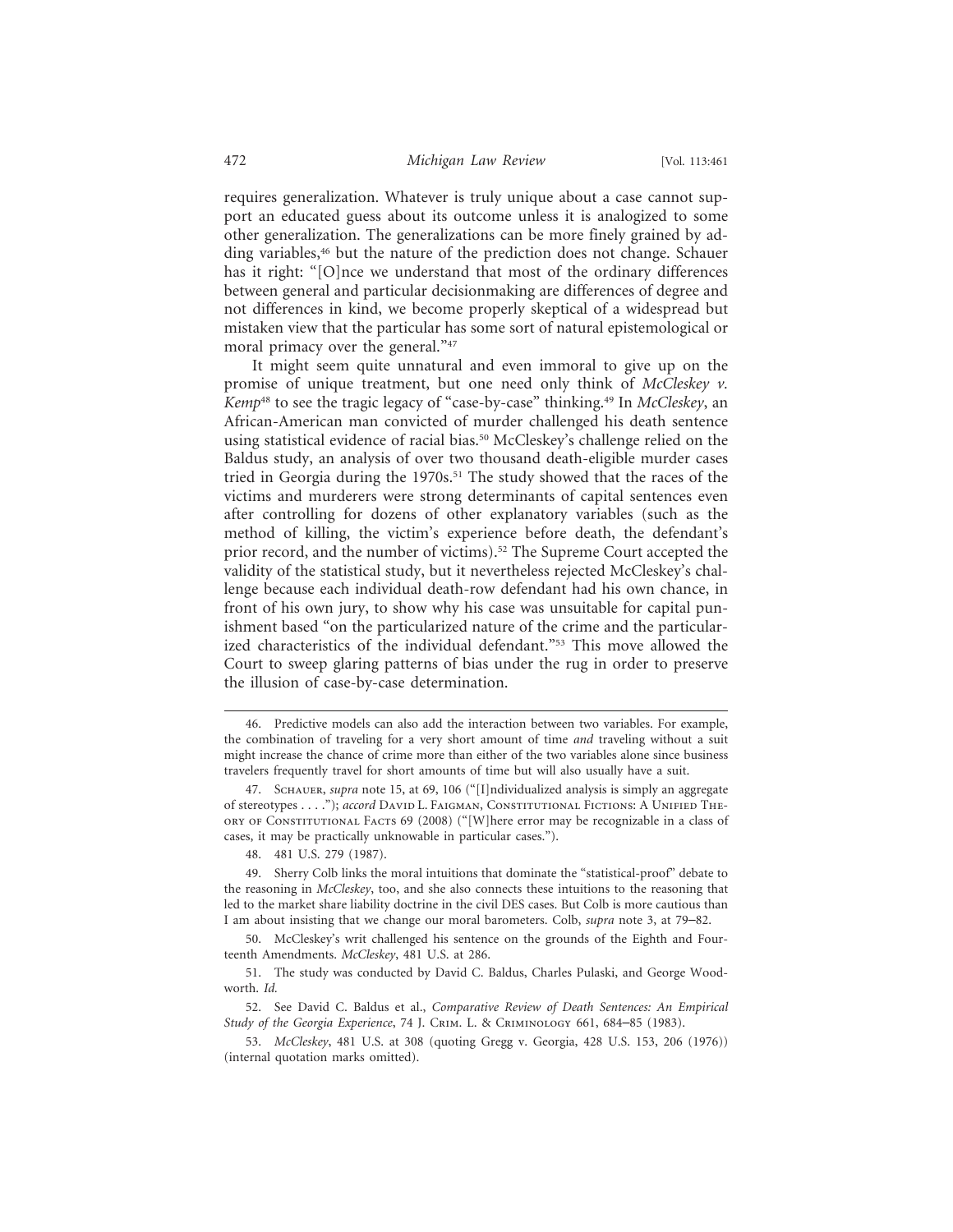requires generalization. Whatever is truly unique about a case cannot support an educated guess about its outcome unless it is analogized to some other generalization. The generalizations can be more finely grained by adding variables,[46] but the nature of the prediction does not change. Schauer has it right: "[O]nce we understand that most of the ordinary differences between general and particular decisionmaking are differences of degree and not differences in kind, we become properly skeptical of a widespread but mistaken view that the particular has some sort of natural epistemological or moral primacy over the general."[47]

It might seem quite unnatural and even immoral to give up on the promise of unique treatment, but one need only think of *McCleskey v. Kemp*[48] to see the tragic legacy of "case-by-case" thinking.[49] In *McCleskey*, an African-American man convicted of murder challenged his death sentence using statistical evidence of racial bias.[50] McCleskey's challenge relied on the Baldus study, an analysis of over two thousand death-eligible murder cases tried in Georgia during the 1970s.[51] The study showed that the races of the victims and murderers were strong determinants of capital sentences even after controlling for dozens of other explanatory variables (such as the method of killing, the victim's experience before death, the defendant's prior record, and the number of victims).[52] The Supreme Court accepted the validity of the statistical study, but it nevertheless rejected McCleskey's challenge because each individual death-row defendant had his own chance, in front of his own jury, to show why his case was unsuitable for capital punishment based "on the particularized nature of the crime and the particularized characteristics of the individual defendant."[53] This move allowed the Court to sweep glaring patterns of bias under the rug in order to preserve the illusion of case-by-case determination.

---

46. Predictive models can also add the interaction between two variables. For example, the combination of traveling for a very short amount of time *and* traveling without a suit might increase the chance of crime more than either of the two variables alone since business travelers frequently travel for short amounts of time but will also usually have a suit.

47. Schauer, *supra* note 15, at 69, 106 ("[I]ndividualized analysis is simply an aggregate of stereotypes . . . ."); *accord* David L. Faigman, Constitutional Fictions: A Unified Theory of Constitutional Facts 69 (2008) ("[W]here error may be recognizable in a class of cases, it may be practically unknowable in particular cases.").

48. 481 U.S. 279 (1987).

49. Sherry Colb links the moral intuitions that dominate the "statistical-proof" debate to the reasoning in *McCleskey*, too, and she also connects these intuitions to the reasoning that led to the market share liability doctrine in the civil DES cases. But Colb is more cautious than I am about insisting that we change our moral barometers. Colb, *supra* note 3, at 79–82.

50. McCleskey's writ challenged his sentence on the grounds of the Eighth and Fourteenth Amendments. *McCleskey*, 481 U.S. at 286.

51. The study was conducted by David C. Baldus, Charles Pulaski, and George Woodworth. *Id.*

52. See David C. Baldus et al., *Comparative Review of Death Sentences: An Empirical Study of the Georgia Experience*, 74 J. Crim. L. & Criminology 661, 684–85 (1983).

53. *McCleskey*, 481 U.S. at 308 (quoting Gregg v. Georgia, 428 U.S. 153, 206 (1976)) (internal quotation marks omitted).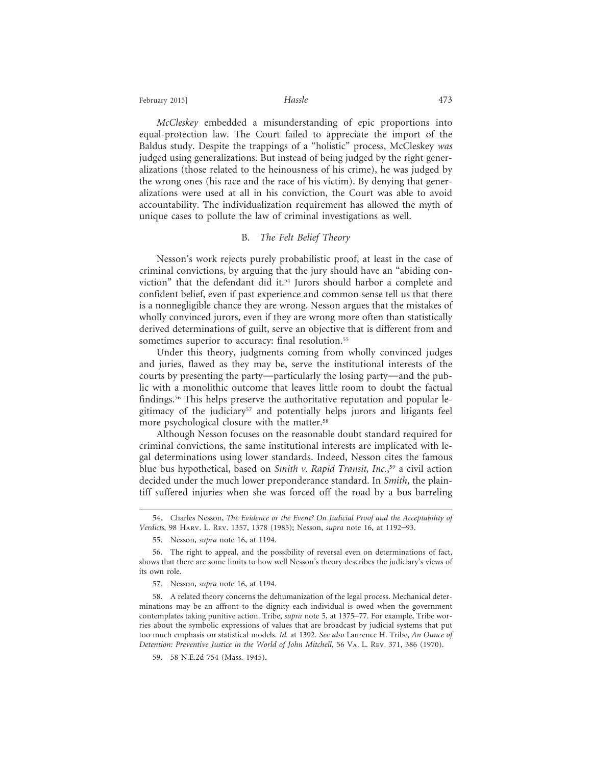*McCleskey* embedded a misunderstanding of epic proportions into equal-protection law. The Court failed to appreciate the import of the Baldus study. Despite the trappings of a "holistic" process, McCleskey *was* judged using generalizations. But instead of being judged by the right generalizations (those related to the heinousness of his crime), he was judged by the wrong ones (his race and the race of his victim). By denying that generalizations were used at all in his conviction, the Court was able to avoid accountability. The individualization requirement has allowed the myth of unique cases to pollute the law of criminal investigations as well.

### B. *The Felt Belief Theory*

Nesson's work rejects purely probabilistic proof, at least in the case of criminal convictions, by arguing that the jury should have an "abiding conviction" that the defendant did it.[54] Jurors should harbor a complete and confident belief, even if past experience and common sense tell us that there is a nonnegligible chance they are wrong. Nesson argues that the mistakes of wholly convinced jurors, even if they are wrong more often than statistically derived determinations of guilt, serve an objective that is different from and sometimes superior to accuracy: final resolution.[55]

Under this theory, judgments coming from wholly convinced judges and juries, flawed as they may be, serve the institutional interests of the courts by presenting the party—particularly the losing party—and the public with a monolithic outcome that leaves little room to doubt the factual findings.[56] This helps preserve the authoritative reputation and popular legitimacy of the judiciary[57] and potentially helps jurors and litigants feel more psychological closure with the matter.[58]

Although Nesson focuses on the reasonable doubt standard required for criminal convictions, the same institutional interests are implicated with legal determinations using lower standards. Indeed, Nesson cites the famous blue bus hypothetical, based on *Smith v. Rapid Transit, Inc.*,[59] a civil action decided under the much lower preponderance standard. In *Smith*, the plaintiff suffered injuries when she was forced off the road by a bus barreling

---

54. Charles Nesson, *The Evidence or the Event? On Judicial Proof and the Acceptability of Verdicts*, 98 Harv. L. Rev. 1357, 1378 (1985); Nesson, *supra* note 16, at 1192–93.

55. Nesson, *supra* note 16, at 1194.

56. The right to appeal, and the possibility of reversal even on determinations of fact, shows that there are some limits to how well Nesson's theory describes the judiciary's views of its own role.

57. Nesson, *supra* note 16, at 1194.

58. A related theory concerns the dehumanization of the legal process. Mechanical determinations may be an affront to the dignity each individual is owed when the government contemplates taking punitive action. Tribe, *supra* note 5, at 1375–77. For example, Tribe worries about the symbolic expressions of values that are broadcast by judicial systems that put too much emphasis on statistical models. *Id.* at 1392. *See also* Laurence H. Tribe, *An Ounce of Detention: Preventive Justice in the World of John Mitchell*, 56 Va. L. Rev. 371, 386 (1970).

59. 58 N.E.2d 754 (Mass. 1945).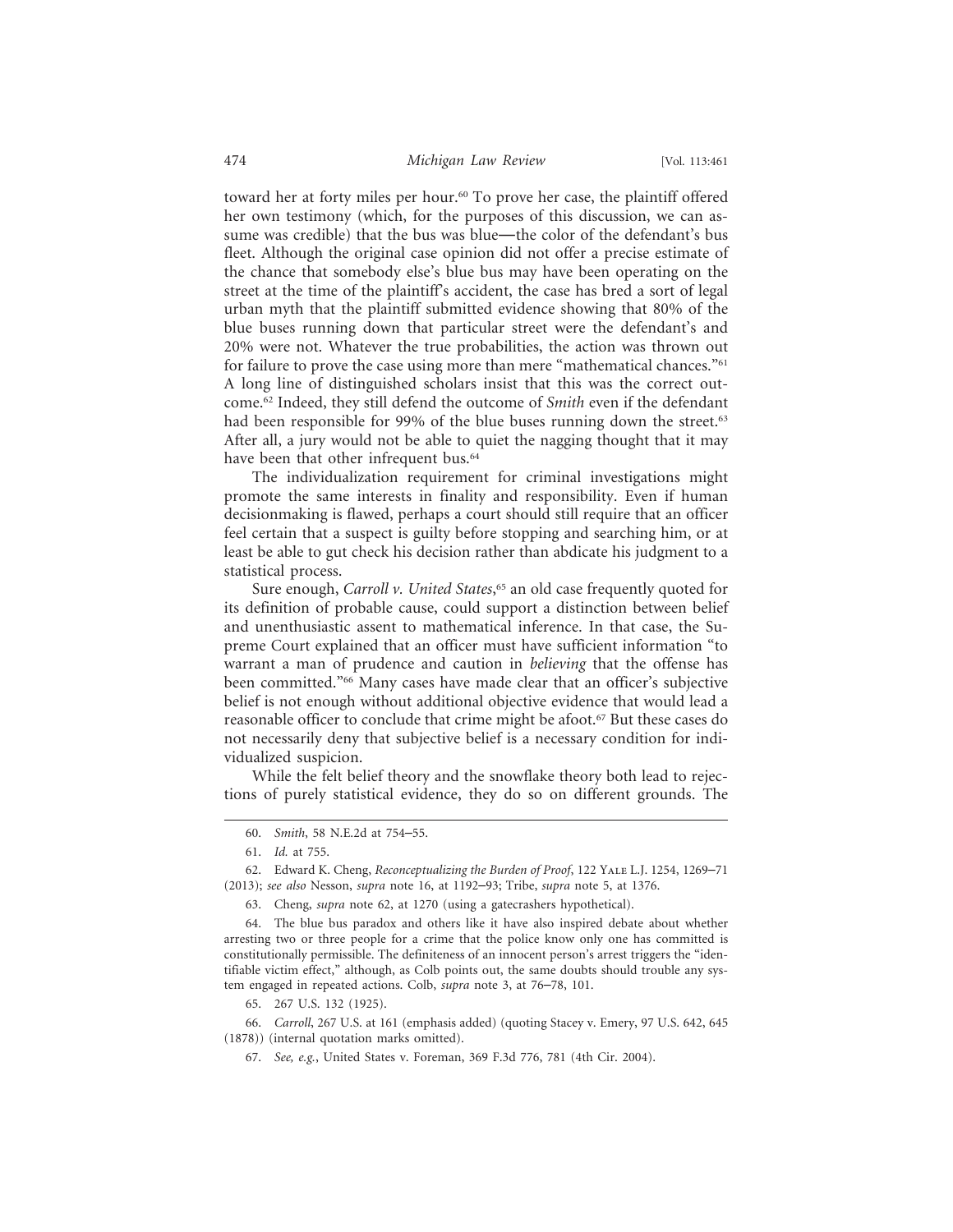toward her at forty miles per hour.[60] To prove her case, the plaintiff offered her own testimony (which, for the purposes of this discussion, we can assume was credible) that the bus was blue—the color of the defendant's bus fleet. Although the original case opinion did not offer a precise estimate of the chance that somebody else's blue bus may have been operating on the street at the time of the plaintiff's accident, the case has bred a sort of legal urban myth that the plaintiff submitted evidence showing that 80% of the blue buses running down that particular street were the defendant's and 20% were not. Whatever the true probabilities, the action was thrown out for failure to prove the case using more than mere "mathematical chances."[61] A long line of distinguished scholars insist that this was the correct outcome.[62] Indeed, they still defend the outcome of *Smith* even if the defendant had been responsible for 99% of the blue buses running down the street.[63] After all, a jury would not be able to quiet the nagging thought that it may have been that other infrequent bus.[64]

The individualization requirement for criminal investigations might promote the same interests in finality and responsibility. Even if human decisionmaking is flawed, perhaps a court should still require that an officer feel certain that a suspect is guilty before stopping and searching him, or at least be able to gut check his decision rather than abdicate his judgment to a statistical process.

Sure enough, *Carroll v. United States*,[65] an old case frequently quoted for its definition of probable cause, could support a distinction between belief and unenthusiastic assent to mathematical inference. In that case, the Supreme Court explained that an officer must have sufficient information "to warrant a man of prudence and caution in *believing* that the offense has been committed."[66] Many cases have made clear that an officer's subjective belief is not enough without additional objective evidence that would lead a reasonable officer to conclude that crime might be afoot.[67] But these cases do not necessarily deny that subjective belief is a necessary condition for individualized suspicion.

While the felt belief theory and the snowflake theory both lead to rejections of purely statistical evidence, they do so on different grounds. The

---

60. *Smith*, 58 N.E.2d at 754–55.

61. *Id.* at 755.

62. Edward K. Cheng, *Reconceptualizing the Burden of Proof*, 122 Yale L.J. 1254, 1269–71 (2013); *see also* Nesson, *supra* note 16, at 1192–93; Tribe, *supra* note 5, at 1376.

63. Cheng, *supra* note 62, at 1270 (using a gatecrashers hypothetical).

64. The blue bus paradox and others like it have also inspired debate about whether arresting two or three people for a crime that the police know only one has committed is constitutionally permissible. The definiteness of an innocent person's arrest triggers the "identifiable victim effect," although, as Colb points out, the same doubts should trouble any system engaged in repeated actions. Colb, *supra* note 3, at 76–78, 101.

65. 267 U.S. 132 (1925).

66. *Carroll*, 267 U.S. at 161 (emphasis added) (quoting Stacey v. Emery, 97 U.S. 642, 645 (1878)) (internal quotation marks omitted).

67. *See, e.g.*, United States v. Foreman, 369 F.3d 776, 781 (4th Cir. 2004).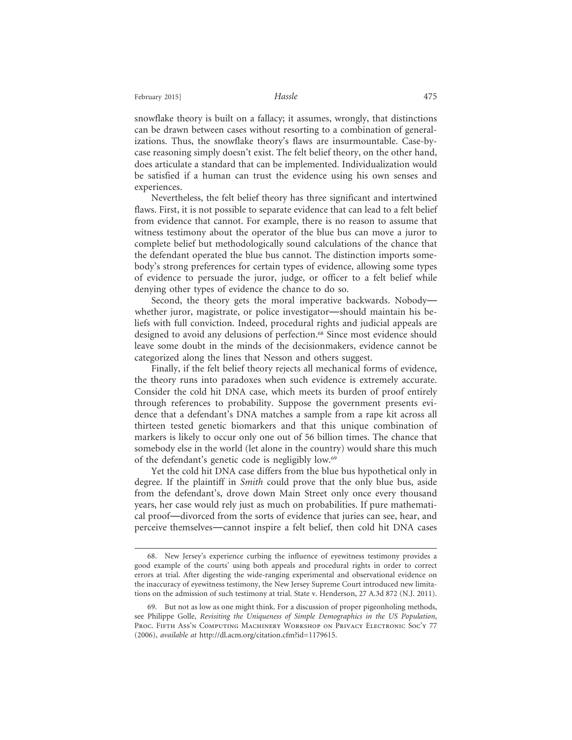snowflake theory is built on a fallacy; it assumes, wrongly, that distinctions can be drawn between cases without resorting to a combination of generalizations. Thus, the snowflake theory's flaws are insurmountable. Case-by-case reasoning simply doesn't exist. The felt belief theory, on the other hand, does articulate a standard that can be implemented. Individualization would be satisfied if a human can trust the evidence using his own senses and experiences.

Nevertheless, the felt belief theory has three significant and intertwined flaws. First, it is not possible to separate evidence that can lead to a felt belief from evidence that cannot. For example, there is no reason to assume that witness testimony about the operator of the blue bus can move a juror to complete belief but methodologically sound calculations of the chance that the defendant operated the blue bus cannot. The distinction imports somebody's strong preferences for certain types of evidence, allowing some types of evidence to persuade the juror, judge, or officer to a felt belief while denying other types of evidence the chance to do so.

Second, the theory gets the moral imperative backwards. Nobody—whether juror, magistrate, or police investigator—should maintain his beliefs with full conviction. Indeed, procedural rights and judicial appeals are designed to avoid any delusions of perfection.[68] Since most evidence should leave some doubt in the minds of the decisionmakers, evidence cannot be categorized along the lines that Nesson and others suggest.

Finally, if the felt belief theory rejects all mechanical forms of evidence, the theory runs into paradoxes when such evidence is extremely accurate. Consider the cold hit DNA case, which meets its burden of proof entirely through references to probability. Suppose the government presents evidence that a defendant's DNA matches a sample from a rape kit across all thirteen tested genetic biomarkers and that this unique combination of markers is likely to occur only one out of 56 billion times. The chance that somebody else in the world (let alone in the country) would share this much of the defendant's genetic code is negligibly low.[69]

Yet the cold hit DNA case differs from the blue bus hypothetical only in degree. If the plaintiff in *Smith* could prove that the only blue bus, aside from the defendant's, drove down Main Street only once every thousand years, her case would rely just as much on probabilities. If pure mathematical proof—divorced from the sorts of evidence that juries can see, hear, and perceive themselves—cannot inspire a felt belief, then cold hit DNA cases

---

68. New Jersey's experience curbing the influence of eyewitness testimony provides a good example of the courts' using both appeals and procedural rights in order to correct errors at trial. After digesting the wide-ranging experimental and observational evidence on the inaccuracy of eyewitness testimony, the New Jersey Supreme Court introduced new limitations on the admission of such testimony at trial. State v. Henderson, 27 A.3d 872 (N.J. 2011).

69. But not as low as one might think. For a discussion of proper pigeonholing methods, see Philippe Golle, *Revisiting the Uniqueness of Simple Demographics in the US Population*, Proc. Fifth Ass'n Computing Machinery Workshop on Privacy Electronic Soc'y 77 (2006), *available at* http://dl.acm.org/citation.cfm?id=1179615.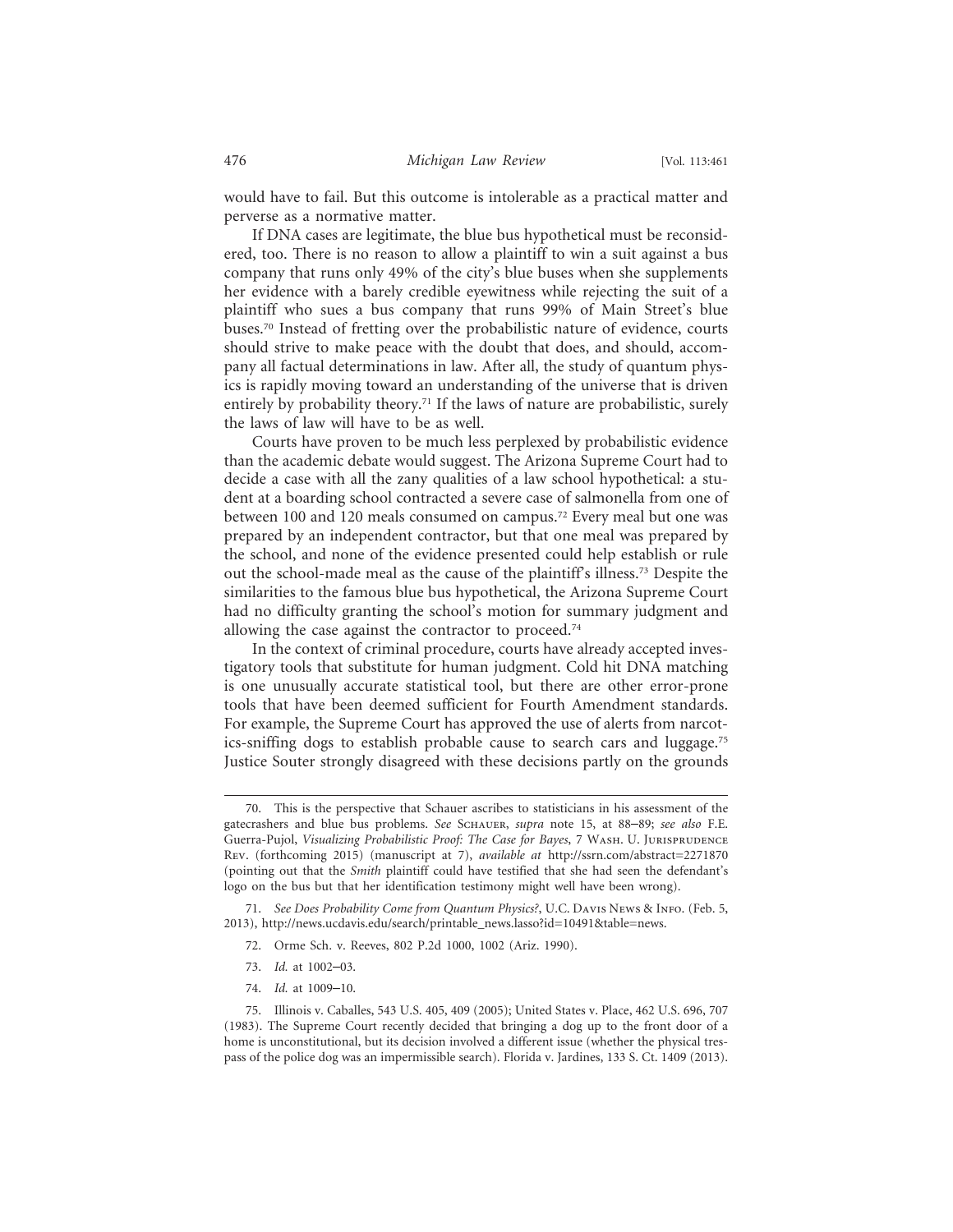would have to fail. But this outcome is intolerable as a practical matter and perverse as a normative matter.

If DNA cases are legitimate, the blue bus hypothetical must be reconsidered, too. There is no reason to allow a plaintiff to win a suit against a bus company that runs only 49% of the city's blue buses when she supplements her evidence with a barely credible eyewitness while rejecting the suit of a plaintiff who sues a bus company that runs 99% of Main Street's blue buses.[70] Instead of fretting over the probabilistic nature of evidence, courts should strive to make peace with the doubt that does, and should, accompany all factual determinations in law. After all, the study of quantum physics is rapidly moving toward an understanding of the universe that is driven entirely by probability theory.[71] If the laws of nature are probabilistic, surely the laws of law will have to be as well.

Courts have proven to be much less perplexed by probabilistic evidence than the academic debate would suggest. The Arizona Supreme Court had to decide a case with all the zany qualities of a law school hypothetical: a student at a boarding school contracted a severe case of salmonella from one of between 100 and 120 meals consumed on campus.[72] Every meal but one was prepared by an independent contractor, but that one meal was prepared by the school, and none of the evidence presented could help establish or rule out the school-made meal as the cause of the plaintiff's illness.[73] Despite the similarities to the famous blue bus hypothetical, the Arizona Supreme Court had no difficulty granting the school's motion for summary judgment and allowing the case against the contractor to proceed.[74]

In the context of criminal procedure, courts have already accepted investigatory tools that substitute for human judgment. Cold hit DNA matching is one unusually accurate statistical tool, but there are other error-prone tools that have been deemed sufficient for Fourth Amendment standards. For example, the Supreme Court has approved the use of alerts from narcotics-sniffing dogs to establish probable cause to search cars and luggage.[75] Justice Souter strongly disagreed with these decisions partly on the grounds

---

70. This is the perspective that Schauer ascribes to statisticians in his assessment of the gatecrashers and blue bus problems. *See* Schauer, *supra* note 15, at 88–89; *see also* F.E. Guerra-Pujol, *Visualizing Probabilistic Proof: The Case for Bayes*, 7 Wash. U. Jurisprudence Rev. (forthcoming 2015) (manuscript at 7), *available at* http://ssrn.com/abstract=2271870 (pointing out that the *Smith* plaintiff could have testified that she had seen the defendant's logo on the bus but that her identification testimony might well have been wrong).

71. *See Does Probability Come from Quantum Physics?*, U.C. Davis News & Info. (Feb. 5, 2013), http://news.ucdavis.edu/search/printable_news.lasso?id=10491&table=news.

72. Orme Sch. v. Reeves, 802 P.2d 1000, 1002 (Ariz. 1990).

73. *Id.* at 1002–03.

74. *Id.* at 1009–10.

75. Illinois v. Caballes, 543 U.S. 405, 409 (2005); United States v. Place, 462 U.S. 696, 707 (1983). The Supreme Court recently decided that bringing a dog up to the front door of a home is unconstitutional, but its decision involved a different issue (whether the physical trespass of the police dog was an impermissible search). Florida v. Jardines, 133 S. Ct. 1409 (2013).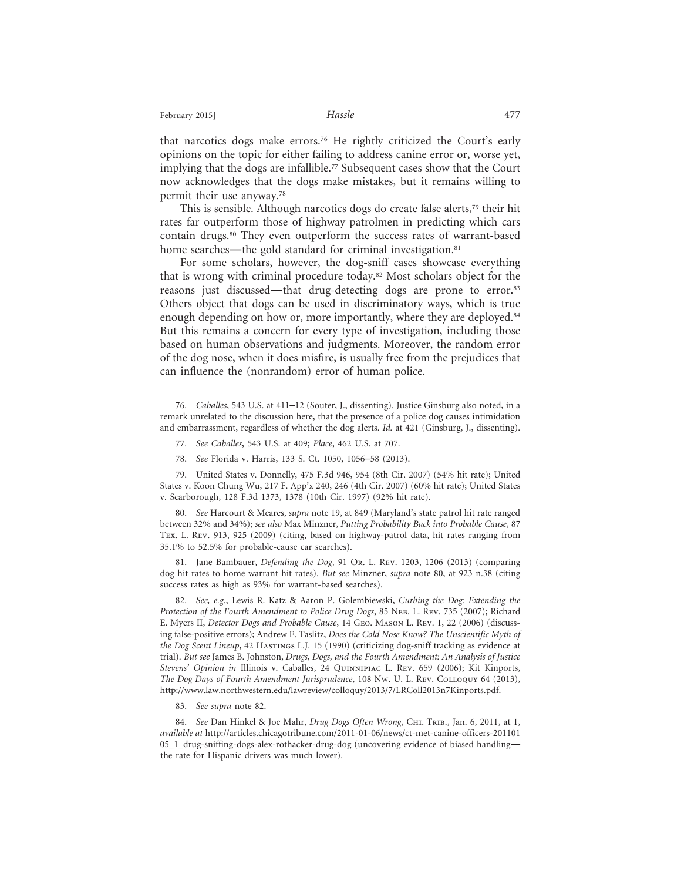that narcotics dogs make errors.[76] He rightly criticized the Court's early opinions on the topic for either failing to address canine error or, worse yet, implying that the dogs are infallible.[77] Subsequent cases show that the Court now acknowledges that the dogs make mistakes, but it remains willing to permit their use anyway.[78]

This is sensible. Although narcotics dogs do create false alerts,[79] their hit rates far outperform those of highway patrolmen in predicting which cars contain drugs.[80] They even outperform the success rates of warrant-based home searches—the gold standard for criminal investigation.[81]

For some scholars, however, the dog-sniff cases showcase everything that is wrong with criminal procedure today.[82] Most scholars object for the reasons just discussed—that drug-detecting dogs are prone to error.[83] Others object that dogs can be used in discriminatory ways, which is true enough depending on how or, more importantly, where they are deployed.[84] But this remains a concern for every type of investigation, including those based on human observations and judgments. Moreover, the random error of the dog nose, when it does misfire, is usually free from the prejudices that can influence the (nonrandom) error of human police.

---

76. *Caballes*, 543 U.S. at 411–12 (Souter, J., dissenting). Justice Ginsburg also noted, in a remark unrelated to the discussion here, that the presence of a police dog causes intimidation and embarrassment, regardless of whether the dog alerts. *Id.* at 421 (Ginsburg, J., dissenting).

77. *See Caballes*, 543 U.S. at 409; *Place*, 462 U.S. at 707.

78. *See* Florida v. Harris, 133 S. Ct. 1050, 1056–58 (2013).

79. United States v. Donnelly, 475 F.3d 946, 954 (8th Cir. 2007) (54% hit rate); United States v. Koon Chung Wu, 217 F. App'x 240, 246 (4th Cir. 2007) (60% hit rate); United States v. Scarborough, 128 F.3d 1373, 1378 (10th Cir. 1997) (92% hit rate).

80. *See* Harcourt & Meares, *supra* note 19, at 849 (Maryland's state patrol hit rate ranged between 32% and 34%); *see also* Max Minzner, *Putting Probability Back into Probable Cause*, 87 Tex. L. Rev. 913, 925 (2009) (citing, based on highway-patrol data, hit rates ranging from 35.1% to 52.5% for probable-cause car searches).

81. Jane Bambauer, *Defending the Dog*, 91 Or. L. Rev. 1203, 1206 (2013) (comparing dog hit rates to home warrant hit rates). *But see* Minzner, *supra* note 80, at 923 n.38 (citing success rates as high as 93% for warrant-based searches).

82. *See, e.g.*, Lewis R. Katz & Aaron P. Golembiewski, *Curbing the Dog: Extending the Protection of the Fourth Amendment to Police Drug Dogs*, 85 Neb. L. Rev. 735 (2007); Richard E. Myers II, *Detector Dogs and Probable Cause*, 14 Geo. Mason L. Rev. 1, 22 (2006) (discussing false-positive errors); Andrew E. Taslitz, *Does the Cold Nose Know? The Unscientific Myth of the Dog Scent Lineup*, 42 Hastings L.J. 15 (1990) (criticizing dog-sniff tracking as evidence at trial). *But see* James B. Johnston, *Drugs, Dogs, and the Fourth Amendment: An Analysis of Justice Stevens' Opinion in* Illinois v. Caballes, 24 Quinnipiac L. Rev. 659 (2006); Kit Kinports, *The Dog Days of Fourth Amendment Jurisprudence*, 108 Nw. U. L. Rev. Colloquy 64 (2013), http://www.law.northwestern.edu/lawreview/colloquy/2013/7/LRColl2013n7Kinports.pdf.

83. *See supra* note 82.

84. *See* Dan Hinkel & Joe Mahr, *Drug Dogs Often Wrong*, Chi. Trib., Jan. 6, 2011, at 1, *available at* http://articles.chicagotribune.com/2011-01-06/news/ct-met-canine-officers-20110105_1_drug-sniffing-dogs-alex-rothacker-drug-dog (uncovering evidence of biased handling—the rate for Hispanic drivers was much lower).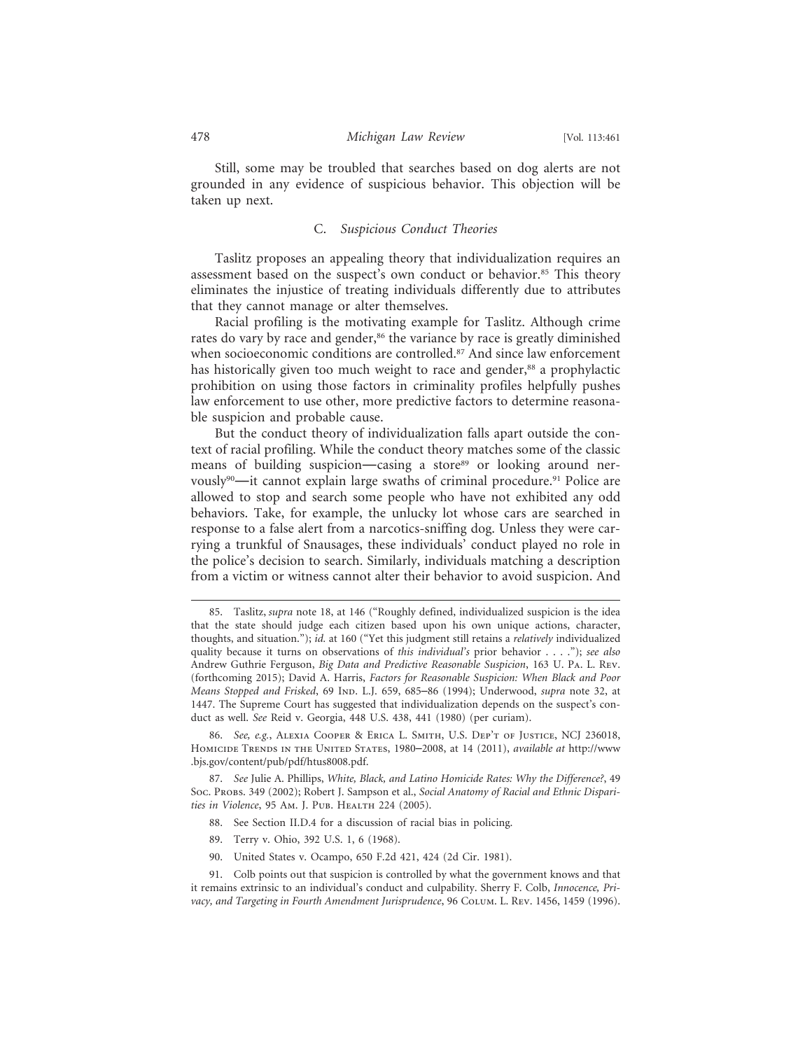Still, some may be troubled that searches based on dog alerts are not grounded in any evidence of suspicious behavior. This objection will be taken up next.

### C. *Suspicious Conduct Theories*

Taslitz proposes an appealing theory that individualization requires an assessment based on the suspect's own conduct or behavior.[85] This theory eliminates the injustice of treating individuals differently due to attributes that they cannot manage or alter themselves.

Racial profiling is the motivating example for Taslitz. Although crime rates do vary by race and gender,[86] the variance by race is greatly diminished when socioeconomic conditions are controlled.[87] And since law enforcement has historically given too much weight to race and gender,[88] a prophylactic prohibition on using those factors in criminality profiles helpfully pushes law enforcement to use other, more predictive factors to determine reasonable suspicion and probable cause.

But the conduct theory of individualization falls apart outside the context of racial profiling. While the conduct theory matches some of the classic means of building suspicion—casing a store[89] or looking around nervously[90]—it cannot explain large swaths of criminal procedure.[91] Police are allowed to stop and search some people who have not exhibited any odd behaviors. Take, for example, the unlucky lot whose cars are searched in response to a false alert from a narcotics-sniffing dog. Unless they were carrying a trunkful of Snausages, these individuals' conduct played no role in the police's decision to search. Similarly, individuals matching a description from a victim or witness cannot alter their behavior to avoid suspicion. And

---

85. Taslitz, *supra* note 18, at 146 ("Roughly defined, individualized suspicion is the idea that the state should judge each citizen based upon his own unique actions, character, thoughts, and situation."); *id.* at 160 ("Yet this judgment still retains a *relatively* individualized quality because it turns on observations of *this individual's* prior behavior . . . ."); *see also* Andrew Guthrie Ferguson, *Big Data and Predictive Reasonable Suspicion*, 163 U. Pa. L. Rev. (forthcoming 2015); David A. Harris, *Factors for Reasonable Suspicion: When Black and Poor Means Stopped and Frisked*, 69 Ind. L.J. 659, 685–86 (1994); Underwood, *supra* note 32, at 1447. The Supreme Court has suggested that individualization depends on the suspect's conduct as well. *See* Reid v. Georgia, 448 U.S. 438, 441 (1980) (per curiam).

86. *See, e.g.*, Alexia Cooper & Erica L. Smith, U.S. Dep't of Justice, NCJ 236018, Homicide Trends in the United States, 1980–2008, at 14 (2011), *available at* http://www.bjs.gov/content/pub/pdf/htus8008.pdf.

87. *See* Julie A. Phillips, *White, Black, and Latino Homicide Rates: Why the Difference?*, 49 Soc. Probs. 349 (2002); Robert J. Sampson et al., *Social Anatomy of Racial and Ethnic Disparities in Violence*, 95 Am. J. Pub. Health 224 (2005).

88. See Section II.D.4 for a discussion of racial bias in policing.

89. Terry v. Ohio, 392 U.S. 1, 6 (1968).

90. United States v. Ocampo, 650 F.2d 421, 424 (2d Cir. 1981).

91. Colb points out that suspicion is controlled by what the government knows and that it remains extrinsic to an individual's conduct and culpability. Sherry F. Colb, *Innocence, Privacy, and Targeting in Fourth Amendment Jurisprudence*, 96 Colum. L. Rev. 1456, 1459 (1996).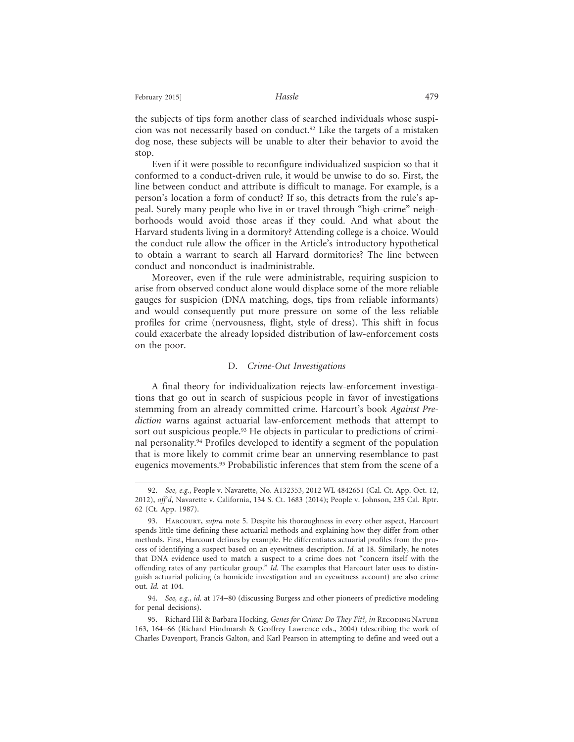the subjects of tips form another class of searched individuals whose suspicion was not necessarily based on conduct.[92] Like the targets of a mistaken dog nose, these subjects will be unable to alter their behavior to avoid the stop.

Even if it were possible to reconfigure individualized suspicion so that it conformed to a conduct-driven rule, it would be unwise to do so. First, the line between conduct and attribute is difficult to manage. For example, is a person's location a form of conduct? If so, this detracts from the rule's appeal. Surely many people who live in or travel through "high-crime" neighborhoods would avoid those areas if they could. And what about the Harvard students living in a dormitory? Attending college is a choice. Would the conduct rule allow the officer in the Article's introductory hypothetical to obtain a warrant to search all Harvard dormitories? The line between conduct and nonconduct is inadministrable.

Moreover, even if the rule were administrable, requiring suspicion to arise from observed conduct alone would displace some of the more reliable gauges for suspicion (DNA matching, dogs, tips from reliable informants) and would consequently put more pressure on some of the less reliable profiles for crime (nervousness, flight, style of dress). This shift in focus could exacerbate the already lopsided distribution of law-enforcement costs on the poor.

### D. *Crime-Out Investigations*

A final theory for individualization rejects law-enforcement investigations that go out in search of suspicious people in favor of investigations stemming from an already committed crime. Harcourt's book *Against Prediction* warns against actuarial law-enforcement methods that attempt to sort out suspicious people.[93] He objects in particular to predictions of criminal personality.[94] Profiles developed to identify a segment of the population that is more likely to commit crime bear an unnerving resemblance to past eugenics movements.[95] Probabilistic inferences that stem from the scene of a

---

92. *See, e.g.*, People v. Navarette, No. A132353, 2012 WL 4842651 (Cal. Ct. App. Oct. 12, 2012), *aff'd*, Navarette v. California, 134 S. Ct. 1683 (2014); People v. Johnson, 235 Cal. Rptr. 62 (Ct. App. 1987).

93. Harcourt, *supra* note 5. Despite his thoroughness in every other aspect, Harcourt spends little time defining these actuarial methods and explaining how they differ from other methods. First, Harcourt defines by example. He differentiates actuarial profiles from the process of identifying a suspect based on an eyewitness description. *Id.* at 18. Similarly, he notes that DNA evidence used to match a suspect to a crime does not "concern itself with the offending rates of any particular group." *Id.* The examples that Harcourt later uses to distinguish actuarial policing (a homicide investigation and an eyewitness account) are also crime out. *Id.* at 104.

94. *See, e.g.*, *id.* at 174–80 (discussing Burgess and other pioneers of predictive modeling for penal decisions).

95. Richard Hil & Barbara Hocking, *Genes for Crime: Do They Fit?*, *in* Recoding Nature 163, 164–66 (Richard Hindmarsh & Geoffrey Lawrence eds., 2004) (describing the work of Charles Davenport, Francis Galton, and Karl Pearson in attempting to define and weed out a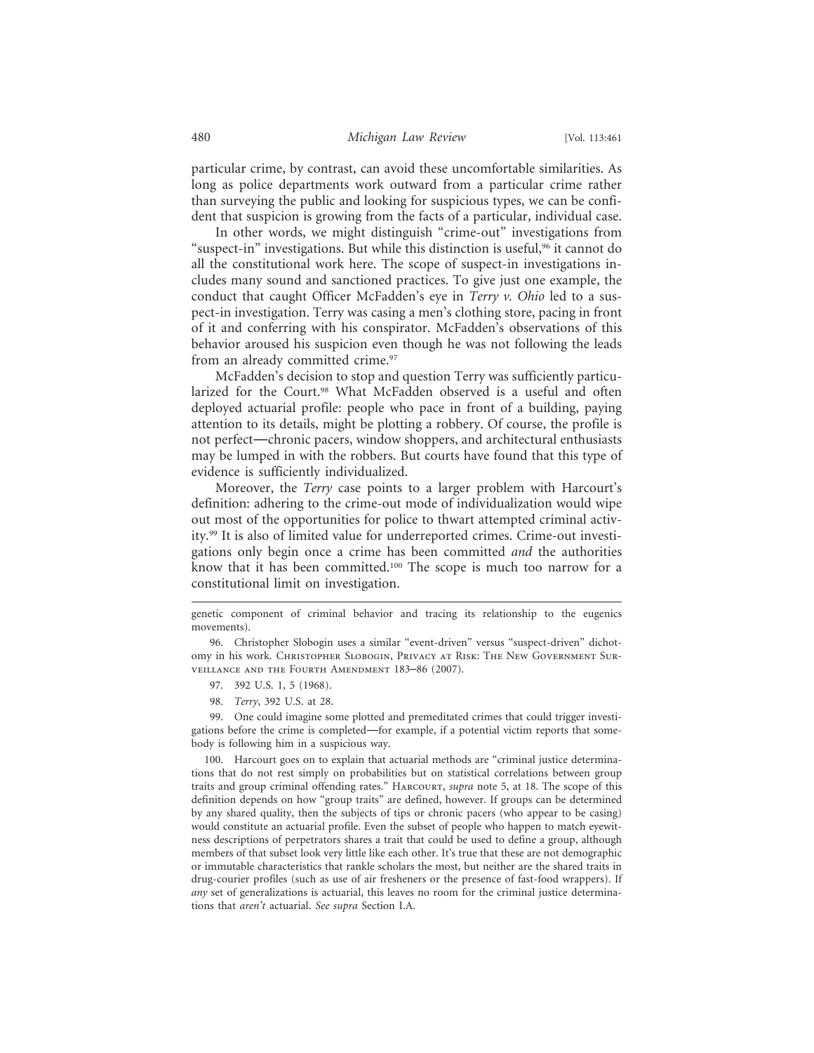particular crime, by contrast, can avoid these uncomfortable similarities. As long as police departments work outward from a particular crime rather than surveying the public and looking for suspicious types, we can be confident that suspicion is growing from the facts of a particular, individual case.

In other words, we might distinguish "crime-out" investigations from "suspect-in" investigations. But while this distinction is useful,[96] it cannot do all the constitutional work here. The scope of suspect-in investigations includes many sound and sanctioned practices. To give just one example, the conduct that caught Officer McFadden's eye in *Terry v. Ohio* led to a suspect-in investigation. Terry was casing a men's clothing store, pacing in front of it and conferring with his conspirator. McFadden's observations of this behavior aroused his suspicion even though he was not following the leads from an already committed crime.[97]

McFadden's decision to stop and question Terry was sufficiently particularized for the Court.[98] What McFadden observed is a useful and often deployed actuarial profile: people who pace in front of a building, paying attention to its details, might be plotting a robbery. Of course, the profile is not perfect—chronic pacers, window shoppers, and architectural enthusiasts may be lumped in with the robbers. But courts have found that this type of evidence is sufficiently individualized.

Moreover, the *Terry* case points to a larger problem with Harcourt's definition: adhering to the crime-out mode of individualization would wipe out most of the opportunities for police to thwart attempted criminal activity.[99] It is also of limited value for underreported crimes. Crime-out investigations only begin once a crime has been committed *and* the authorities know that it has been committed.[100] The scope is much too narrow for a constitutional limit on investigation.

---

genetic component of criminal behavior and tracing its relationship to the eugenics movements).

96. Christopher Slobogin uses a similar "event-driven" versus "suspect-driven" dichotomy in his work. Christopher Slobogin, Privacy at Risk: The New Government Surveillance and the Fourth Amendment 183–86 (2007).

97. 392 U.S. 1, 5 (1968).

98. *Terry*, 392 U.S. at 28.

99. One could imagine some plotted and premeditated crimes that could trigger investigations before the crime is completed—for example, if a potential victim reports that somebody is following him in a suspicious way.

100. Harcourt goes on to explain that actuarial methods are "criminal justice determinations that do not rest simply on probabilities but on statistical correlations between group traits and group criminal offending rates." Harcourt, *supra* note 5, at 18. The scope of this definition depends on how "group traits" are defined, however. If groups can be determined by any shared quality, then the subjects of tips or chronic pacers (who appear to be casing) would constitute an actuarial profile. Even the subset of people who happen to match eyewitness descriptions of perpetrators shares a trait that could be used to define a group, although members of that subset look very little like each other. It's true that these are not demographic or immutable characteristics that rankle scholars the most, but neither are the shared traits in drug-courier profiles (such as use of air fresheners or the presence of fast-food wrappers). If *any* set of generalizations is actuarial, this leaves no room for the criminal justice determinations that *aren't* actuarial. *See supra* Section I.A.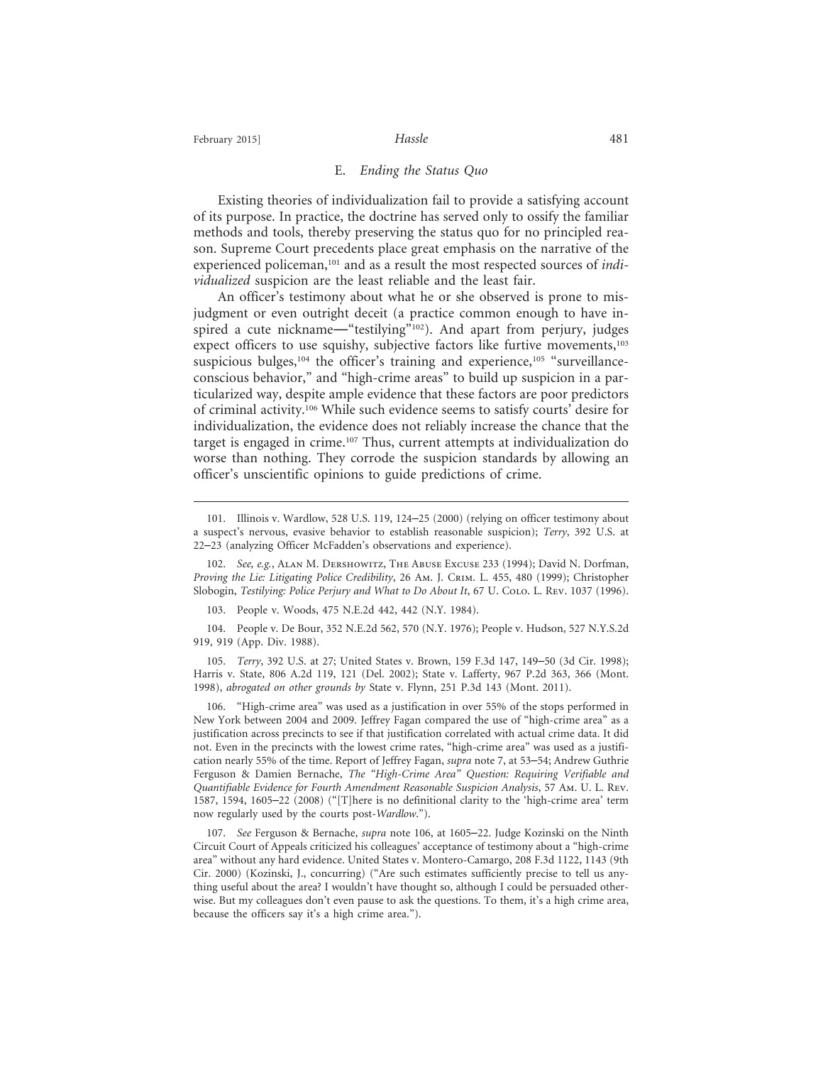### E. *Ending the Status Quo*

Existing theories of individualization fail to provide a satisfying account of its purpose. In practice, the doctrine has served only to ossify the familiar methods and tools, thereby preserving the status quo for no principled reason. Supreme Court precedents place great emphasis on the narrative of the experienced policeman,[101] and as a result the most respected sources of *individualized* suspicion are the least reliable and the least fair.

An officer's testimony about what he or she observed is prone to misjudgment or even outright deceit (a practice common enough to have inspired a cute nickname—"testilying"[102]). And apart from perjury, judges expect officers to use squishy, subjective factors like furtive movements,[103] suspicious bulges,[104] the officer's training and experience,[105] "surveillance-conscious behavior," and "high-crime areas" to build up suspicion in a particularized way, despite ample evidence that these factors are poor predictors of criminal activity.[106] While such evidence seems to satisfy courts' desire for individualization, the evidence does not reliably increase the chance that the target is engaged in crime.[107] Thus, current attempts at individualization do worse than nothing. They corrode the suspicion standards by allowing an officer's unscientific opinions to guide predictions of crime.

---

101. Illinois v. Wardlow, 528 U.S. 119, 124–25 (2000) (relying on officer testimony about a suspect's nervous, evasive behavior to establish reasonable suspicion); *Terry*, 392 U.S. at 22–23 (analyzing Officer McFadden's observations and experience).

102. *See, e.g.*, Alan M. Dershowitz, The Abuse Excuse 233 (1994); David N. Dorfman, *Proving the Lie: Litigating Police Credibility*, 26 Am. J. Crim. L. 455, 480 (1999); Christopher Slobogin, *Testilying: Police Perjury and What to Do About It*, 67 U. Colo. L. Rev. 1037 (1996).

103. People v. Woods, 475 N.E.2d 442, 442 (N.Y. 1984).

104. People v. De Bour, 352 N.E.2d 562, 570 (N.Y. 1976); People v. Hudson, 527 N.Y.S.2d 919, 919 (App. Div. 1988).

105. *Terry*, 392 U.S. at 27; United States v. Brown, 159 F.3d 147, 149–50 (3d Cir. 1998); Harris v. State, 806 A.2d 119, 121 (Del. 2002); State v. Lafferty, 967 P.2d 363, 366 (Mont. 1998), *abrogated on other grounds by* State v. Flynn, 251 P.3d 143 (Mont. 2011).

106. "High-crime area" was used as a justification in over 55% of the stops performed in New York between 2004 and 2009. Jeffrey Fagan compared the use of "high-crime area" as a justification across precincts to see if that justification correlated with actual crime data. It did not. Even in the precincts with the lowest crime rates, "high-crime area" was used as a justification nearly 55% of the time. Report of Jeffrey Fagan, *supra* note 7, at 53–54; Andrew Guthrie Ferguson & Damien Bernache, *The "High-Crime Area" Question: Requiring Verifiable and Quantifiable Evidence for Fourth Amendment Reasonable Suspicion Analysis*, 57 Am. U. L. Rev. 1587, 1594, 1605–22 (2008) ("[T]here is no definitional clarity to the 'high-crime area' term now regularly used by the courts post-*Wardlow*.").

107. *See* Ferguson & Bernache, *supra* note 106, at 1605–22. Judge Kozinski on the Ninth Circuit Court of Appeals criticized his colleagues' acceptance of testimony about a "high-crime area" without any hard evidence. United States v. Montero-Camargo, 208 F.3d 1122, 1143 (9th Cir. 2000) (Kozinski, J., concurring) ("Are such estimates sufficiently precise to tell us anything useful about the area? I wouldn't have thought so, although I could be persuaded otherwise. But my colleagues don't even pause to ask the questions. To them, it's a high crime area, because the officers say it's a high crime area.").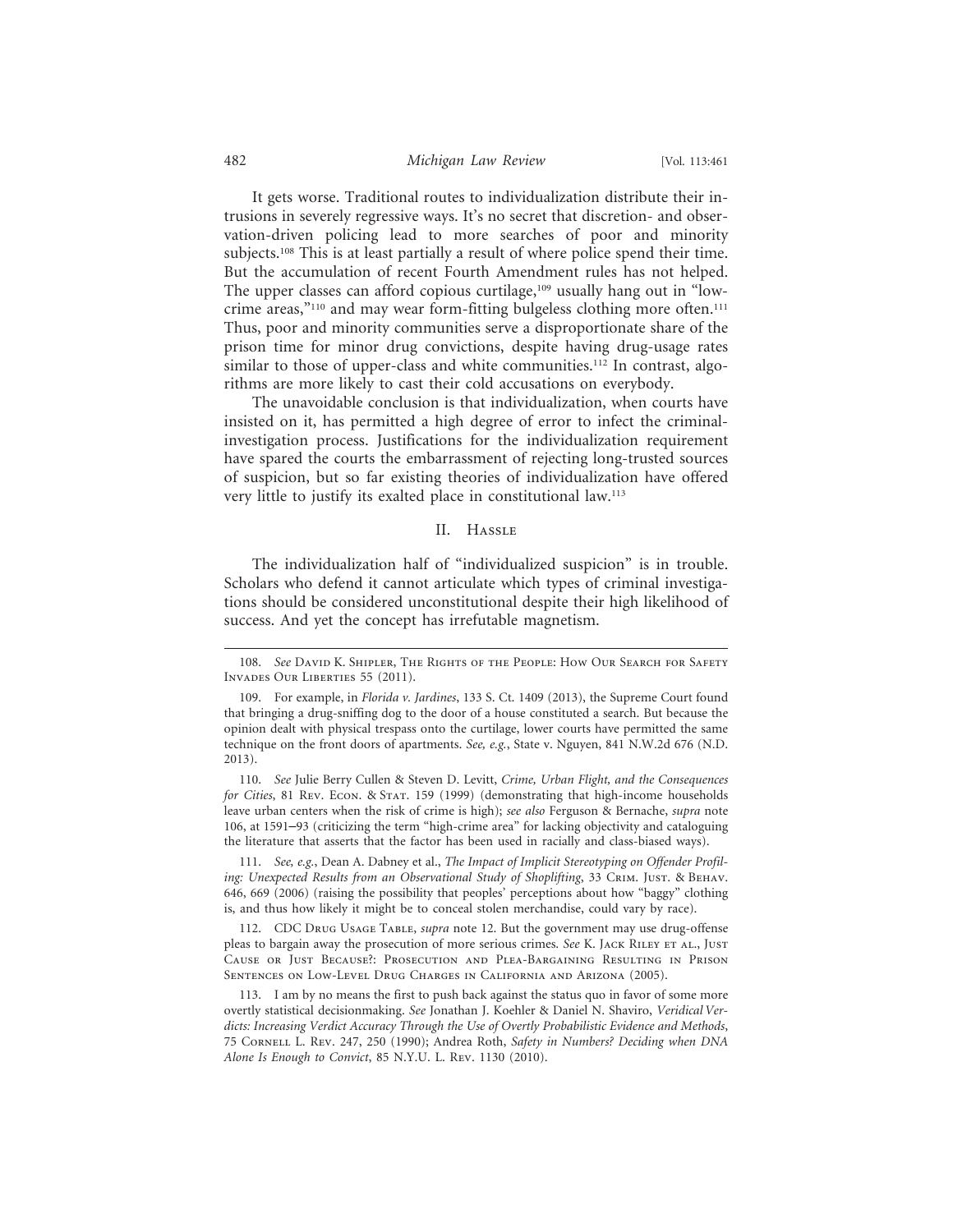It gets worse. Traditional routes to individualization distribute their intrusions in severely regressive ways. It's no secret that discretion- and observation-driven policing lead to more searches of poor and minority subjects.[108] This is at least partially a result of where police spend their time. But the accumulation of recent Fourth Amendment rules has not helped. The upper classes can afford copious curtilage,[109] usually hang out in "low-crime areas,"[110] and may wear form-fitting bulgeless clothing more often.[111] Thus, poor and minority communities serve a disproportionate share of the prison time for minor drug convictions, despite having drug-usage rates similar to those of upper-class and white communities.[112] In contrast, algorithms are more likely to cast their cold accusations on everybody.

The unavoidable conclusion is that individualization, when courts have insisted on it, has permitted a high degree of error to infect the criminal-investigation process. Justifications for the individualization requirement have spared the courts the embarrassment of rejecting long-trusted sources of suspicion, but so far existing theories of individualization have offered very little to justify its exalted place in constitutional law.[113]

## II. Hassle

The individualization half of "individualized suspicion" is in trouble. Scholars who defend it cannot articulate which types of criminal investigations should be considered unconstitutional despite their high likelihood of success. And yet the concept has irrefutable magnetism.

---

108. *See* David K. Shipler, The Rights of the People: How Our Search for Safety Invades Our Liberties 55 (2011).

109. For example, in *Florida v. Jardines*, 133 S. Ct. 1409 (2013), the Supreme Court found that bringing a drug-sniffing dog to the door of a house constituted a search. But because the opinion dealt with physical trespass onto the curtilage, lower courts have permitted the same technique on the front doors of apartments. *See, e.g.*, State v. Nguyen, 841 N.W.2d 676 (N.D. 2013).

110. *See* Julie Berry Cullen & Steven D. Levitt, *Crime, Urban Flight, and the Consequences for Cities*, 81 Rev. Econ. & Stat. 159 (1999) (demonstrating that high-income households leave urban centers when the risk of crime is high); *see also* Ferguson & Bernache, *supra* note 106, at 1591–93 (criticizing the term "high-crime area" for lacking objectivity and cataloguing the literature that asserts that the factor has been used in racially and class-biased ways).

111. *See, e.g.*, Dean A. Dabney et al., *The Impact of Implicit Stereotyping on Offender Profiling: Unexpected Results from an Observational Study of Shoplifting*, 33 Crim. Just. & Behav. 646, 669 (2006) (raising the possibility that peoples' perceptions about how "baggy" clothing is, and thus how likely it might be to conceal stolen merchandise, could vary by race).

112. CDC Drug Usage Table, *supra* note 12. But the government may use drug-offense pleas to bargain away the prosecution of more serious crimes. *See* K. Jack Riley et al., Just Cause or Just Because?: Prosecution and Plea-Bargaining Resulting in Prison Sentences on Low-Level Drug Charges in California and Arizona (2005).

113. I am by no means the first to push back against the status quo in favor of some more overtly statistical decisionmaking. *See* Jonathan J. Koehler & Daniel N. Shaviro, *Veridical Verdicts: Increasing Verdict Accuracy Through the Use of Overtly Probabilistic Evidence and Methods*, 75 Cornell L. Rev. 247, 250 (1990); Andrea Roth, *Safety in Numbers? Deciding when DNA Alone Is Enough to Convict*, 85 N.Y.U. L. Rev. 1130 (2010).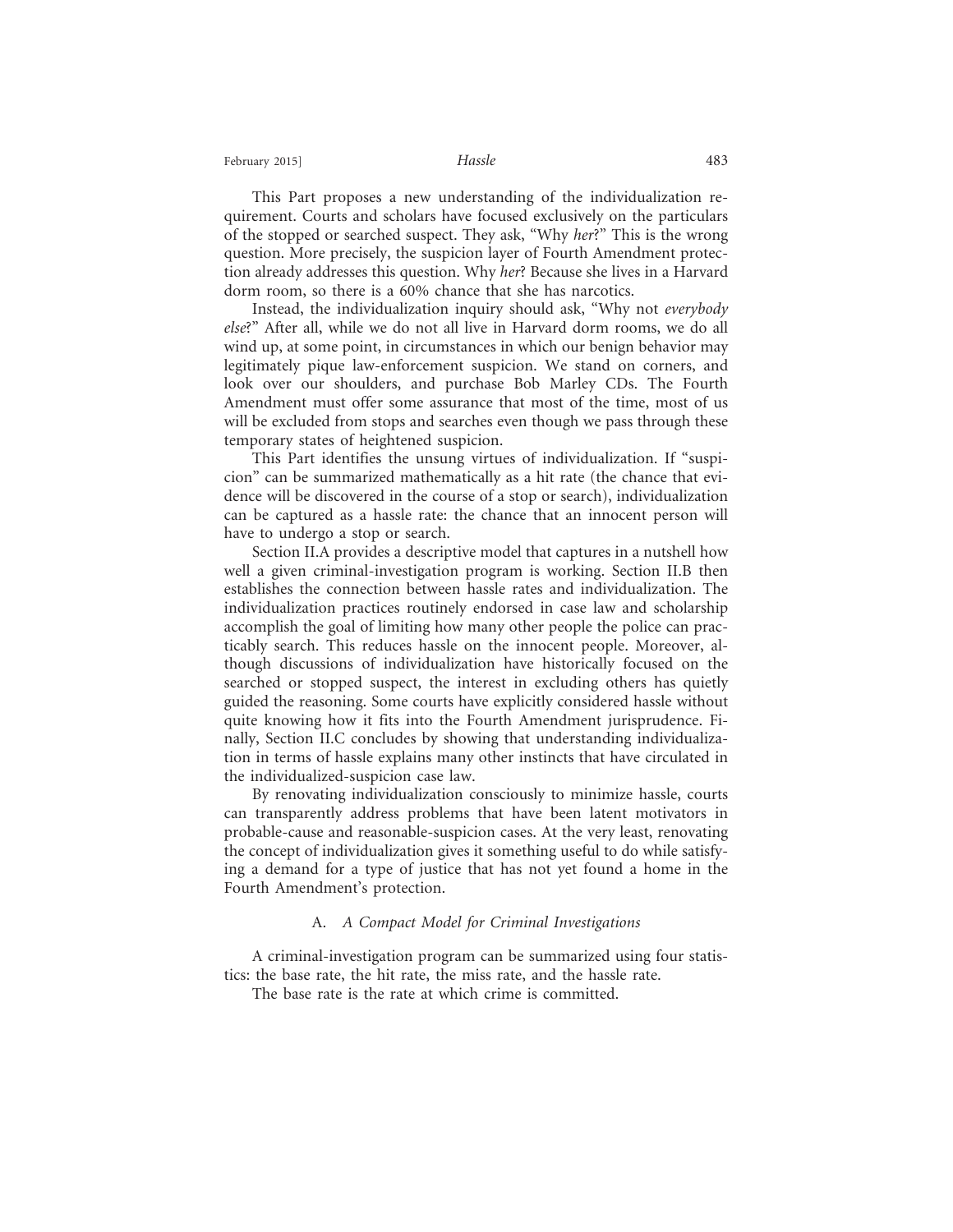This Part proposes a new understanding of the individualization requirement. Courts and scholars have focused exclusively on the particulars of the stopped or searched suspect. They ask, "Why *her*?" This is the wrong question. More precisely, the suspicion layer of Fourth Amendment protection already addresses this question. Why *her*? Because she lives in a Harvard dorm room, so there is a 60% chance that she has narcotics.

Instead, the individualization inquiry should ask, "Why not *everybody else*?" After all, while we do not all live in Harvard dorm rooms, we do all wind up, at some point, in circumstances in which our benign behavior may legitimately pique law-enforcement suspicion. We stand on corners, and look over our shoulders, and purchase Bob Marley CDs. The Fourth Amendment must offer some assurance that most of the time, most of us will be excluded from stops and searches even though we pass through these temporary states of heightened suspicion.

This Part identifies the unsung virtues of individualization. If "suspicion" can be summarized mathematically as a hit rate (the chance that evidence will be discovered in the course of a stop or search), individualization can be captured as a hassle rate: the chance that an innocent person will have to undergo a stop or search.

Section II.A provides a descriptive model that captures in a nutshell how well a given criminal-investigation program is working. Section II.B then establishes the connection between hassle rates and individualization. The individualization practices routinely endorsed in case law and scholarship accomplish the goal of limiting how many other people the police can practicably search. This reduces hassle on the innocent people. Moreover, although discussions of individualization have historically focused on the searched or stopped suspect, the interest in excluding others has quietly guided the reasoning. Some courts have explicitly considered hassle without quite knowing how it fits into the Fourth Amendment jurisprudence. Finally, Section II.C concludes by showing that understanding individualization in terms of hassle explains many other instincts that have circulated in the individualized-suspicion case law.

By renovating individualization consciously to minimize hassle, courts can transparently address problems that have been latent motivators in probable-cause and reasonable-suspicion cases. At the very least, renovating the concept of individualization gives it something useful to do while satisfying a demand for a type of justice that has not yet found a home in the Fourth Amendment's protection.

### A. *A Compact Model for Criminal Investigations*

A criminal-investigation program can be summarized using four statistics: the base rate, the hit rate, the miss rate, and the hassle rate.

The base rate is the rate at which crime is committed.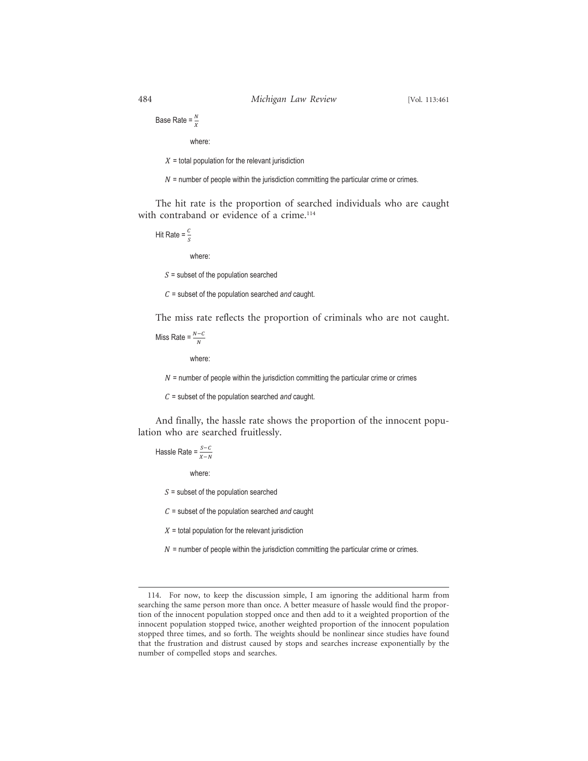Base Rate = $\frac{N}{X}$

where:

$X$ = total population for the relevant jurisdiction

$N$ = number of people within the jurisdiction committing the particular crime or crimes.

The hit rate is the proportion of searched individuals who are caught with contraband or evidence of a crime.[114]

Hit Rate = $\frac{C}{S}$

where:

$S$ = subset of the population searched

$C$ = subset of the population searched *and* caught.

The miss rate reflects the proportion of criminals who are not caught.

Miss Rate = $\frac{N-C}{N}$

where:

$N$ = number of people within the jurisdiction committing the particular crime or crimes

$C$ = subset of the population searched *and* caught.

And finally, the hassle rate shows the proportion of the innocent population who are searched fruitlessly.

Hassle Rate = $\frac{S-C}{X-N}$

where:

$S$ = subset of the population searched

$C$ = subset of the population searched *and* caught

$X$ = total population for the relevant jurisdiction

$N$ = number of people within the jurisdiction committing the particular crime or crimes.

---

114. For now, to keep the discussion simple, I am ignoring the additional harm from searching the same person more than once. A better measure of hassle would find the proportion of the innocent population stopped once and then add to it a weighted proportion of the innocent population stopped twice, another weighted proportion of the innocent population stopped three times, and so forth. The weights should be nonlinear since studies have found that the frustration and distrust caused by stops and searches increase exponentially by the number of compelled stops and searches.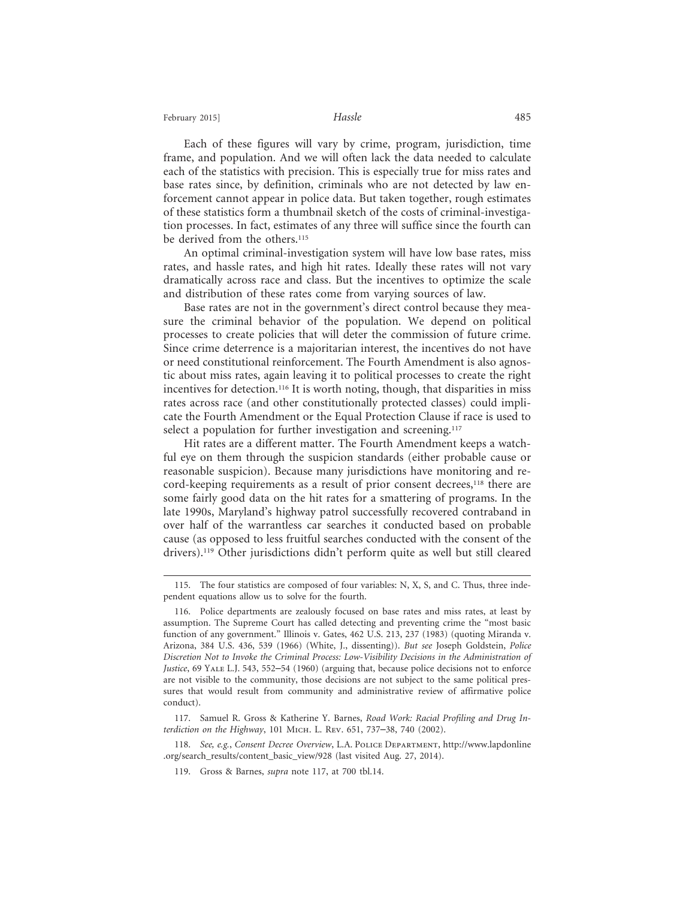Each of these figures will vary by crime, program, jurisdiction, time frame, and population. And we will often lack the data needed to calculate each of the statistics with precision. This is especially true for miss rates and base rates since, by definition, criminals who are not detected by law enforcement cannot appear in police data. But taken together, rough estimates of these statistics form a thumbnail sketch of the costs of criminal-investigation processes. In fact, estimates of any three will suffice since the fourth can be derived from the others.[115]

An optimal criminal-investigation system will have low base rates, miss rates, and hassle rates, and high hit rates. Ideally these rates will not vary dramatically across race and class. But the incentives to optimize the scale and distribution of these rates come from varying sources of law.

Base rates are not in the government's direct control because they measure the criminal behavior of the population. We depend on political processes to create policies that will deter the commission of future crime. Since crime deterrence is a majoritarian interest, the incentives do not have or need constitutional reinforcement. The Fourth Amendment is also agnostic about miss rates, again leaving it to political processes to create the right incentives for detection.[116] It is worth noting, though, that disparities in miss rates across race (and other constitutionally protected classes) could implicate the Fourth Amendment or the Equal Protection Clause if race is used to select a population for further investigation and screening.[117]

Hit rates are a different matter. The Fourth Amendment keeps a watchful eye on them through the suspicion standards (either probable cause or reasonable suspicion). Because many jurisdictions have monitoring and record-keeping requirements as a result of prior consent decrees,[118] there are some fairly good data on the hit rates for a smattering of programs. In the late 1990s, Maryland's highway patrol successfully recovered contraband in over half of the warrantless car searches it conducted based on probable cause (as opposed to less fruitful searches conducted with the consent of the drivers).[119] Other jurisdictions didn't perform quite as well but still cleared

---

115. The four statistics are composed of four variables: N, X, S, and C. Thus, three independent equations allow us to solve for the fourth.

116. Police departments are zealously focused on base rates and miss rates, at least by assumption. The Supreme Court has called detecting and preventing crime the "most basic function of any government." Illinois v. Gates, 462 U.S. 213, 237 (1983) (quoting Miranda v. Arizona, 384 U.S. 436, 539 (1966) (White, J., dissenting)). *But see* Joseph Goldstein, *Police Discretion Not to Invoke the Criminal Process: Low-Visibility Decisions in the Administration of Justice*, 69 Yale L.J. 543, 552–54 (1960) (arguing that, because police decisions not to enforce are not visible to the community, those decisions are not subject to the same political pressures that would result from community and administrative review of affirmative police conduct).

117. Samuel R. Gross & Katherine Y. Barnes, *Road Work: Racial Profiling and Drug Interdiction on the Highway*, 101 Mich. L. Rev. 651, 737–38, 740 (2002).

118. *See, e.g.*, *Consent Decree Overview*, L.A. Police Department, http://www.lapdonline.org/search_results/content_basic_view/928 (last visited Aug. 27, 2014).

119. Gross & Barnes, *supra* note 117, at 700 tbl.14.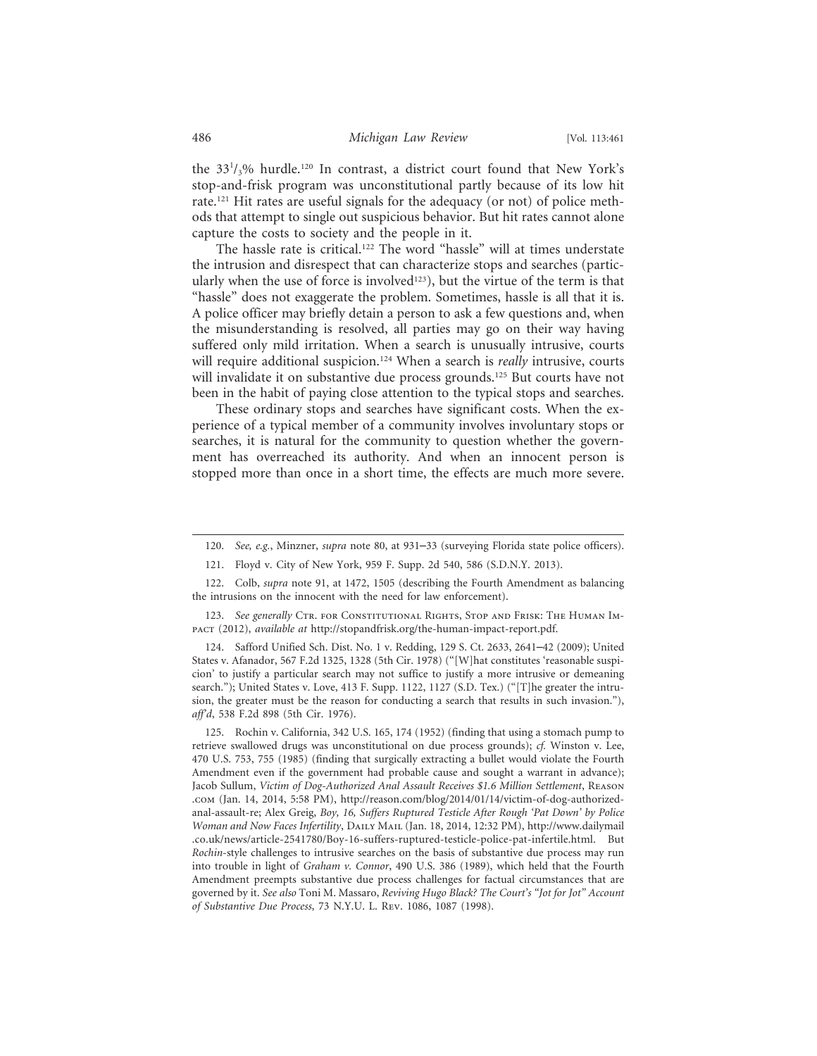the $33^{1}/_{3}$% hurdle.[120] In contrast, a district court found that New York's stop-and-frisk program was unconstitutional partly because of its low hit rate.[121] Hit rates are useful signals for the adequacy (or not) of police methods that attempt to single out suspicious behavior. But hit rates cannot alone capture the costs to society and the people in it.

The hassle rate is critical.[122] The word "hassle" will at times understate the intrusion and disrespect that can characterize stops and searches (particularly when the use of force is involved[123]), but the virtue of the term is that "hassle" does not exaggerate the problem. Sometimes, hassle is all that it is. A police officer may briefly detain a person to ask a few questions and, when the misunderstanding is resolved, all parties may go on their way having suffered only mild irritation. When a search is unusually intrusive, courts will require additional suspicion.[124] When a search is *really* intrusive, courts will invalidate it on substantive due process grounds.[125] But courts have not been in the habit of paying close attention to the typical stops and searches.

These ordinary stops and searches have significant costs. When the experience of a typical member of a community involves involuntary stops or searches, it is natural for the community to question whether the government has overreached its authority. And when an innocent person is stopped more than once in a short time, the effects are much more severe.

---

120. *See, e.g.*, Minzner, *supra* note 80, at 931–33 (surveying Florida state police officers).

121. Floyd v. City of New York, 959 F. Supp. 2d 540, 586 (S.D.N.Y. 2013).

122. Colb, *supra* note 91, at 1472, 1505 (describing the Fourth Amendment as balancing the intrusions on the innocent with the need for law enforcement).

123. *See generally* Ctr. for Constitutional Rights, Stop and Frisk: The Human Impact (2012), *available at* http://stopandfrisk.org/the-human-impact-report.pdf.

124. Safford Unified Sch. Dist. No. 1 v. Redding, 129 S. Ct. 2633, 2641–42 (2009); United States v. Afanador, 567 F.2d 1325, 1328 (5th Cir. 1978) ("[W]hat constitutes 'reasonable suspicion' to justify a particular search may not suffice to justify a more intrusive or demeaning search."); United States v. Love, 413 F. Supp. 1122, 1127 (S.D. Tex.) ("[T]he greater the intrusion, the greater must be the reason for conducting a search that results in such invasion."), *aff'd*, 538 F.2d 898 (5th Cir. 1976).

125. Rochin v. California, 342 U.S. 165, 174 (1952) (finding that using a stomach pump to retrieve swallowed drugs was unconstitutional on due process grounds); *cf.* Winston v. Lee, 470 U.S. 753, 755 (1985) (finding that surgically extracting a bullet would violate the Fourth Amendment even if the government had probable cause and sought a warrant in advance); Jacob Sullum, *Victim of Dog-Authorized Anal Assault Receives $1.6 Million Settlement*, Reason.com (Jan. 14, 2014, 5:58 PM), http://reason.com/blog/2014/01/14/victim-of-dog-authorized-anal-assault-re; Alex Greig, *Boy, 16, Suffers Ruptured Testicle After Rough 'Pat Down' by Police Woman and Now Faces Infertility*, Daily Mail (Jan. 18, 2014, 12:32 PM), http://www.dailymail.co.uk/news/article-2541780/Boy-16-suffers-ruptured-testicle-police-pat-infertile.html. But *Rochin*-style challenges to intrusive searches on the basis of substantive due process may run into trouble in light of *Graham v. Connor*, 490 U.S. 386 (1989), which held that the Fourth Amendment preempts substantive due process challenges for factual circumstances that are governed by it. *See also* Toni M. Massaro, *Reviving Hugo Black? The Court's "Jot for Jot" Account of Substantive Due Process*, 73 N.Y.U. L. Rev. 1086, 1087 (1998).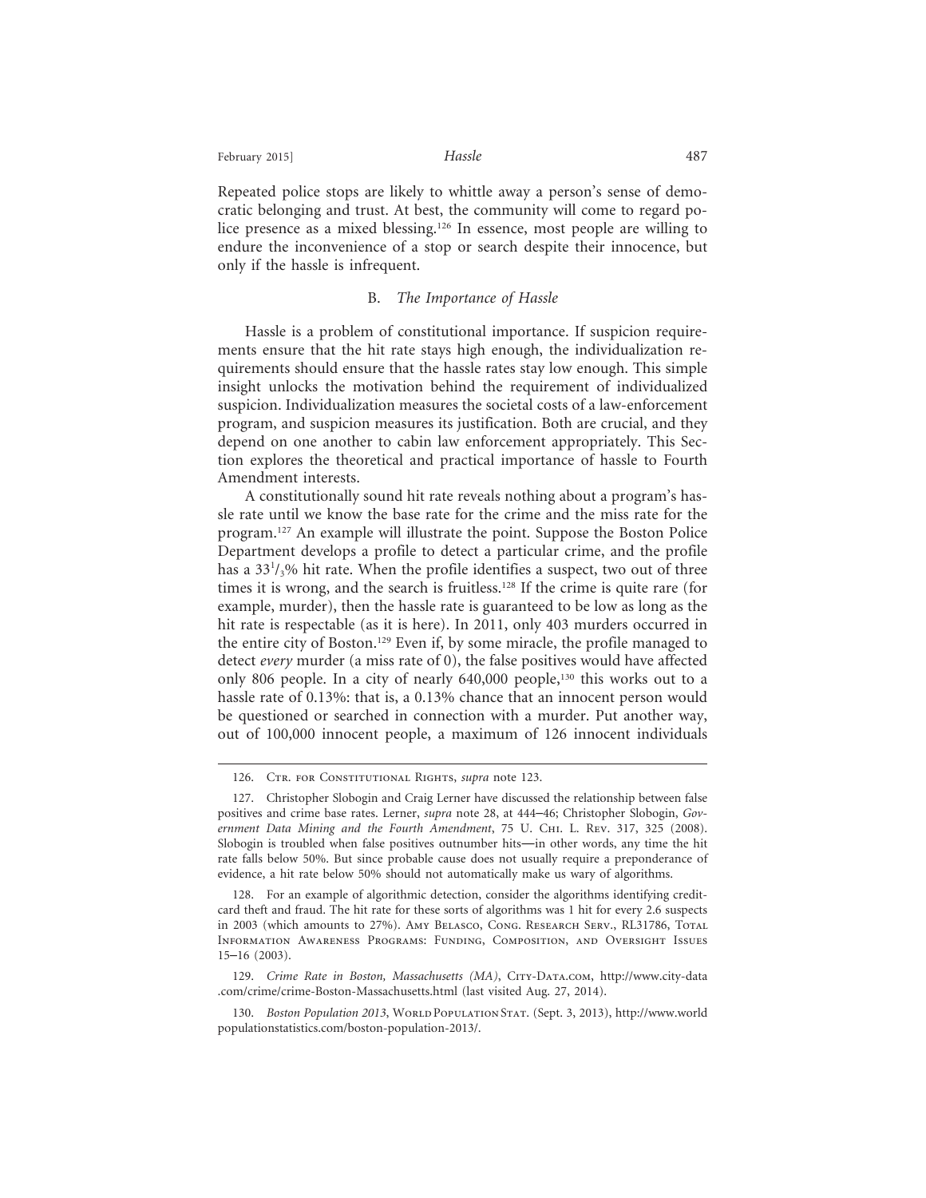Repeated police stops are likely to whittle away a person's sense of democratic belonging and trust. At best, the community will come to regard police presence as a mixed blessing.[126] In essence, most people are willing to endure the inconvenience of a stop or search despite their innocence, but only if the hassle is infrequent.

### B. *The Importance of Hassle*

Hassle is a problem of constitutional importance. If suspicion requirements ensure that the hit rate stays high enough, the individualization requirements should ensure that the hassle rates stay low enough. This simple insight unlocks the motivation behind the requirement of individualized suspicion. Individualization measures the societal costs of a law-enforcement program, and suspicion measures its justification. Both are crucial, and they depend on one another to cabin law enforcement appropriately. This Section explores the theoretical and practical importance of hassle to Fourth Amendment interests.

A constitutionally sound hit rate reveals nothing about a program's hassle rate until we know the base rate for the crime and the miss rate for the program.[127] An example will illustrate the point. Suppose the Boston Police Department develops a profile to detect a particular crime, and the profile has a $33^{1}/_{3}$% hit rate. When the profile identifies a suspect, two out of three times it is wrong, and the search is fruitless.[128] If the crime is quite rare (for example, murder), then the hassle rate is guaranteed to be low as long as the hit rate is respectable (as it is here). In 2011, only 403 murders occurred in the entire city of Boston.[129] Even if, by some miracle, the profile managed to detect *every* murder (a miss rate of 0), the false positives would have affected only 806 people. In a city of nearly 640,000 people,[130] this works out to a hassle rate of 0.13%: that is, a 0.13% chance that an innocent person would be questioned or searched in connection with a murder. Put another way, out of 100,000 innocent people, a maximum of 126 innocent individuals

---

126. Ctr. for Constitutional Rights, *supra* note 123.

127. Christopher Slobogin and Craig Lerner have discussed the relationship between false positives and crime base rates. Lerner, *supra* note 28, at 444–46; Christopher Slobogin, *Government Data Mining and the Fourth Amendment*, 75 U. Chi. L. Rev. 317, 325 (2008). Slobogin is troubled when false positives outnumber hits—in other words, any time the hit rate falls below 50%. But since probable cause does not usually require a preponderance of evidence, a hit rate below 50% should not automatically make us wary of algorithms.

128. For an example of algorithmic detection, consider the algorithms identifying credit-card theft and fraud. The hit rate for these sorts of algorithms was 1 hit for every 2.6 suspects in 2003 (which amounts to 27%). Amy Belasco, Cong. Research Serv., RL31786, Total Information Awareness Programs: Funding, Composition, and Oversight Issues 15–16 (2003).

129. *Crime Rate in Boston, Massachusetts (MA)*, City-Data.com, http://www.city-data.com/crime/crime-Boston-Massachusetts.html (last visited Aug. 27, 2014).

130. *Boston Population 2013*, World Population Stat. (Sept. 3, 2013), http://www.worldpopulationstatistics.com/boston-population-2013/.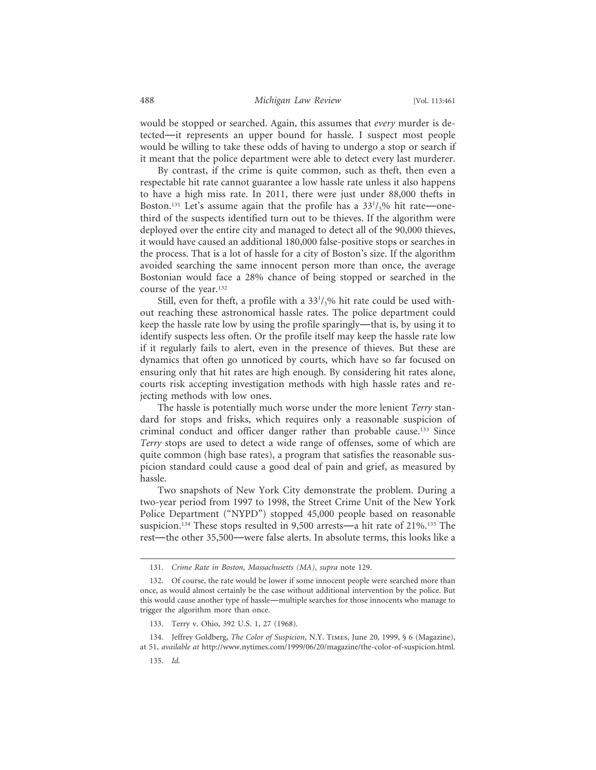would be stopped or searched. Again, this assumes that *every* murder is detected—it represents an upper bound for hassle. I suspect most people would be willing to take these odds of having to undergo a stop or search if it meant that the police department were able to detect every last murderer.

By contrast, if the crime is quite common, such as theft, then even a respectable hit rate cannot guarantee a low hassle rate unless it also happens to have a high miss rate. In 2011, there were just under 88,000 thefts in Boston.[131] Let's assume again that the profile has a $33^1/_3$% hit rate—one-third of the suspects identified turn out to be thieves. If the algorithm were deployed over the entire city and managed to detect all of the 90,000 thieves, it would have caused an additional 180,000 false-positive stops or searches in the process. That is a lot of hassle for a city of Boston's size. If the algorithm avoided searching the same innocent person more than once, the average Bostonian would face a 28% chance of being stopped or searched in the course of the year.[132]

Still, even for theft, a profile with a $33^1/_3$% hit rate could be used without reaching these astronomical hassle rates. The police department could keep the hassle rate low by using the profile sparingly—that is, by using it to identify suspects less often. Or the profile itself may keep the hassle rate low if it regularly fails to alert, even in the presence of thieves. But these are dynamics that often go unnoticed by courts, which have so far focused on ensuring only that hit rates are high enough. By considering hit rates alone, courts risk accepting investigation methods with high hassle rates and rejecting methods with low ones.

The hassle is potentially much worse under the more lenient *Terry* standard for stops and frisks, which requires only a reasonable suspicion of criminal conduct and officer danger rather than probable cause.[133] Since *Terry* stops are used to detect a wide range of offenses, some of which are quite common (high base rates), a program that satisfies the reasonable suspicion standard could cause a good deal of pain and grief, as measured by hassle.

Two snapshots of New York City demonstrate the problem. During a two-year period from 1997 to 1998, the Street Crime Unit of the New York Police Department ("NYPD") stopped 45,000 people based on reasonable suspicion.[134] These stops resulted in 9,500 arrests—a hit rate of 21%.[135] The rest—the other 35,500—were false alerts. In absolute terms, this looks like a

---

131. *Crime Rate in Boston, Massachusetts (MA)*, *supra* note 129.

132. Of course, the rate would be lower if some innocent people were searched more than once, as would almost certainly be the case without additional intervention by the police. But this would cause another type of hassle—multiple searches for those innocents who manage to trigger the algorithm more than once.

133. Terry v. Ohio, 392 U.S. 1, 27 (1968).

134. Jeffrey Goldberg, *The Color of Suspicion*, N.Y. Times, June 20, 1999, § 6 (Magazine), at 51, *available at* http://www.nytimes.com/1999/06/20/magazine/the-color-of-suspicion.html.

135. *Id.*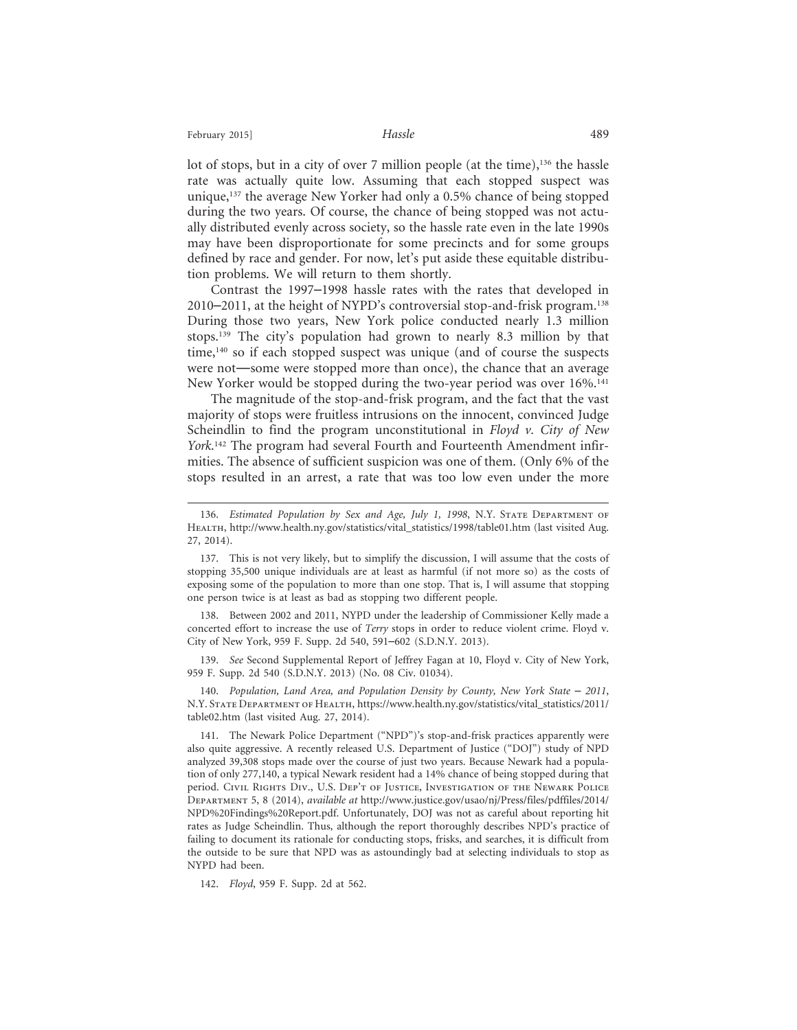lot of stops, but in a city of over 7 million people (at the time),[136] the hassle rate was actually quite low. Assuming that each stopped suspect was unique,[137] the average New Yorker had only a 0.5% chance of being stopped during the two years. Of course, the chance of being stopped was not actually distributed evenly across society, so the hassle rate even in the late 1990s may have been disproportionate for some precincts and for some groups defined by race and gender. For now, let's put aside these equitable distribution problems. We will return to them shortly.

Contrast the 1997–1998 hassle rates with the rates that developed in 2010–2011, at the height of NYPD's controversial stop-and-frisk program.[138] During those two years, New York police conducted nearly 1.3 million stops.[139] The city's population had grown to nearly 8.3 million by that time,[140] so if each stopped suspect was unique (and of course the suspects were not—some were stopped more than once), the chance that an average New Yorker would be stopped during the two-year period was over 16%.[141]

The magnitude of the stop-and-frisk program, and the fact that the vast majority of stops were fruitless intrusions on the innocent, convinced Judge Scheindlin to find the program unconstitutional in *Floyd v. City of New York*.[142] The program had several Fourth and Fourteenth Amendment infirmities. The absence of sufficient suspicion was one of them. (Only 6% of the stops resulted in an arrest, a rate that was too low even under the more

---

136. *Estimated Population by Sex and Age, July 1, 1998*, N.Y. State Department of Health, http://www.health.ny.gov/statistics/vital_statistics/1998/table01.htm (last visited Aug. 27, 2014).

137. This is not very likely, but to simplify the discussion, I will assume that the costs of stopping 35,500 unique individuals are at least as harmful (if not more so) as the costs of exposing some of the population to more than one stop. That is, I will assume that stopping one person twice is at least as bad as stopping two different people.

138. Between 2002 and 2011, NYPD under the leadership of Commissioner Kelly made a concerted effort to increase the use of *Terry* stops in order to reduce violent crime. Floyd v. City of New York, 959 F. Supp. 2d 540, 591–602 (S.D.N.Y. 2013).

139. *See* Second Supplemental Report of Jeffrey Fagan at 10, Floyd v. City of New York, 959 F. Supp. 2d 540 (S.D.N.Y. 2013) (No. 08 Civ. 01034).

140. *Population, Land Area, and Population Density by County, New York State – 2011*, N.Y. State Department of Health, https://www.health.ny.gov/statistics/vital_statistics/2011/table02.htm (last visited Aug. 27, 2014).

141. The Newark Police Department ("NPD")'s stop-and-frisk practices apparently were also quite aggressive. A recently released U.S. Department of Justice ("DOJ") study of NPD analyzed 39,308 stops made over the course of just two years. Because Newark had a population of only 277,140, a typical Newark resident had a 14% chance of being stopped during that period. Civil Rights Div., U.S. Dep't of Justice, Investigation of the Newark Police Department 5, 8 (2014), *available at* http://www.justice.gov/usao/nj/Press/files/pdffiles/2014/NPD%20Findings%20Report.pdf. Unfortunately, DOJ was not as careful about reporting hit rates as Judge Scheindlin. Thus, although the report thoroughly describes NPD's practice of failing to document its rationale for conducting stops, frisks, and searches, it is difficult from the outside to be sure that NPD was as astoundingly bad at selecting individuals to stop as NYPD had been.

142. *Floyd*, 959 F. Supp. 2d at 562.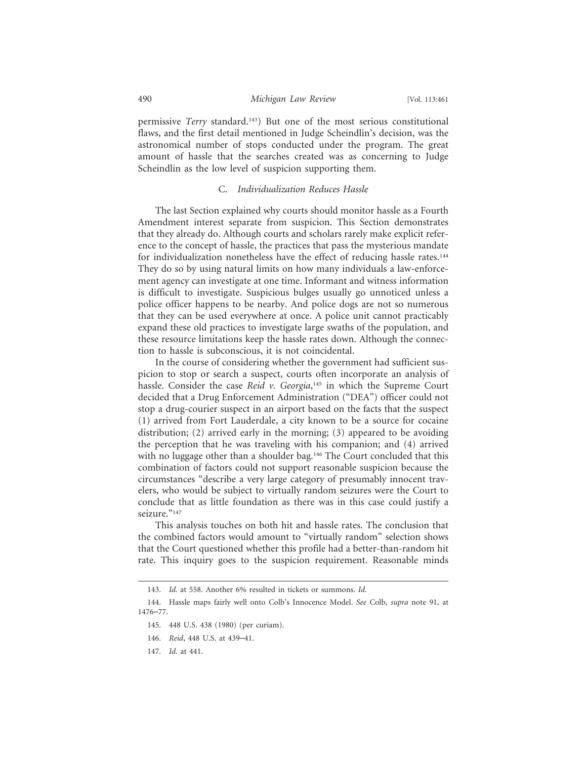permissive *Terry* standard.[143]) But one of the most serious constitutional flaws, and the first detail mentioned in Judge Scheindlin's decision, was the astronomical number of stops conducted under the program. The great amount of hassle that the searches created was as concerning to Judge Scheindlin as the low level of suspicion supporting them.

### C. *Individualization Reduces Hassle*

The last Section explained why courts should monitor hassle as a Fourth Amendment interest separate from suspicion. This Section demonstrates that they already do. Although courts and scholars rarely make explicit reference to the concept of hassle, the practices that pass the mysterious mandate for individualization nonetheless have the effect of reducing hassle rates.[144] They do so by using natural limits on how many individuals a law-enforcement agency can investigate at one time. Informant and witness information is difficult to investigate. Suspicious bulges usually go unnoticed unless a police officer happens to be nearby. And police dogs are not so numerous that they can be used everywhere at once. A police unit cannot practicably expand these old practices to investigate large swaths of the population, and these resource limitations keep the hassle rates down. Although the connection to hassle is subconscious, it is not coincidental.

In the course of considering whether the government had sufficient suspicion to stop or search a suspect, courts often incorporate an analysis of hassle. Consider the case *Reid v. Georgia*,[145] in which the Supreme Court decided that a Drug Enforcement Administration ("DEA") officer could not stop a drug-courier suspect in an airport based on the facts that the suspect (1) arrived from Fort Lauderdale, a city known to be a source for cocaine distribution; (2) arrived early in the morning; (3) appeared to be avoiding the perception that he was traveling with his companion; and (4) arrived with no luggage other than a shoulder bag.[146] The Court concluded that this combination of factors could not support reasonable suspicion because the circumstances "describe a very large category of presumably innocent travelers, who would be subject to virtually random seizures were the Court to conclude that as little foundation as there was in this case could justify a seizure."[147]

This analysis touches on both hit and hassle rates. The conclusion that the combined factors would amount to "virtually random" selection shows that the Court questioned whether this profile had a better-than-random hit rate. This inquiry goes to the suspicion requirement. Reasonable minds

---

143. *Id.* at 558. Another 6% resulted in tickets or summons. *Id.*

144. Hassle maps fairly well onto Colb's Innocence Model. *See* Colb, *supra* note 91, at 1476–77.

145. 448 U.S. 438 (1980) (per curiam).

146. *Reid*, 448 U.S. at 439–41.

147. *Id.* at 441.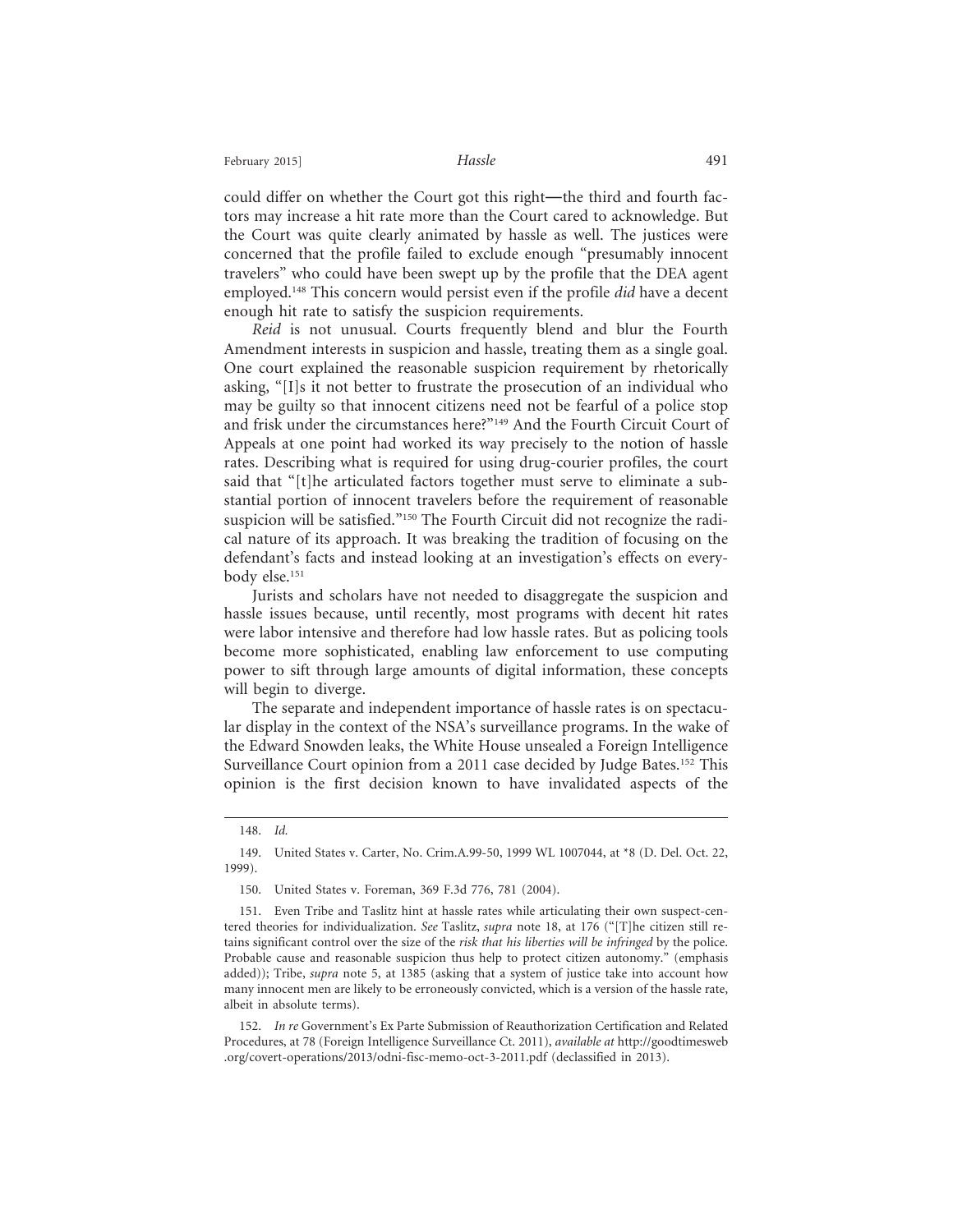could differ on whether the Court got this right—the third and fourth factors may increase a hit rate more than the Court cared to acknowledge. But the Court was quite clearly animated by hassle as well. The justices were concerned that the profile failed to exclude enough "presumably innocent travelers" who could have been swept up by the profile that the DEA agent employed.[148] This concern would persist even if the profile *did* have a decent enough hit rate to satisfy the suspicion requirements.

*Reid* is not unusual. Courts frequently blend and blur the Fourth Amendment interests in suspicion and hassle, treating them as a single goal. One court explained the reasonable suspicion requirement by rhetorically asking, "[I]s it not better to frustrate the prosecution of an individual who may be guilty so that innocent citizens need not be fearful of a police stop and frisk under the circumstances here?"[149] And the Fourth Circuit Court of Appeals at one point had worked its way precisely to the notion of hassle rates. Describing what is required for using drug-courier profiles, the court said that "[t]he articulated factors together must serve to eliminate a substantial portion of innocent travelers before the requirement of reasonable suspicion will be satisfied."[150] The Fourth Circuit did not recognize the radical nature of its approach. It was breaking the tradition of focusing on the defendant's facts and instead looking at an investigation's effects on everybody else.[151]

Jurists and scholars have not needed to disaggregate the suspicion and hassle issues because, until recently, most programs with decent hit rates were labor intensive and therefore had low hassle rates. But as policing tools become more sophisticated, enabling law enforcement to use computing power to sift through large amounts of digital information, these concepts will begin to diverge.

The separate and independent importance of hassle rates is on spectacular display in the context of the NSA's surveillance programs. In the wake of the Edward Snowden leaks, the White House unsealed a Foreign Intelligence Surveillance Court opinion from a 2011 case decided by Judge Bates.[152] This opinion is the first decision known to have invalidated aspects of the

---

148. *Id.*

149. United States v. Carter, No. Crim.A.99-50, 1999 WL 1007044, at *8 (D. Del. Oct. 22, 1999).

150. United States v. Foreman, 369 F.3d 776, 781 (2004).

151. Even Tribe and Taslitz hint at hassle rates while articulating their own suspect-centered theories for individualization. *See* Taslitz, *supra* note 18, at 176 ("[T]he citizen still retains significant control over the size of the *risk that his liberties will be infringed* by the police. Probable cause and reasonable suspicion thus help to protect citizen autonomy." (emphasis added)); Tribe, *supra* note 5, at 1385 (asking that a system of justice take into account how many innocent men are likely to be erroneously convicted, which is a version of the hassle rate, albeit in absolute terms).

152. *In re* Government's Ex Parte Submission of Reauthorization Certification and Related Procedures, at 78 (Foreign Intelligence Surveillance Ct. 2011), *available at* http://goodtimesweb.org/covert-operations/2013/odni-fisc-memo-oct-3-2011.pdf (declassified in 2013).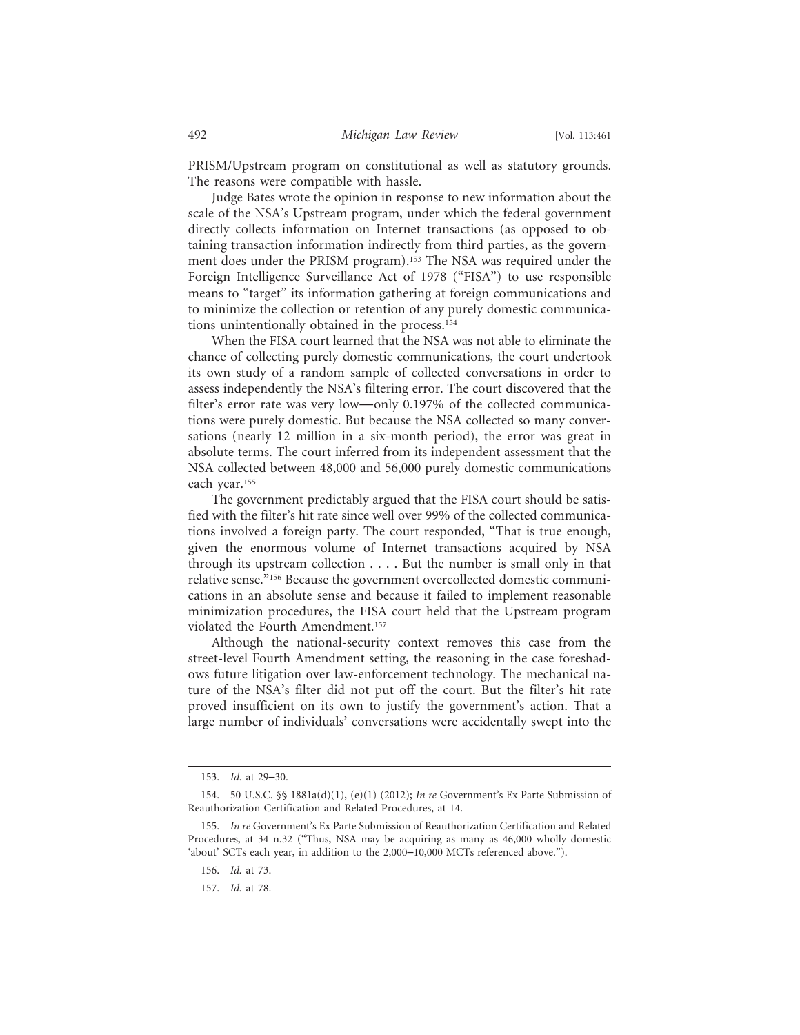PRISM/Upstream program on constitutional as well as statutory grounds. The reasons were compatible with hassle.

Judge Bates wrote the opinion in response to new information about the scale of the NSA's Upstream program, under which the federal government directly collects information on Internet transactions (as opposed to obtaining transaction information indirectly from third parties, as the government does under the PRISM program).[153] The NSA was required under the Foreign Intelligence Surveillance Act of 1978 ("FISA") to use responsible means to "target" its information gathering at foreign communications and to minimize the collection or retention of any purely domestic communications unintentionally obtained in the process.[154]

When the FISA court learned that the NSA was not able to eliminate the chance of collecting purely domestic communications, the court undertook its own study of a random sample of collected conversations in order to assess independently the NSA's filtering error. The court discovered that the filter's error rate was very low—only 0.197% of the collected communications were purely domestic. But because the NSA collected so many conversations (nearly 12 million in a six-month period), the error was great in absolute terms. The court inferred from its independent assessment that the NSA collected between 48,000 and 56,000 purely domestic communications each year.[155]

The government predictably argued that the FISA court should be satisfied with the filter's hit rate since well over 99% of the collected communications involved a foreign party. The court responded, "That is true enough, given the enormous volume of Internet transactions acquired by NSA through its upstream collection . . . . But the number is small only in that relative sense."[156] Because the government overcollected domestic communications in an absolute sense and because it failed to implement reasonable minimization procedures, the FISA court held that the Upstream program violated the Fourth Amendment.[157]

Although the national-security context removes this case from the street-level Fourth Amendment setting, the reasoning in the case foreshadows future litigation over law-enforcement technology. The mechanical nature of the NSA's filter did not put off the court. But the filter's hit rate proved insufficient on its own to justify the government's action. That a large number of individuals' conversations were accidentally swept into the

---

153. *Id.* at 29–30.

154. 50 U.S.C. §§ 1881a(d)(1), (e)(1) (2012); *In re* Government's Ex Parte Submission of Reauthorization Certification and Related Procedures, at 14.

155. *In re* Government's Ex Parte Submission of Reauthorization Certification and Related Procedures, at 34 n.32 ("Thus, NSA may be acquiring as many as 46,000 wholly domestic 'about' SCTs each year, in addition to the 2,000–10,000 MCTs referenced above.").

156. *Id.* at 73.

157. *Id.* at 78.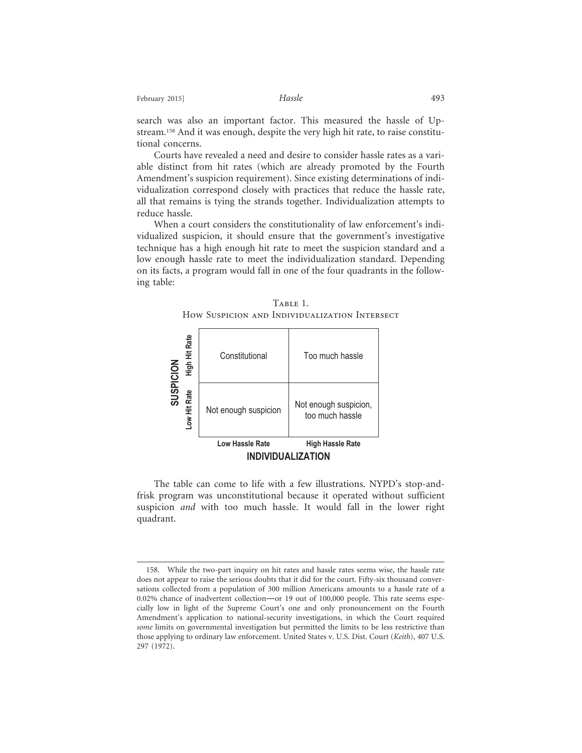search was also an important factor. This measured the hassle of Upstream.[158] And it was enough, despite the very high hit rate, to raise constitutional concerns.

Courts have revealed a need and desire to consider hassle rates as a variable distinct from hit rates (which are already promoted by the Fourth Amendment's suspicion requirement). Since existing determinations of individualization correspond closely with practices that reduce the hassle rate, all that remains is tying the strands together. Individualization attempts to reduce hassle.

When a court considers the constitutionality of law enforcement's individualized suspicion, it should ensure that the government's investigative technique has a high enough hit rate to meet the suspicion standard and a low enough hassle rate to meet the individualization standard. Depending on its facts, a program would fall in one of the four quadrants in the following table:

TABLE 1.
HOW SUSPICION AND INDIVIDUALIZATION INTERSECT

| **SUSPICION** | **INDIVIDUALIZATION: Low Hassle Rate** | **INDIVIDUALIZATION: High Hassle Rate** |
|---|---|---|
| **High Hit Rate** | Constitutional | Too much hassle |
| **Low Hit Rate** | Not enough suspicion | Not enough suspicion, too much hassle |

The table can come to life with a few illustrations. NYPD's stop-and-frisk program was unconstitutional because it operated without sufficient suspicion *and* with too much hassle. It would fall in the lower right quadrant.

158. While the two-part inquiry on hit rates and hassle rates seems wise, the hassle rate does not appear to raise the serious doubts that it did for the court. Fifty-six thousand conversations collected from a population of 300 million Americans amounts to a hassle rate of a 0.02% chance of inadvertent collection—or 19 out of 100,000 people. This rate seems especially low in light of the Supreme Court's one and only pronouncement on the Fourth Amendment's application to national-security investigations, in which the Court required *some* limits on governmental investigation but permitted the limits to be less restrictive than those applying to ordinary law enforcement. United States v. U.S. Dist. Court (*Keith*), 407 U.S. 297 (1972).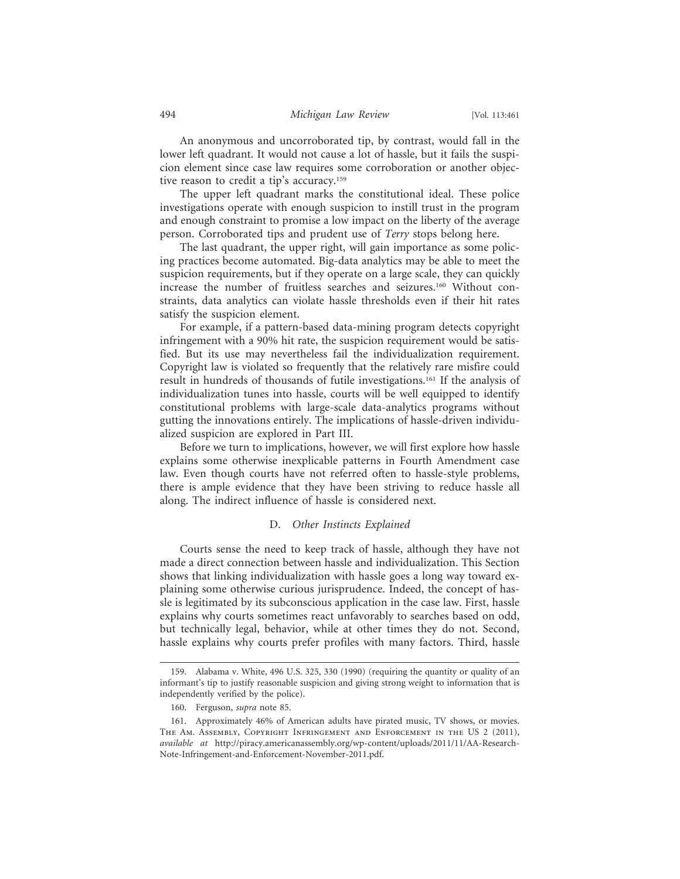An anonymous and uncorroborated tip, by contrast, would fall in the lower left quadrant. It would not cause a lot of hassle, but it fails the suspicion element since case law requires some corroboration or another objective reason to credit a tip's accuracy.[159]

The upper left quadrant marks the constitutional ideal. These police investigations operate with enough suspicion to instill trust in the program and enough constraint to promise a low impact on the liberty of the average person. Corroborated tips and prudent use of *Terry* stops belong here.

The last quadrant, the upper right, will gain importance as some policing practices become automated. Big-data analytics may be able to meet the suspicion requirements, but if they operate on a large scale, they can quickly increase the number of fruitless searches and seizures.[160] Without constraints, data analytics can violate hassle thresholds even if their hit rates satisfy the suspicion element.

For example, if a pattern-based data-mining program detects copyright infringement with a 90% hit rate, the suspicion requirement would be satisfied. But its use may nevertheless fail the individualization requirement. Copyright law is violated so frequently that the relatively rare misfire could result in hundreds of thousands of futile investigations.[161] If the analysis of individualization tunes into hassle, courts will be well equipped to identify constitutional problems with large-scale data-analytics programs without gutting the innovations entirely. The implications of hassle-driven individualized suspicion are explored in Part III.

Before we turn to implications, however, we will first explore how hassle explains some otherwise inexplicable patterns in Fourth Amendment case law. Even though courts have not referred often to hassle-style problems, there is ample evidence that they have been striving to reduce hassle all along. The indirect influence of hassle is considered next.

### D. *Other Instincts Explained*

Courts sense the need to keep track of hassle, although they have not made a direct connection between hassle and individualization. This Section shows that linking individualization with hassle goes a long way toward explaining some otherwise curious jurisprudence. Indeed, the concept of hassle is legitimated by its subconscious application in the case law. First, hassle explains why courts sometimes react unfavorably to searches based on odd, but technically legal, behavior, while at other times they do not. Second, hassle explains why courts prefer profiles with many factors. Third, hassle

---

159. Alabama v. White, 496 U.S. 325, 330 (1990) (requiring the quantity or quality of an informant's tip to justify reasonable suspicion and giving strong weight to information that is independently verified by the police).

160. Ferguson, *supra* note 85.

161. Approximately 46% of American adults have pirated music, TV shows, or movies. The Am. Assembly, Copyright Infringement and Enforcement in the US 2 (2011), *available at* http://piracy.americanassembly.org/wp-content/uploads/2011/11/AA-Research-Note-Infringement-and-Enforcement-November-2011.pdf.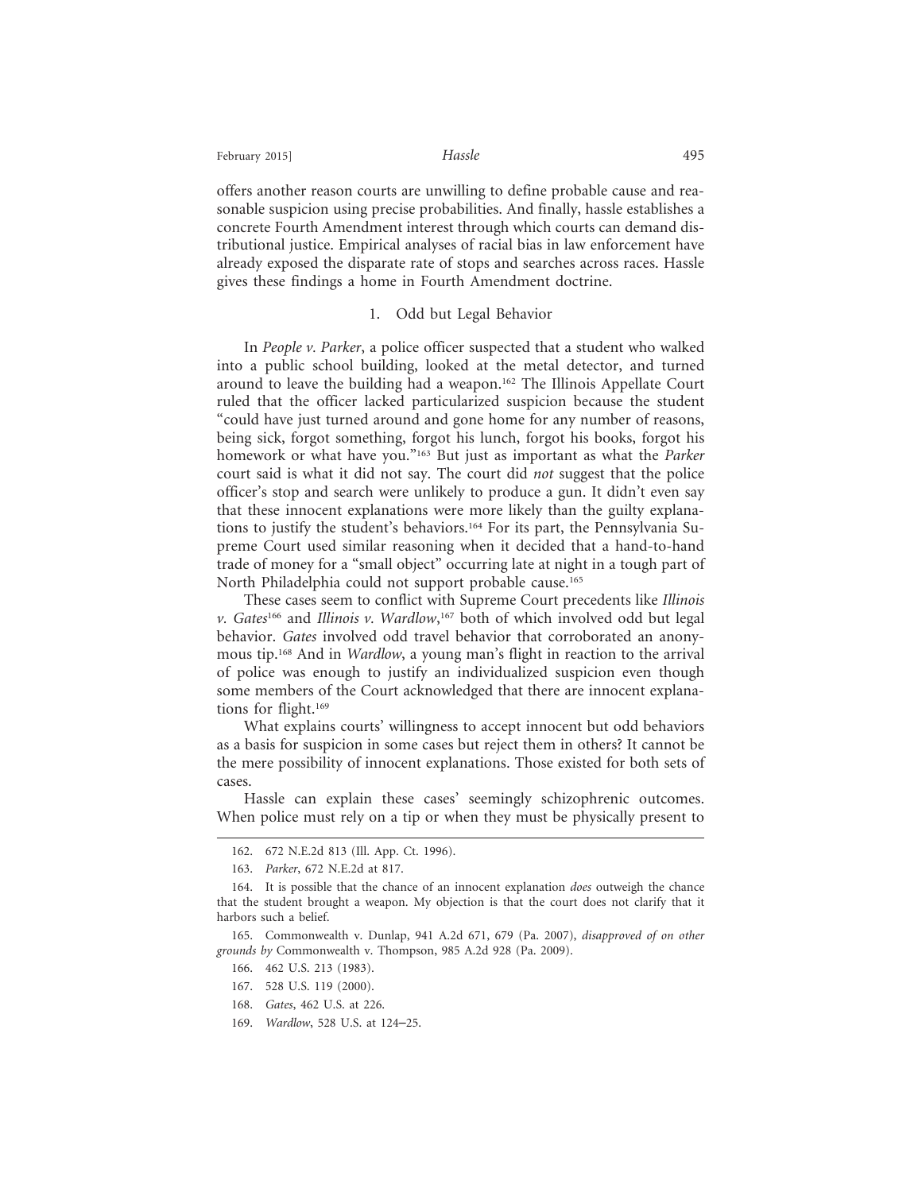offers another reason courts are unwilling to define probable cause and reasonable suspicion using precise probabilities. And finally, hassle establishes a concrete Fourth Amendment interest through which courts can demand distributional justice. Empirical analyses of racial bias in law enforcement have already exposed the disparate rate of stops and searches across races. Hassle gives these findings a home in Fourth Amendment doctrine.

### 1. Odd but Legal Behavior

In *People v. Parker*, a police officer suspected that a student who walked into a public school building, looked at the metal detector, and turned around to leave the building had a weapon.[162] The Illinois Appellate Court ruled that the officer lacked particularized suspicion because the student "could have just turned around and gone home for any number of reasons, being sick, forgot something, forgot his lunch, forgot his books, forgot his homework or what have you."[163] But just as important as what the *Parker* court said is what it did not say. The court did *not* suggest that the police officer's stop and search were unlikely to produce a gun. It didn't even say that these innocent explanations were more likely than the guilty explanations to justify the student's behaviors.[164] For its part, the Pennsylvania Supreme Court used similar reasoning when it decided that a hand-to-hand trade of money for a "small object" occurring late at night in a tough part of North Philadelphia could not support probable cause.[165]

These cases seem to conflict with Supreme Court precedents like *Illinois v. Gates*[166] and *Illinois v. Wardlow*,[167] both of which involved odd but legal behavior. *Gates* involved odd travel behavior that corroborated an anonymous tip.[168] And in *Wardlow*, a young man's flight in reaction to the arrival of police was enough to justify an individualized suspicion even though some members of the Court acknowledged that there are innocent explanations for flight.[169]

What explains courts' willingness to accept innocent but odd behaviors as a basis for suspicion in some cases but reject them in others? It cannot be the mere possibility of innocent explanations. Those existed for both sets of cases.

Hassle can explain these cases' seemingly schizophrenic outcomes. When police must rely on a tip or when they must be physically present to

---

162. 672 N.E.2d 813 (Ill. App. Ct. 1996).

163. *Parker*, 672 N.E.2d at 817.

164. It is possible that the chance of an innocent explanation *does* outweigh the chance that the student brought a weapon. My objection is that the court does not clarify that it harbors such a belief.

165. Commonwealth v. Dunlap, 941 A.2d 671, 679 (Pa. 2007), *disapproved of on other grounds by* Commonwealth v. Thompson, 985 A.2d 928 (Pa. 2009).

166. 462 U.S. 213 (1983).

167. 528 U.S. 119 (2000).

168. *Gates*, 462 U.S. at 226.

169. *Wardlow*, 528 U.S. at 124–25.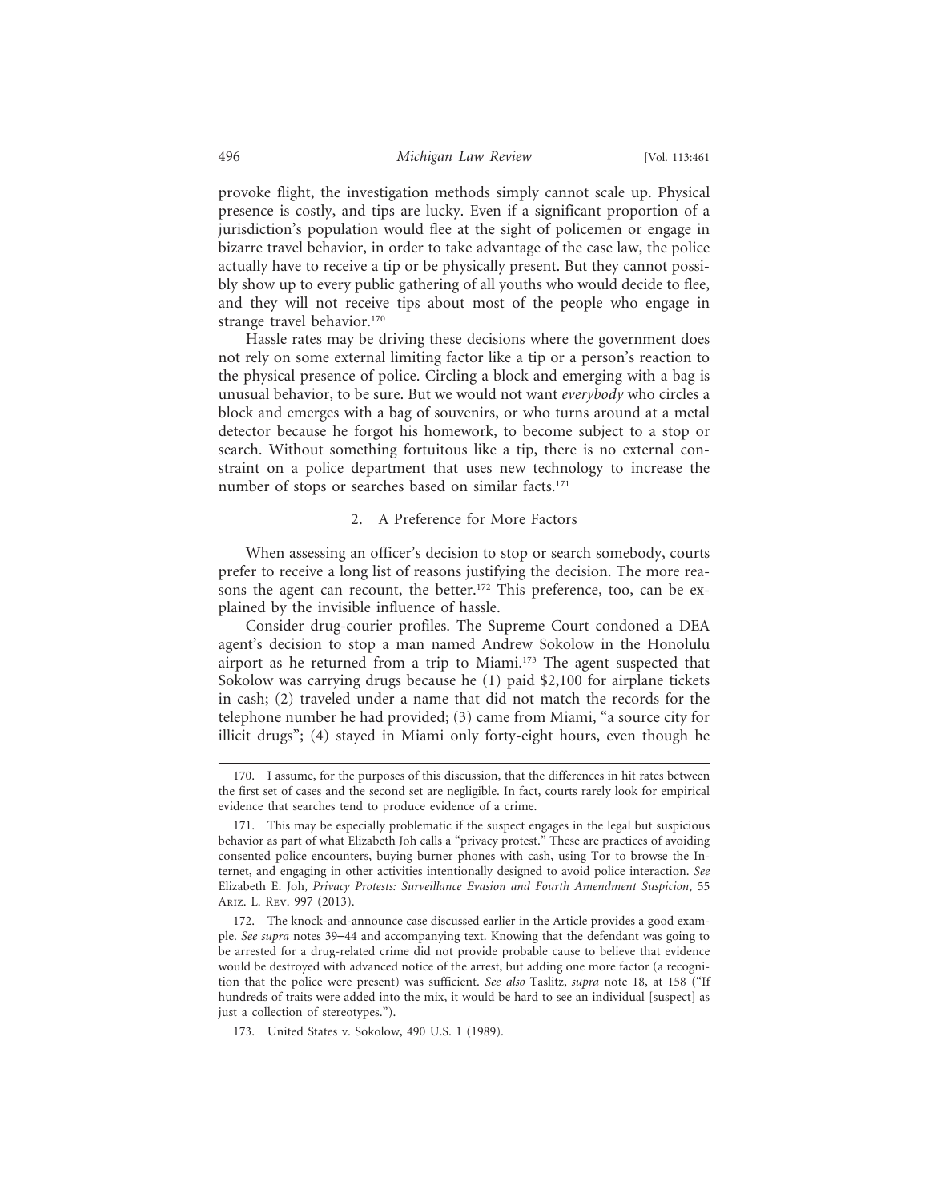provoke flight, the investigation methods simply cannot scale up. Physical presence is costly, and tips are lucky. Even if a significant proportion of a jurisdiction's population would flee at the sight of policemen or engage in bizarre travel behavior, in order to take advantage of the case law, the police actually have to receive a tip or be physically present. But they cannot possibly show up to every public gathering of all youths who would decide to flee, and they will not receive tips about most of the people who engage in strange travel behavior.[170]

Hassle rates may be driving these decisions where the government does not rely on some external limiting factor like a tip or a person's reaction to the physical presence of police. Circling a block and emerging with a bag is unusual behavior, to be sure. But we would not want *everybody* who circles a block and emerges with a bag of souvenirs, or who turns around at a metal detector because he forgot his homework, to become subject to a stop or search. Without something fortuitous like a tip, there is no external constraint on a police department that uses new technology to increase the number of stops or searches based on similar facts.[171]

### 2. A Preference for More Factors

When assessing an officer's decision to stop or search somebody, courts prefer to receive a long list of reasons justifying the decision. The more reasons the agent can recount, the better.[172] This preference, too, can be explained by the invisible influence of hassle.

Consider drug-courier profiles. The Supreme Court condoned a DEA agent's decision to stop a man named Andrew Sokolow in the Honolulu airport as he returned from a trip to Miami.[173] The agent suspected that Sokolow was carrying drugs because he (1) paid $2,100 for airplane tickets in cash; (2) traveled under a name that did not match the records for the telephone number he had provided; (3) came from Miami, "a source city for illicit drugs"; (4) stayed in Miami only forty-eight hours, even though he

---

170. I assume, for the purposes of this discussion, that the differences in hit rates between the first set of cases and the second set are negligible. In fact, courts rarely look for empirical evidence that searches tend to produce evidence of a crime.

171. This may be especially problematic if the suspect engages in the legal but suspicious behavior as part of what Elizabeth Joh calls a "privacy protest." These are practices of avoiding consented police encounters, buying burner phones with cash, using Tor to browse the Internet, and engaging in other activities intentionally designed to avoid police interaction. *See* Elizabeth E. Joh, *Privacy Protests: Surveillance Evasion and Fourth Amendment Suspicion*, 55 Ariz. L. Rev. 997 (2013).

172. The knock-and-announce case discussed earlier in the Article provides a good example. *See supra* notes 39–44 and accompanying text. Knowing that the defendant was going to be arrested for a drug-related crime did not provide probable cause to believe that evidence would be destroyed with advanced notice of the arrest, but adding one more factor (a recognition that the police were present) was sufficient. *See also* Taslitz, *supra* note 18, at 158 ("If hundreds of traits were added into the mix, it would be hard to see an individual [suspect] as just a collection of stereotypes.").

173. United States v. Sokolow, 490 U.S. 1 (1989).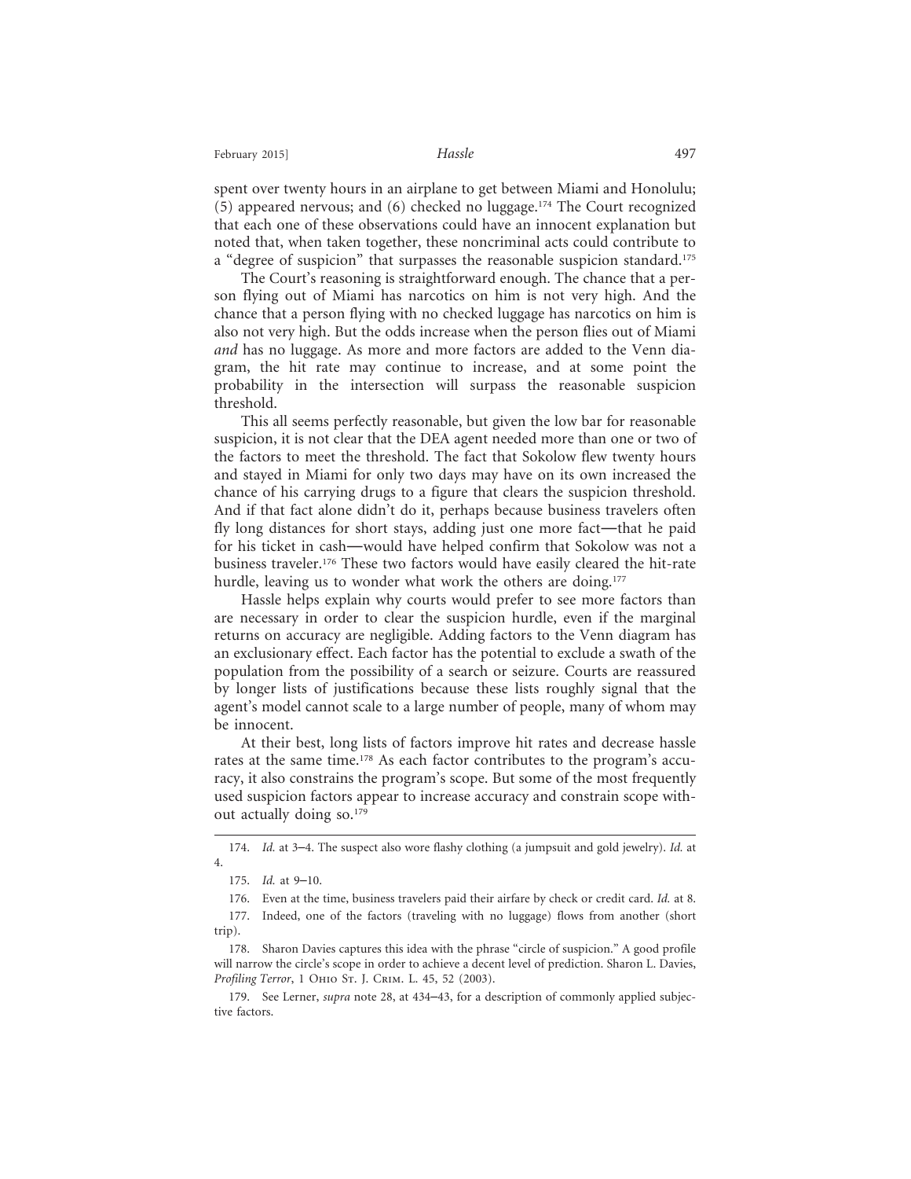spent over twenty hours in an airplane to get between Miami and Honolulu; (5) appeared nervous; and (6) checked no luggage.[174] The Court recognized that each one of these observations could have an innocent explanation but noted that, when taken together, these noncriminal acts could contribute to a "degree of suspicion" that surpasses the reasonable suspicion standard.[175]

The Court's reasoning is straightforward enough. The chance that a person flying out of Miami has narcotics on him is not very high. And the chance that a person flying with no checked luggage has narcotics on him is also not very high. But the odds increase when the person flies out of Miami *and* has no luggage. As more and more factors are added to the Venn diagram, the hit rate may continue to increase, and at some point the probability in the intersection will surpass the reasonable suspicion threshold.

This all seems perfectly reasonable, but given the low bar for reasonable suspicion, it is not clear that the DEA agent needed more than one or two of the factors to meet the threshold. The fact that Sokolow flew twenty hours and stayed in Miami for only two days may have on its own increased the chance of his carrying drugs to a figure that clears the suspicion threshold. And if that fact alone didn't do it, perhaps because business travelers often fly long distances for short stays, adding just one more fact—that he paid for his ticket in cash—would have helped confirm that Sokolow was not a business traveler.[176] These two factors would have easily cleared the hit-rate hurdle, leaving us to wonder what work the others are doing.[177]

Hassle helps explain why courts would prefer to see more factors than are necessary in order to clear the suspicion hurdle, even if the marginal returns on accuracy are negligible. Adding factors to the Venn diagram has an exclusionary effect. Each factor has the potential to exclude a swath of the population from the possibility of a search or seizure. Courts are reassured by longer lists of justifications because these lists roughly signal that the agent's model cannot scale to a large number of people, many of whom may be innocent.

At their best, long lists of factors improve hit rates and decrease hassle rates at the same time.[178] As each factor contributes to the program's accuracy, it also constrains the program's scope. But some of the most frequently used suspicion factors appear to increase accuracy and constrain scope without actually doing so.[179]

---

174. *Id.* at 3–4. The suspect also wore flashy clothing (a jumpsuit and gold jewelry). *Id.* at 4.

175. *Id.* at 9–10.

176. Even at the time, business travelers paid their airfare by check or credit card. *Id.* at 8.

177. Indeed, one of the factors (traveling with no luggage) flows from another (short trip).

178. Sharon Davies captures this idea with the phrase "circle of suspicion." A good profile will narrow the circle's scope in order to achieve a decent level of prediction. Sharon L. Davies, *Profiling Terror*, 1 Ohio St. J. Crim. L. 45, 52 (2003).

179. See Lerner, *supra* note 28, at 434–43, for a description of commonly applied subjective factors.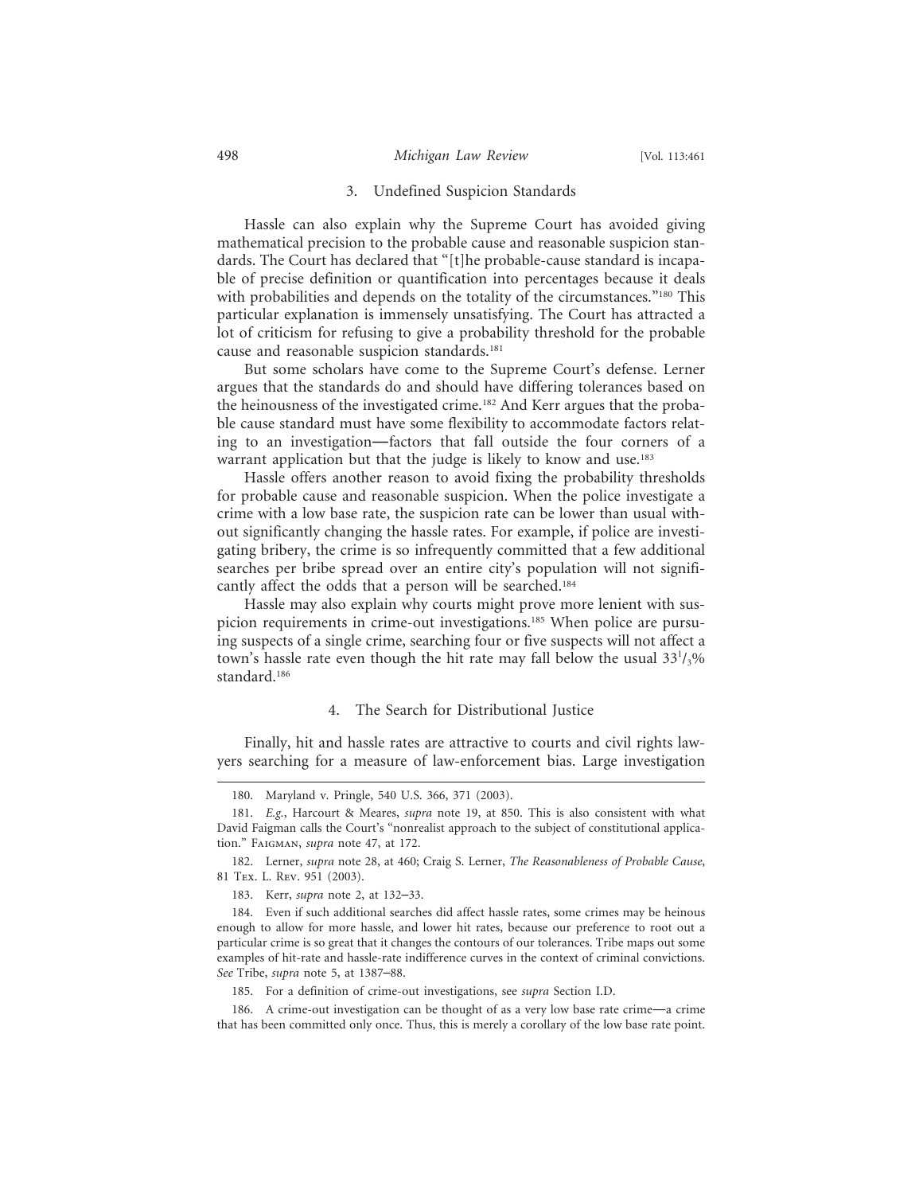### 3. Undefined Suspicion Standards

Hassle can also explain why the Supreme Court has avoided giving mathematical precision to the probable cause and reasonable suspicion standards. The Court has declared that "[t]he probable-cause standard is incapable of precise definition or quantification into percentages because it deals with probabilities and depends on the totality of the circumstances."[180] This particular explanation is immensely unsatisfying. The Court has attracted a lot of criticism for refusing to give a probability threshold for the probable cause and reasonable suspicion standards.[181]

But some scholars have come to the Supreme Court's defense. Lerner argues that the standards do and should have differing tolerances based on the heinousness of the investigated crime.[182] And Kerr argues that the probable cause standard must have some flexibility to accommodate factors relating to an investigation—factors that fall outside the four corners of a warrant application but that the judge is likely to know and use.[183]

Hassle offers another reason to avoid fixing the probability thresholds for probable cause and reasonable suspicion. When the police investigate a crime with a low base rate, the suspicion rate can be lower than usual without significantly changing the hassle rates. For example, if police are investigating bribery, the crime is so infrequently committed that a few additional searches per bribe spread over an entire city's population will not significantly affect the odds that a person will be searched.[184]

Hassle may also explain why courts might prove more lenient with suspicion requirements in crime-out investigations.[185] When police are pursuing suspects of a single crime, searching four or five suspects will not affect a town's hassle rate even though the hit rate may fall below the usual $33^{1}/_{3}\%$ standard.[186]

### 4. The Search for Distributional Justice

Finally, hit and hassle rates are attractive to courts and civil rights lawyers searching for a measure of law-enforcement bias. Large investigation

---

180. Maryland v. Pringle, 540 U.S. 366, 371 (2003).

181. *E.g.*, Harcourt & Meares, *supra* note 19, at 850. This is also consistent with what David Faigman calls the Court's "nonrealist approach to the subject of constitutional application." Faigman, *supra* note 47, at 172.

182. Lerner, *supra* note 28, at 460; Craig S. Lerner, *The Reasonableness of Probable Cause*, 81 Tex. L. Rev. 951 (2003).

183. Kerr, *supra* note 2, at 132–33.

184. Even if such additional searches did affect hassle rates, some crimes may be heinous enough to allow for more hassle, and lower hit rates, because our preference to root out a particular crime is so great that it changes the contours of our tolerances. Tribe maps out some examples of hit-rate and hassle-rate indifference curves in the context of criminal convictions. *See* Tribe, *supra* note 5, at 1387–88.

185. For a definition of crime-out investigations, see *supra* Section I.D.

186. A crime-out investigation can be thought of as a very low base rate crime—a crime that has been committed only once. Thus, this is merely a corollary of the low base rate point.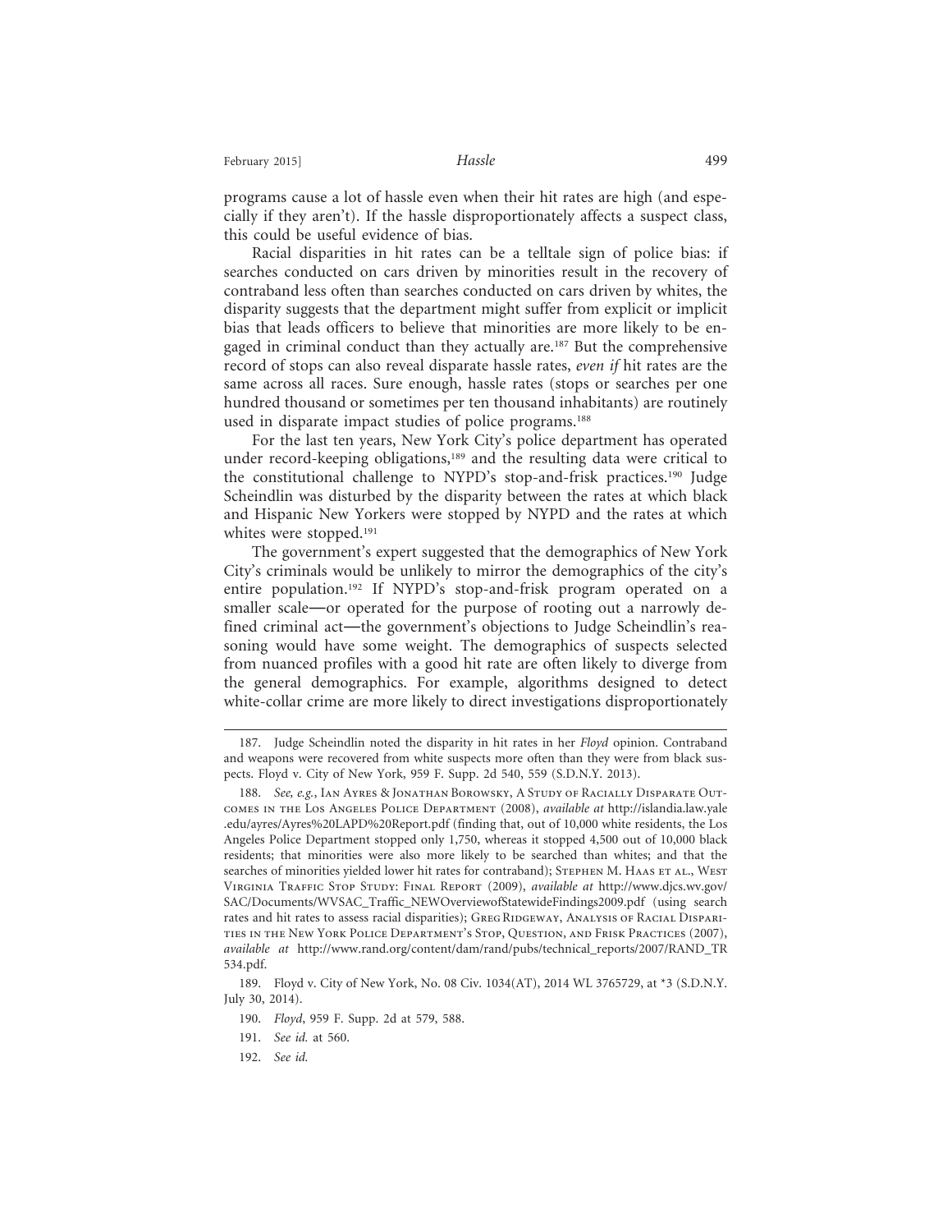programs cause a lot of hassle even when their hit rates are high (and especially if they aren't). If the hassle disproportionately affects a suspect class, this could be useful evidence of bias.

Racial disparities in hit rates can be a telltale sign of police bias: if searches conducted on cars driven by minorities result in the recovery of contraband less often than searches conducted on cars driven by whites, the disparity suggests that the department might suffer from explicit or implicit bias that leads officers to believe that minorities are more likely to be engaged in criminal conduct than they actually are.[187] But the comprehensive record of stops can also reveal disparate hassle rates, *even if* hit rates are the same across all races. Sure enough, hassle rates (stops or searches per one hundred thousand or sometimes per ten thousand inhabitants) are routinely used in disparate impact studies of police programs.[188]

For the last ten years, New York City's police department has operated under record-keeping obligations,[189] and the resulting data were critical to the constitutional challenge to NYPD's stop-and-frisk practices.[190] Judge Scheindlin was disturbed by the disparity between the rates at which black and Hispanic New Yorkers were stopped by NYPD and the rates at which whites were stopped.[191]

The government's expert suggested that the demographics of New York City's criminals would be unlikely to mirror the demographics of the city's entire population.[192] If NYPD's stop-and-frisk program operated on a smaller scale—or operated for the purpose of rooting out a narrowly defined criminal act—the government's objections to Judge Scheindlin's reasoning would have some weight. The demographics of suspects selected from nuanced profiles with a good hit rate are often likely to diverge from the general demographics. For example, algorithms designed to detect white-collar crime are more likely to direct investigations disproportionately

---

187. Judge Scheindlin noted the disparity in hit rates in her *Floyd* opinion. Contraband and weapons were recovered from white suspects more often than they were from black suspects. Floyd v. City of New York, 959 F. Supp. 2d 540, 559 (S.D.N.Y. 2013).

188. *See, e.g.*, Ian Ayres & Jonathan Borowsky, A Study of Racially Disparate Outcomes in the Los Angeles Police Department (2008), *available at* http://islandia.law.yale.edu/ayres/Ayres%20LAPD%20Report.pdf (finding that, out of 10,000 white residents, the Los Angeles Police Department stopped only 1,750, whereas it stopped 4,500 out of 10,000 black residents; that minorities were also more likely to be searched than whites; and that the searches of minorities yielded lower hit rates for contraband); Stephen M. Haas et al., West Virginia Traffic Stop Study: Final Report (2009), *available at* http://www.djcs.wv.gov/SAC/Documents/WVSAC_Traffic_NEWOverviewofStatewideFindings2009.pdf (using search rates and hit rates to assess racial disparities); Greg Ridgeway, Analysis of Racial Disparities in the New York Police Department's Stop, Question, and Frisk Practices (2007), *available at* http://www.rand.org/content/dam/rand/pubs/technical_reports/2007/RAND_TR534.pdf.

189. Floyd v. City of New York, No. 08 Civ. 1034(AT), 2014 WL 3765729, at *3 (S.D.N.Y. July 30, 2014).

190. *Floyd*, 959 F. Supp. 2d at 579, 588.

191. *See id.* at 560.

192. *See id.*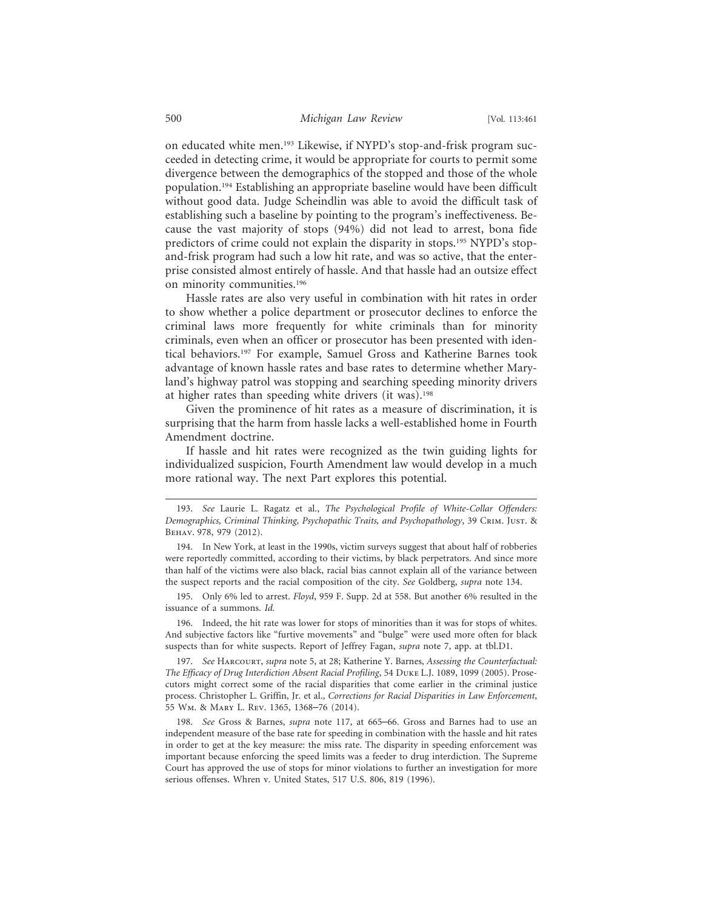on educated white men.[193] Likewise, if NYPD's stop-and-frisk program succeeded in detecting crime, it would be appropriate for courts to permit some divergence between the demographics of the stopped and those of the whole population.[194] Establishing an appropriate baseline would have been difficult without good data. Judge Scheindlin was able to avoid the difficult task of establishing such a baseline by pointing to the program's ineffectiveness. Because the vast majority of stops (94%) did not lead to arrest, bona fide predictors of crime could not explain the disparity in stops.[195] NYPD's stop-and-frisk program had such a low hit rate, and was so active, that the enterprise consisted almost entirely of hassle. And that hassle had an outsize effect on minority communities.[196]

Hassle rates are also very useful in combination with hit rates in order to show whether a police department or prosecutor declines to enforce the criminal laws more frequently for white criminals than for minority criminals, even when an officer or prosecutor has been presented with identical behaviors.[197] For example, Samuel Gross and Katherine Barnes took advantage of known hassle rates and base rates to determine whether Maryland's highway patrol was stopping and searching speeding minority drivers at higher rates than speeding white drivers (it was).[198]

Given the prominence of hit rates as a measure of discrimination, it is surprising that the harm from hassle lacks a well-established home in Fourth Amendment doctrine.

If hassle and hit rates were recognized as the twin guiding lights for individualized suspicion, Fourth Amendment law would develop in a much more rational way. The next Part explores this potential.

---

193. *See* Laurie L. Ragatz et al., *The Psychological Profile of White-Collar Offenders: Demographics, Criminal Thinking, Psychopathic Traits, and Psychopathology*, 39 Crim. Just. & Behav. 978, 979 (2012).

194. In New York, at least in the 1990s, victim surveys suggest that about half of robberies were reportedly committed, according to their victims, by black perpetrators. And since more than half of the victims were also black, racial bias cannot explain all of the variance between the suspect reports and the racial composition of the city. *See* Goldberg, *supra* note 134.

195. Only 6% led to arrest. *Floyd*, 959 F. Supp. 2d at 558. But another 6% resulted in the issuance of a summons. *Id.*

196. Indeed, the hit rate was lower for stops of minorities than it was for stops of whites. And subjective factors like "furtive movements" and "bulge" were used more often for black suspects than for white suspects. Report of Jeffrey Fagan, *supra* note 7, app. at tbl.D1.

197. *See* Harcourt, *supra* note 5, at 28; Katherine Y. Barnes, *Assessing the Counterfactual: The Efficacy of Drug Interdiction Absent Racial Profiling*, 54 Duke L.J. 1089, 1099 (2005). Prosecutors might correct some of the racial disparities that come earlier in the criminal justice process. Christopher L. Griffin, Jr. et al., *Corrections for Racial Disparities in Law Enforcement*, 55 Wm. & Mary L. Rev. 1365, 1368–76 (2014).

198. *See* Gross & Barnes, *supra* note 117, at 665–66. Gross and Barnes had to use an independent measure of the base rate for speeding in combination with the hassle and hit rates in order to get at the key measure: the miss rate. The disparity in speeding enforcement was important because enforcing the speed limits was a feeder to drug interdiction. The Supreme Court has approved the use of stops for minor violations to further an investigation for more serious offenses. Whren v. United States, 517 U.S. 806, 819 (1996).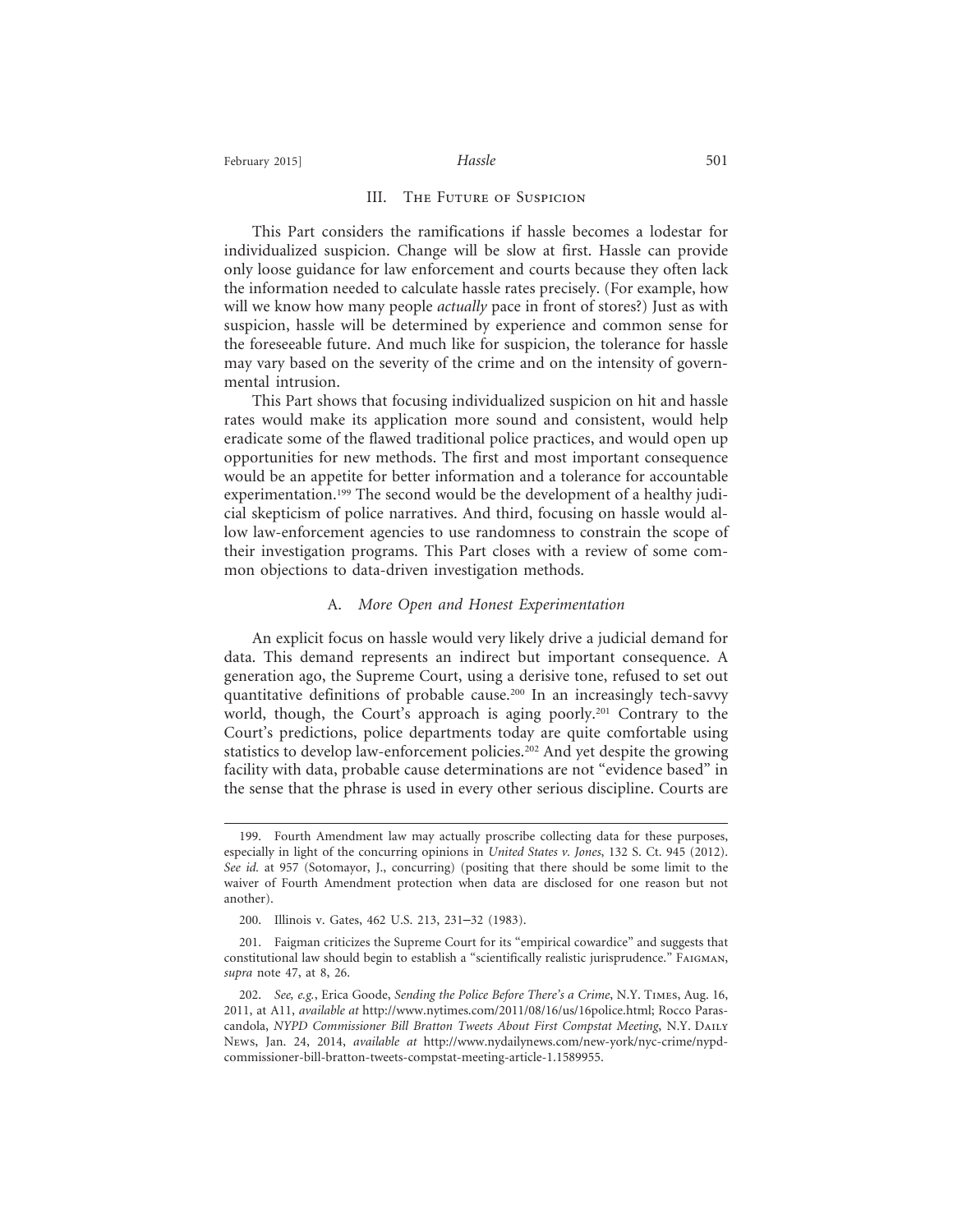## III. The Future of Suspicion

This Part considers the ramifications if hassle becomes a lodestar for individualized suspicion. Change will be slow at first. Hassle can provide only loose guidance for law enforcement and courts because they often lack the information needed to calculate hassle rates precisely. (For example, how will we know how many people *actually* pace in front of stores?) Just as with suspicion, hassle will be determined by experience and common sense for the foreseeable future. And much like for suspicion, the tolerance for hassle may vary based on the severity of the crime and on the intensity of governmental intrusion.

This Part shows that focusing individualized suspicion on hit and hassle rates would make its application more sound and consistent, would help eradicate some of the flawed traditional police practices, and would open up opportunities for new methods. The first and most important consequence would be an appetite for better information and a tolerance for accountable experimentation.[199] The second would be the development of a healthy judicial skepticism of police narratives. And third, focusing on hassle would allow law-enforcement agencies to use randomness to constrain the scope of their investigation programs. This Part closes with a review of some common objections to data-driven investigation methods.

### A. *More Open and Honest Experimentation*

An explicit focus on hassle would very likely drive a judicial demand for data. This demand represents an indirect but important consequence. A generation ago, the Supreme Court, using a derisive tone, refused to set out quantitative definitions of probable cause.[200] In an increasingly tech-savvy world, though, the Court's approach is aging poorly.[201] Contrary to the Court's predictions, police departments today are quite comfortable using statistics to develop law-enforcement policies.[202] And yet despite the growing facility with data, probable cause determinations are not "evidence based" in the sense that the phrase is used in every other serious discipline. Courts are

---

199. Fourth Amendment law may actually proscribe collecting data for these purposes, especially in light of the concurring opinions in *United States v. Jones*, 132 S. Ct. 945 (2012). *See id.* at 957 (Sotomayor, J., concurring) (positing that there should be some limit to the waiver of Fourth Amendment protection when data are disclosed for one reason but not another).

200. Illinois v. Gates, 462 U.S. 213, 231–32 (1983).

201. Faigman criticizes the Supreme Court for its "empirical cowardice" and suggests that constitutional law should begin to establish a "scientifically realistic jurisprudence." Faigman, *supra* note 47, at 8, 26.

202. *See, e.g.*, Erica Goode, *Sending the Police Before There's a Crime*, N.Y. Times, Aug. 16, 2011, at A11, *available at* http://www.nytimes.com/2011/08/16/us/16police.html; Rocco Parascandola, *NYPD Commissioner Bill Bratton Tweets About First Compstat Meeting*, N.Y. Daily News, Jan. 24, 2014, *available at* http://www.nydailynews.com/new-york/nyc-crime/nypd-commissioner-bill-bratton-tweets-compstat-meeting-article-1.1589955.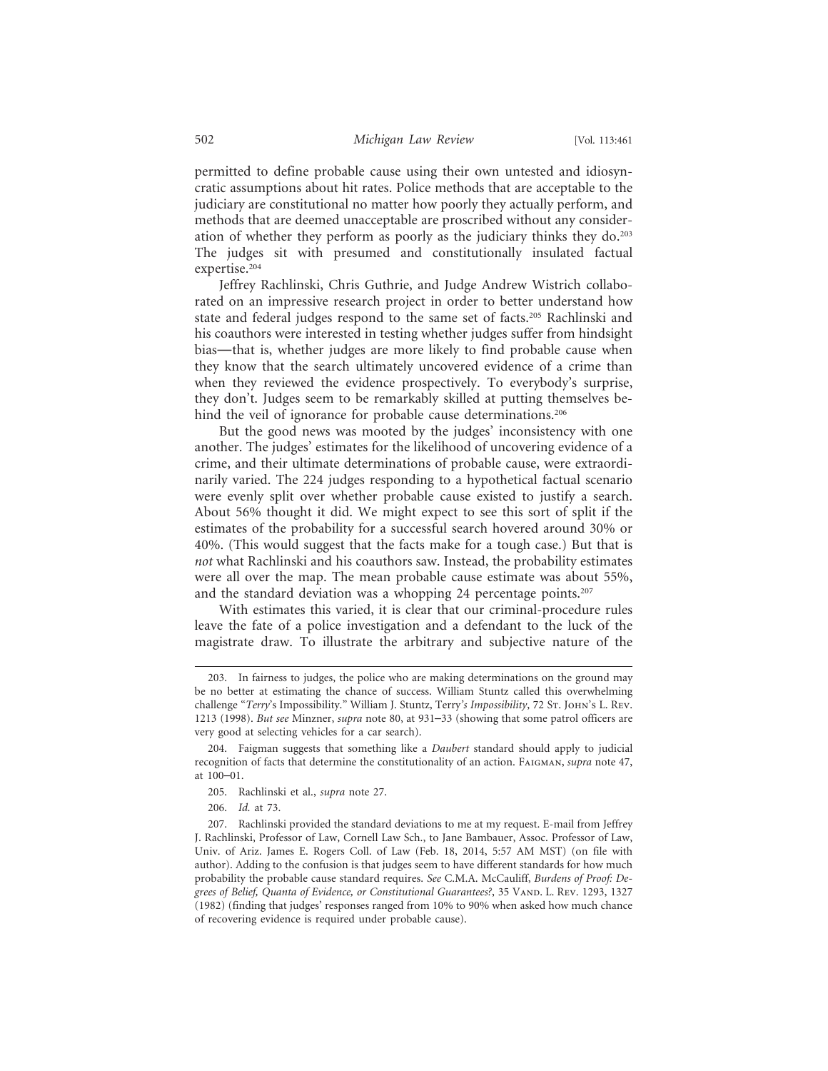permitted to define probable cause using their own untested and idiosyncratic assumptions about hit rates. Police methods that are acceptable to the judiciary are constitutional no matter how poorly they actually perform, and methods that are deemed unacceptable are proscribed without any consideration of whether they perform as poorly as the judiciary thinks they do.[203] The judges sit with presumed and constitutionally insulated factual expertise.[204]

Jeffrey Rachlinski, Chris Guthrie, and Judge Andrew Wistrich collaborated on an impressive research project in order to better understand how state and federal judges respond to the same set of facts.[205] Rachlinski and his coauthors were interested in testing whether judges suffer from hindsight bias—that is, whether judges are more likely to find probable cause when they know that the search ultimately uncovered evidence of a crime than when they reviewed the evidence prospectively. To everybody's surprise, they don't. Judges seem to be remarkably skilled at putting themselves behind the veil of ignorance for probable cause determinations.[206]

But the good news was mooted by the judges' inconsistency with one another. The judges' estimates for the likelihood of uncovering evidence of a crime, and their ultimate determinations of probable cause, were extraordinarily varied. The 224 judges responding to a hypothetical factual scenario were evenly split over whether probable cause existed to justify a search. About 56% thought it did. We might expect to see this sort of split if the estimates of the probability for a successful search hovered around 30% or 40%. (This would suggest that the facts make for a tough case.) But that is *not* what Rachlinski and his coauthors saw. Instead, the probability estimates were all over the map. The mean probable cause estimate was about 55%, and the standard deviation was a whopping 24 percentage points.[207]

With estimates this varied, it is clear that our criminal-procedure rules leave the fate of a police investigation and a defendant to the luck of the magistrate draw. To illustrate the arbitrary and subjective nature of the

---

203. In fairness to judges, the police who are making determinations on the ground may be no better at estimating the chance of success. William Stuntz called this overwhelming challenge "*Terry*'s Impossibility." William J. Stuntz, *Terry's Impossibility*, 72 St. John's L. Rev. 1213 (1998). *But see* Minzner, *supra* note 80, at 931–33 (showing that some patrol officers are very good at selecting vehicles for a car search).

204. Faigman suggests that something like a *Daubert* standard should apply to judicial recognition of facts that determine the constitutionality of an action. Faigman, *supra* note 47, at 100–01.

205. Rachlinski et al., *supra* note 27.

206. *Id.* at 73.

207. Rachlinski provided the standard deviations to me at my request. E-mail from Jeffrey J. Rachlinski, Professor of Law, Cornell Law Sch., to Jane Bambauer, Assoc. Professor of Law, Univ. of Ariz. James E. Rogers Coll. of Law (Feb. 18, 2014, 5:57 AM MST) (on file with author). Adding to the confusion is that judges seem to have different standards for how much probability the probable cause standard requires. *See* C.M.A. McCauliff, *Burdens of Proof: Degrees of Belief, Quanta of Evidence, or Constitutional Guarantees?*, 35 Vand. L. Rev. 1293, 1327 (1982) (finding that judges' responses ranged from 10% to 90% when asked how much chance of recovering evidence is required under probable cause).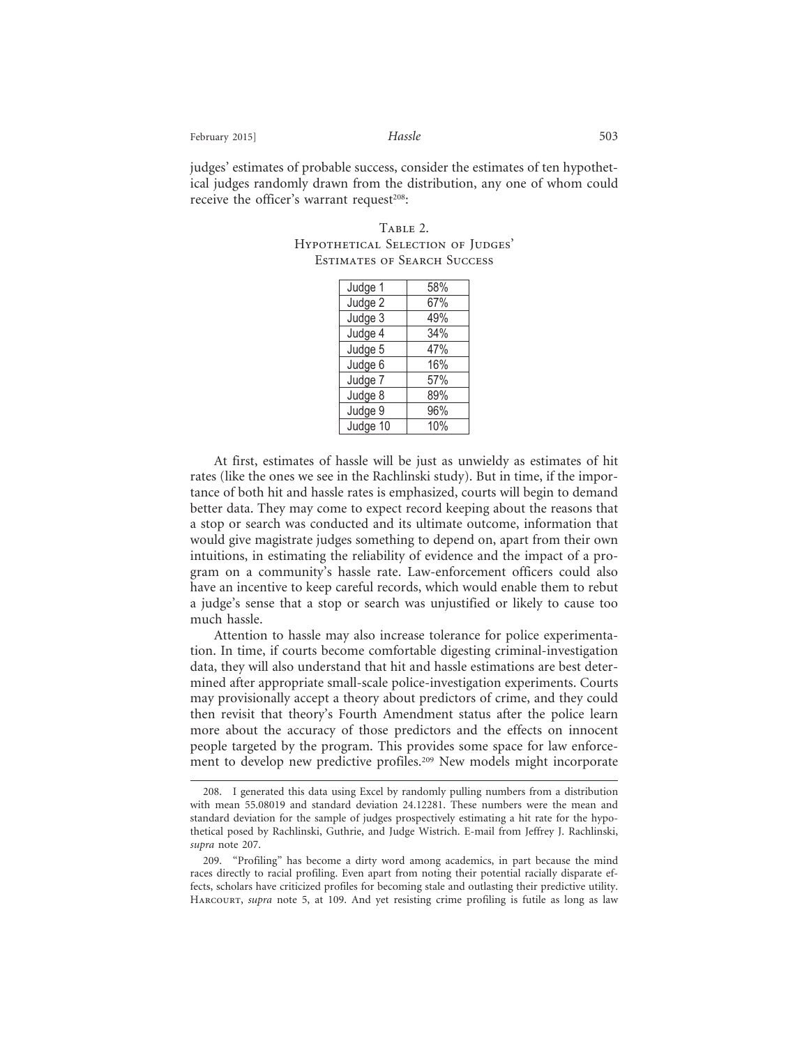judges' estimates of probable success, consider the estimates of ten hypothetical judges randomly drawn from the distribution, any one of whom could receive the officer's warrant request[208]:

Table 2.
Hypothetical Selection of Judges' Estimates of Search Success

| Judge | Estimate |
|---|---|
| Judge 1 | 58% |
| Judge 2 | 67% |
| Judge 3 | 49% |
| Judge 4 | 34% |
| Judge 5 | 47% |
| Judge 6 | 16% |
| Judge 7 | 57% |
| Judge 8 | 89% |
| Judge 9 | 96% |
| Judge 10 | 10% |

At first, estimates of hassle will be just as unwieldy as estimates of hit rates (like the ones we see in the Rachlinski study). But in time, if the importance of both hit and hassle rates is emphasized, courts will begin to demand better data. They may come to expect record keeping about the reasons that a stop or search was conducted and its ultimate outcome, information that would give magistrate judges something to depend on, apart from their own intuitions, in estimating the reliability of evidence and the impact of a program on a community's hassle rate. Law-enforcement officers could also have an incentive to keep careful records, which would enable them to rebut a judge's sense that a stop or search was unjustified or likely to cause too much hassle.

Attention to hassle may also increase tolerance for police experimentation. In time, if courts become comfortable digesting criminal-investigation data, they will also understand that hit and hassle estimations are best determined after appropriate small-scale police-investigation experiments. Courts may provisionally accept a theory about predictors of crime, and they could then revisit that theory's Fourth Amendment status after the police learn more about the accuracy of those predictors and the effects on innocent people targeted by the program. This provides some space for law enforcement to develop new predictive profiles.[209] New models might incorporate

---

208. I generated this data using Excel by randomly pulling numbers from a distribution with mean 55.08019 and standard deviation 24.12281. These numbers were the mean and standard deviation for the sample of judges prospectively estimating a hit rate for the hypothetical posed by Rachlinski, Guthrie, and Judge Wistrich. E-mail from Jeffrey J. Rachlinski, *supra* note 207.

209. "Profiling" has become a dirty word among academics, in part because the mind races directly to racial profiling. Even apart from noting their potential racially disparate effects, scholars have criticized profiles for becoming stale and outlasting their predictive utility. Harcourt, *supra* note 5, at 109. And yet resisting crime profiling is futile as long as law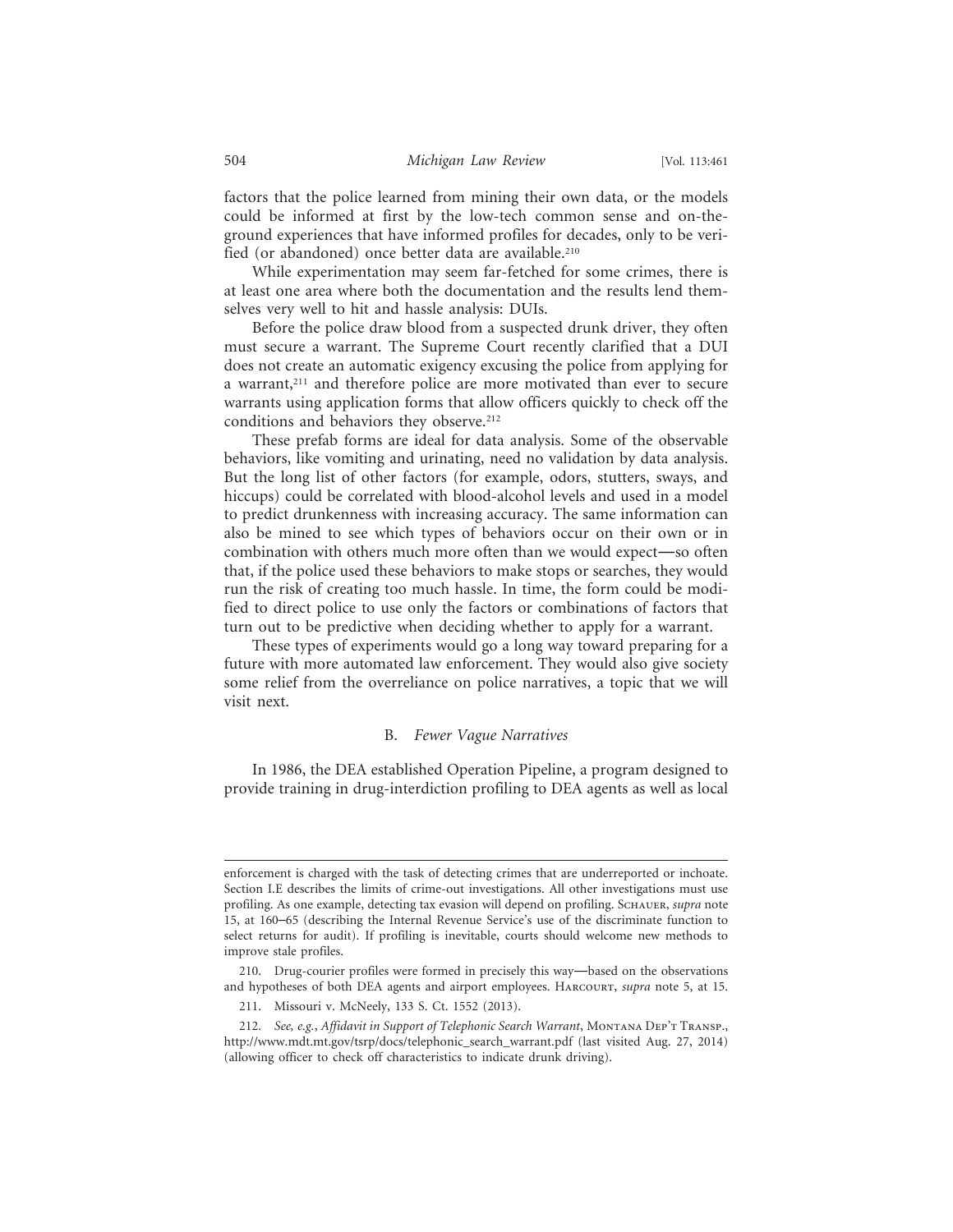factors that the police learned from mining their own data, or the models could be informed at first by the low-tech common sense and on-the-ground experiences that have informed profiles for decades, only to be verified (or abandoned) once better data are available.[210]

While experimentation may seem far-fetched for some crimes, there is at least one area where both the documentation and the results lend themselves very well to hit and hassle analysis: DUIs.

Before the police draw blood from a suspected drunk driver, they often must secure a warrant. The Supreme Court recently clarified that a DUI does not create an automatic exigency excusing the police from applying for a warrant,[211] and therefore police are more motivated than ever to secure warrants using application forms that allow officers quickly to check off the conditions and behaviors they observe.[212]

These prefab forms are ideal for data analysis. Some of the observable behaviors, like vomiting and urinating, need no validation by data analysis. But the long list of other factors (for example, odors, stutters, sways, and hiccups) could be correlated with blood-alcohol levels and used in a model to predict drunkenness with increasing accuracy. The same information can also be mined to see which types of behaviors occur on their own or in combination with others much more often than we would expect—so often that, if the police used these behaviors to make stops or searches, they would run the risk of creating too much hassle. In time, the form could be modified to direct police to use only the factors or combinations of factors that turn out to be predictive when deciding whether to apply for a warrant.

These types of experiments would go a long way toward preparing for a future with more automated law enforcement. They would also give society some relief from the overreliance on police narratives, a topic that we will visit next.

### B. *Fewer Vague Narratives*

In 1986, the DEA established Operation Pipeline, a program designed to provide training in drug-interdiction profiling to DEA agents as well as local

---

enforcement is charged with the task of detecting crimes that are underreported or inchoate. Section I.E describes the limits of crime-out investigations. All other investigations must use profiling. As one example, detecting tax evasion will depend on profiling. Schauer, *supra* note 15, at 160–65 (describing the Internal Revenue Service's use of the discriminate function to select returns for audit). If profiling is inevitable, courts should welcome new methods to improve stale profiles.

210. Drug-courier profiles were formed in precisely this way—based on the observations and hypotheses of both DEA agents and airport employees. Harcourt, *supra* note 5, at 15.

211. Missouri v. McNeely, 133 S. Ct. 1552 (2013).

212. *See, e.g.*, *Affidavit in Support of Telephonic Search Warrant*, Montana Dep't Transp., http://www.mdt.mt.gov/tsrp/docs/telephonic_search_warrant.pdf (last visited Aug. 27, 2014) (allowing officer to check off characteristics to indicate drunk driving).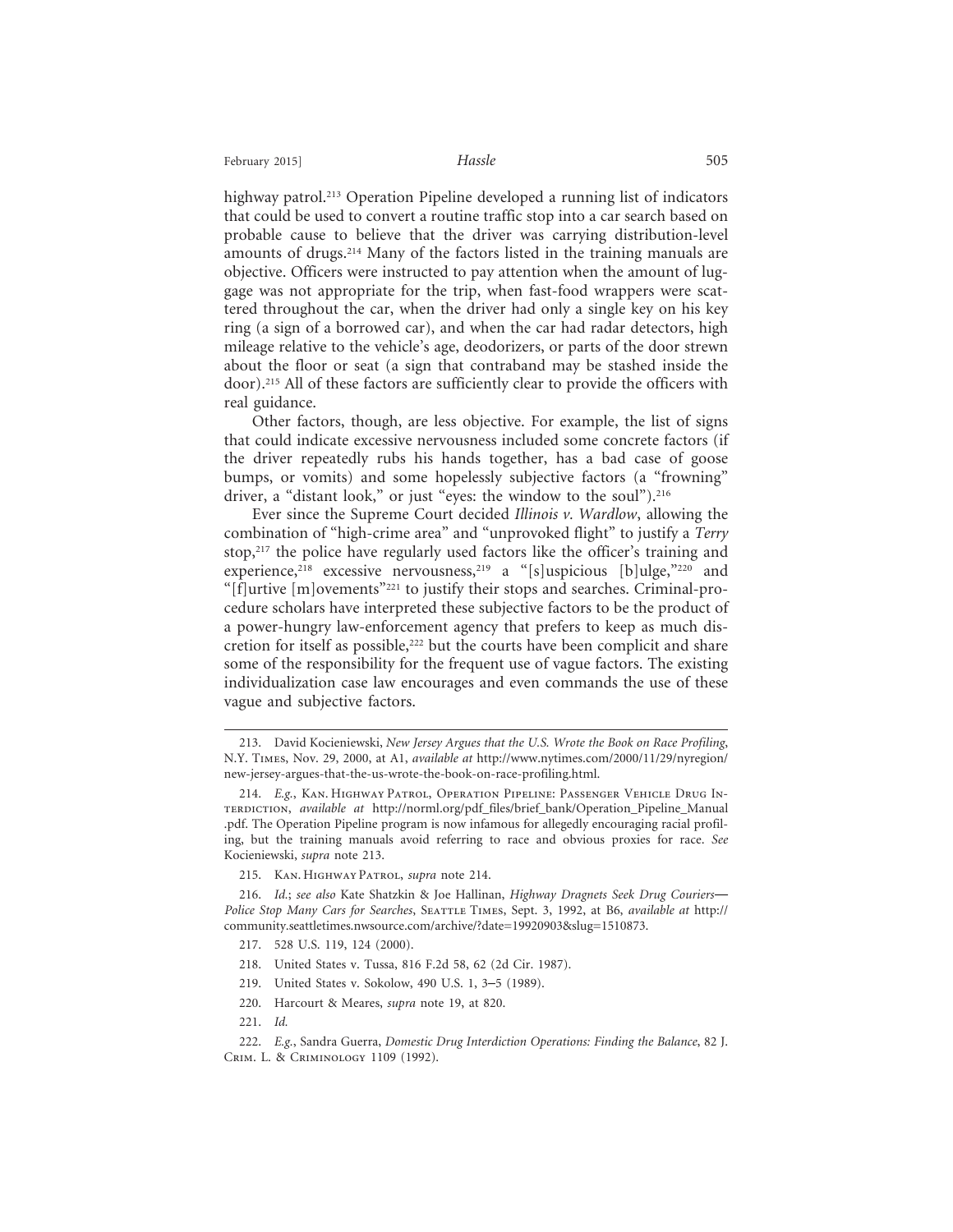highway patrol.[213] Operation Pipeline developed a running list of indicators that could be used to convert a routine traffic stop into a car search based on probable cause to believe that the driver was carrying distribution-level amounts of drugs.[214] Many of the factors listed in the training manuals are objective. Officers were instructed to pay attention when the amount of luggage was not appropriate for the trip, when fast-food wrappers were scattered throughout the car, when the driver had only a single key on his key ring (a sign of a borrowed car), and when the car had radar detectors, high mileage relative to the vehicle's age, deodorizers, or parts of the door strewn about the floor or seat (a sign that contraband may be stashed inside the door).[215] All of these factors are sufficiently clear to provide the officers with real guidance.

Other factors, though, are less objective. For example, the list of signs that could indicate excessive nervousness included some concrete factors (if the driver repeatedly rubs his hands together, has a bad case of goose bumps, or vomits) and some hopelessly subjective factors (a "frowning" driver, a "distant look," or just "eyes: the window to the soul").[216]

Ever since the Supreme Court decided *Illinois v. Wardlow*, allowing the combination of "high-crime area" and "unprovoked flight" to justify a *Terry* stop,[217] the police have regularly used factors like the officer's training and experience,[218] excessive nervousness,[219] a "[s]uspicious [b]ulge,"[220] and "[f]urtive [m]ovements"[221] to justify their stops and searches. Criminal-procedure scholars have interpreted these subjective factors to be the product of a power-hungry law-enforcement agency that prefers to keep as much discretion for itself as possible,[222] but the courts have been complicit and share some of the responsibility for the frequent use of vague factors. The existing individualization case law encourages and even commands the use of these vague and subjective factors.

---

213. David Kocieniewski, *New Jersey Argues that the U.S. Wrote the Book on Race Profiling*, N.Y. Times, Nov. 29, 2000, at A1, *available at* http://www.nytimes.com/2000/11/29/nyregion/new-jersey-argues-that-the-us-wrote-the-book-on-race-profiling.html.

214. *E.g.*, Kan. Highway Patrol, Operation Pipeline: Passenger Vehicle Drug Interdiction, *available at* http://norml.org/pdf_files/brief_bank/Operation_Pipeline_Manual.pdf. The Operation Pipeline program is now infamous for allegedly encouraging racial profiling, but the training manuals avoid referring to race and obvious proxies for race. *See* Kocieniewski, *supra* note 213.

215. Kan. Highway Patrol, *supra* note 214.

216. *Id.*; *see also* Kate Shatzkin & Joe Hallinan, *Highway Dragnets Seek Drug Couriers—Police Stop Many Cars for Searches*, Seattle Times, Sept. 3, 1992, at B6, *available at* http://community.seattletimes.nwsource.com/archive/?date=19920903&slug=1510873.

217. 528 U.S. 119, 124 (2000).

218. United States v. Tussa, 816 F.2d 58, 62 (2d Cir. 1987).

219. United States v. Sokolow, 490 U.S. 1, 3–5 (1989).

220. Harcourt & Meares, *supra* note 19, at 820.

221. *Id.*

222. *E.g.*, Sandra Guerra, *Domestic Drug Interdiction Operations: Finding the Balance*, 82 J. Crim. L. & Criminology 1109 (1992).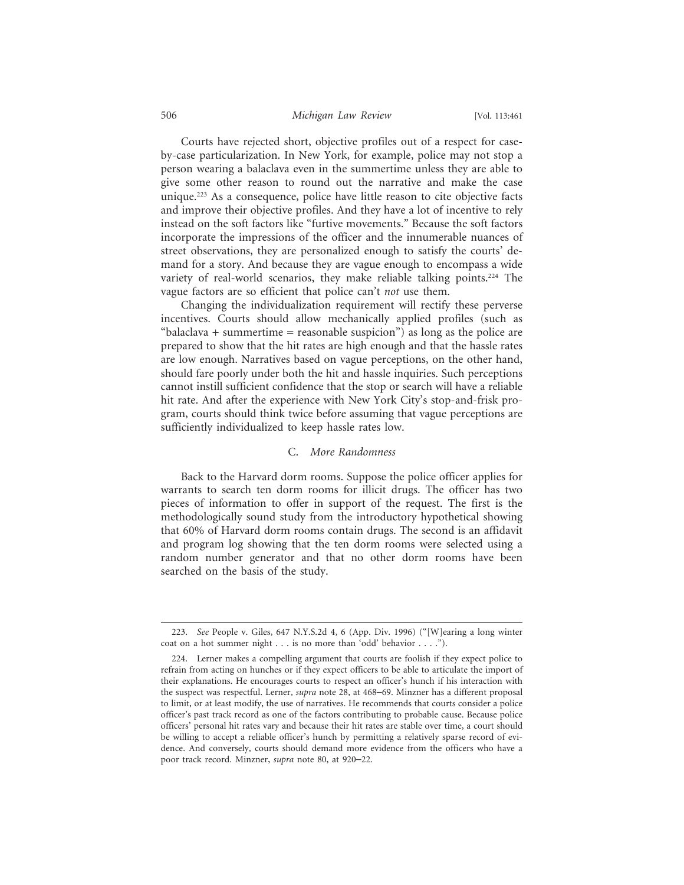Courts have rejected short, objective profiles out of a respect for case-by-case particularization. In New York, for example, police may not stop a person wearing a balaclava even in the summertime unless they are able to give some other reason to round out the narrative and make the case unique.[223] As a consequence, police have little reason to cite objective facts and improve their objective profiles. And they have a lot of incentive to rely instead on the soft factors like "furtive movements." Because the soft factors incorporate the impressions of the officer and the innumerable nuances of street observations, they are personalized enough to satisfy the courts' demand for a story. And because they are vague enough to encompass a wide variety of real-world scenarios, they make reliable talking points.[224] The vague factors are so efficient that police can't *not* use them.

Changing the individualization requirement will rectify these perverse incentives. Courts should allow mechanically applied profiles (such as "balaclava + summertime = reasonable suspicion") as long as the police are prepared to show that the hit rates are high enough and that the hassle rates are low enough. Narratives based on vague perceptions, on the other hand, should fare poorly under both the hit and hassle inquiries. Such perceptions cannot instill sufficient confidence that the stop or search will have a reliable hit rate. And after the experience with New York City's stop-and-frisk program, courts should think twice before assuming that vague perceptions are sufficiently individualized to keep hassle rates low.

### C. *More Randomness*

Back to the Harvard dorm rooms. Suppose the police officer applies for warrants to search ten dorm rooms for illicit drugs. The officer has two pieces of information to offer in support of the request. The first is the methodologically sound study from the introductory hypothetical showing that 60% of Harvard dorm rooms contain drugs. The second is an affidavit and program log showing that the ten dorm rooms were selected using a random number generator and that no other dorm rooms have been searched on the basis of the study.

---

223. *See* People v. Giles, 647 N.Y.S.2d 4, 6 (App. Div. 1996) ("[W]earing a long winter coat on a hot summer night . . . is no more than 'odd' behavior . . . .").

224. Lerner makes a compelling argument that courts are foolish if they expect police to refrain from acting on hunches or if they expect officers to be able to articulate the import of their explanations. He encourages courts to respect an officer's hunch if his interaction with the suspect was respectful. Lerner, *supra* note 28, at 468–69. Minzner has a different proposal to limit, or at least modify, the use of narratives. He recommends that courts consider a police officer's past track record as one of the factors contributing to probable cause. Because police officers' personal hit rates vary and because their hit rates are stable over time, a court should be willing to accept a reliable officer's hunch by permitting a relatively sparse record of evidence. And conversely, courts should demand more evidence from the officers who have a poor track record. Minzner, *supra* note 80, at 920–22.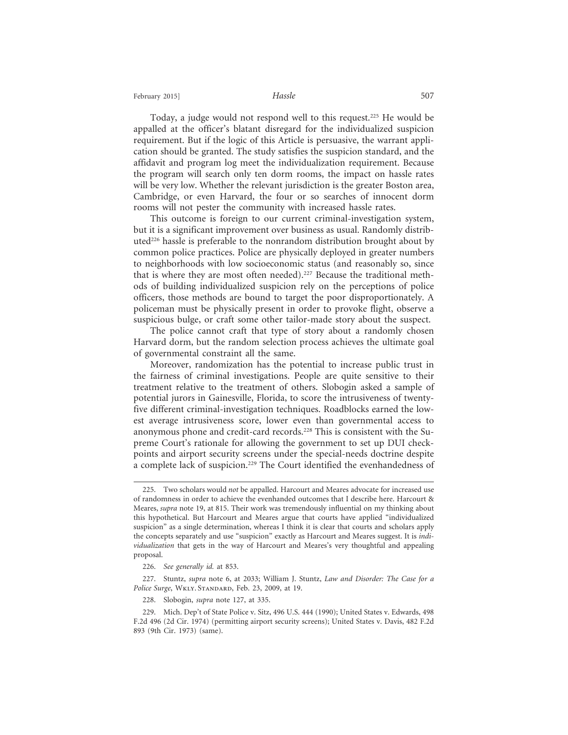Today, a judge would not respond well to this request.[225] He would be appalled at the officer's blatant disregard for the individualized suspicion requirement. But if the logic of this Article is persuasive, the warrant application should be granted. The study satisfies the suspicion standard, and the affidavit and program log meet the individualization requirement. Because the program will search only ten dorm rooms, the impact on hassle rates will be very low. Whether the relevant jurisdiction is the greater Boston area, Cambridge, or even Harvard, the four or so searches of innocent dorm rooms will not pester the community with increased hassle rates.

This outcome is foreign to our current criminal-investigation system, but it is a significant improvement over business as usual. Randomly distributed[226] hassle is preferable to the nonrandom distribution brought about by common police practices. Police are physically deployed in greater numbers to neighborhoods with low socioeconomic status (and reasonably so, since that is where they are most often needed).[227] Because the traditional methods of building individualized suspicion rely on the perceptions of police officers, those methods are bound to target the poor disproportionately. A policeman must be physically present in order to provoke flight, observe a suspicious bulge, or craft some other tailor-made story about the suspect.

The police cannot craft that type of story about a randomly chosen Harvard dorm, but the random selection process achieves the ultimate goal of governmental constraint all the same.

Moreover, randomization has the potential to increase public trust in the fairness of criminal investigations. People are quite sensitive to their treatment relative to the treatment of others. Slobogin asked a sample of potential jurors in Gainesville, Florida, to score the intrusiveness of twenty-five different criminal-investigation techniques. Roadblocks earned the lowest average intrusiveness score, lower even than governmental access to anonymous phone and credit-card records.[228] This is consistent with the Supreme Court's rationale for allowing the government to set up DUI checkpoints and airport security screens under the special-needs doctrine despite a complete lack of suspicion.[229] The Court identified the evenhandedness of

---

225. Two scholars would *not* be appalled. Harcourt and Meares advocate for increased use of randomness in order to achieve the evenhanded outcomes that I describe here. Harcourt & Meares, *supra* note 19, at 815. Their work was tremendously influential on my thinking about this hypothetical. But Harcourt and Meares argue that courts have applied "individualized suspicion" as a single determination, whereas I think it is clear that courts and scholars apply the concepts separately and use "suspicion" exactly as Harcourt and Meares suggest. It is *individualization* that gets in the way of Harcourt and Meares's very thoughtful and appealing proposal.

226. *See generally id.* at 853.

227. Stuntz, *supra* note 6, at 2033; William J. Stuntz, *Law and Disorder: The Case for a Police Surge*, Wkly. Standard, Feb. 23, 2009, at 19.

228. Slobogin, *supra* note 127, at 335.

229. Mich. Dep't of State Police v. Sitz, 496 U.S. 444 (1990); United States v. Edwards, 498 F.2d 496 (2d Cir. 1974) (permitting airport security screens); United States v. Davis, 482 F.2d 893 (9th Cir. 1973) (same).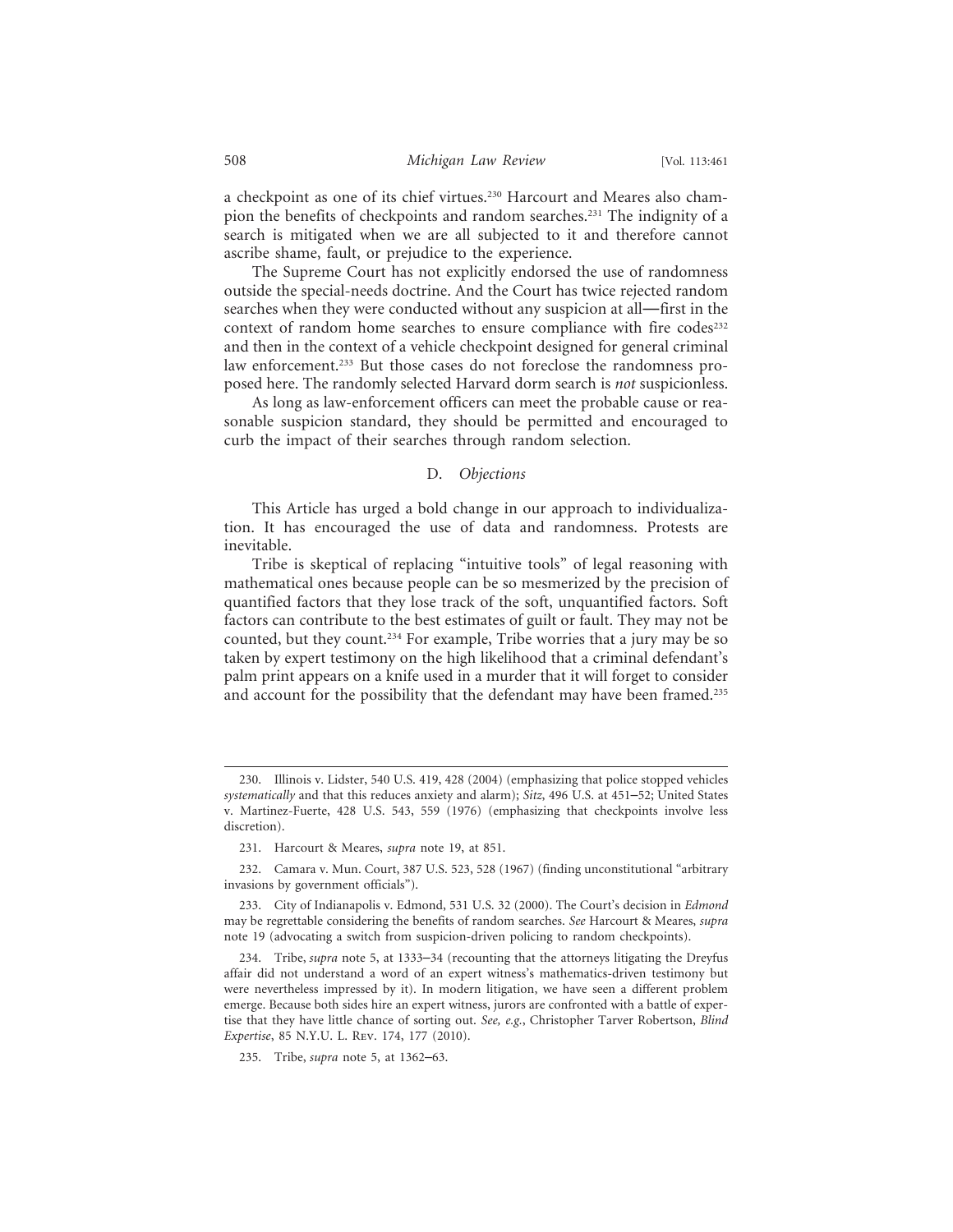a checkpoint as one of its chief virtues.[230] Harcourt and Meares also champion the benefits of checkpoints and random searches.[231] The indignity of a search is mitigated when we are all subjected to it and therefore cannot ascribe shame, fault, or prejudice to the experience.

The Supreme Court has not explicitly endorsed the use of randomness outside the special-needs doctrine. And the Court has twice rejected random searches when they were conducted without any suspicion at all—first in the context of random home searches to ensure compliance with fire codes[232] and then in the context of a vehicle checkpoint designed for general criminal law enforcement.[233] But those cases do not foreclose the randomness proposed here. The randomly selected Harvard dorm search is *not* suspicionless.

As long as law-enforcement officers can meet the probable cause or reasonable suspicion standard, they should be permitted and encouraged to curb the impact of their searches through random selection.

### D. *Objections*

This Article has urged a bold change in our approach to individualization. It has encouraged the use of data and randomness. Protests are inevitable.

Tribe is skeptical of replacing "intuitive tools" of legal reasoning with mathematical ones because people can be so mesmerized by the precision of quantified factors that they lose track of the soft, unquantified factors. Soft factors can contribute to the best estimates of guilt or fault. They may not be counted, but they count.[234] For example, Tribe worries that a jury may be so taken by expert testimony on the high likelihood that a criminal defendant's palm print appears on a knife used in a murder that it will forget to consider and account for the possibility that the defendant may have been framed.[235]

---

230. Illinois v. Lidster, 540 U.S. 419, 428 (2004) (emphasizing that police stopped vehicles *systematically* and that this reduces anxiety and alarm); *Sitz*, 496 U.S. at 451–52; United States v. Martinez-Fuerte, 428 U.S. 543, 559 (1976) (emphasizing that checkpoints involve less discretion).

231. Harcourt & Meares, *supra* note 19, at 851.

232. Camara v. Mun. Court, 387 U.S. 523, 528 (1967) (finding unconstitutional "arbitrary invasions by government officials").

233. City of Indianapolis v. Edmond, 531 U.S. 32 (2000). The Court's decision in *Edmond* may be regrettable considering the benefits of random searches. *See* Harcourt & Meares, *supra* note 19 (advocating a switch from suspicion-driven policing to random checkpoints).

234. Tribe, *supra* note 5, at 1333–34 (recounting that the attorneys litigating the Dreyfus affair did not understand a word of an expert witness's mathematics-driven testimony but were nevertheless impressed by it). In modern litigation, we have seen a different problem emerge. Because both sides hire an expert witness, jurors are confronted with a battle of expertise that they have little chance of sorting out. *See, e.g.*, Christopher Tarver Robertson, *Blind Expertise*, 85 N.Y.U. L. Rev. 174, 177 (2010).

235. Tribe, *supra* note 5, at 1362–63.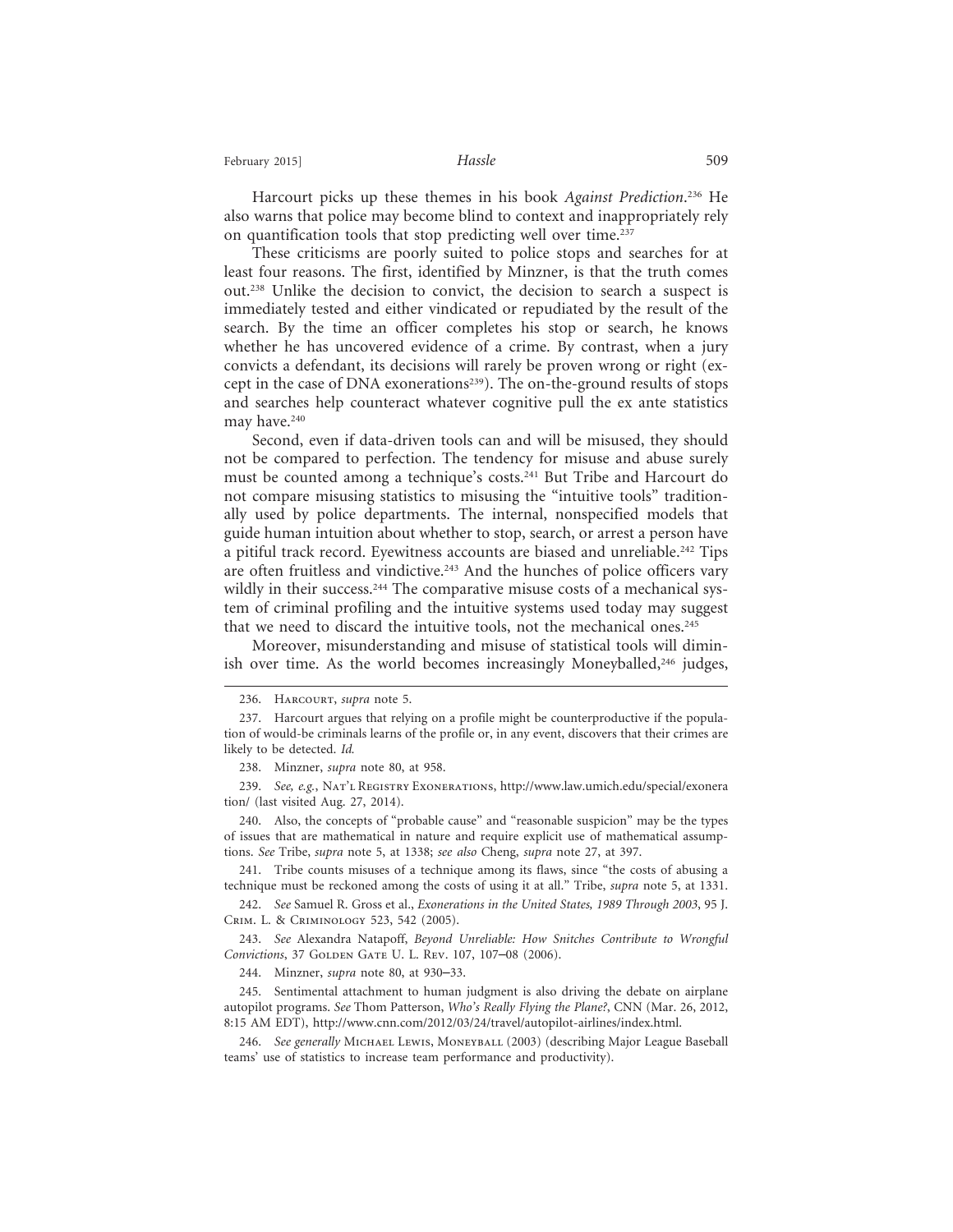Harcourt picks up these themes in his book *Against Prediction*.[236] He also warns that police may become blind to context and inappropriately rely on quantification tools that stop predicting well over time.[237]

These criticisms are poorly suited to police stops and searches for at least four reasons. The first, identified by Minzner, is that the truth comes out.[238] Unlike the decision to convict, the decision to search a suspect is immediately tested and either vindicated or repudiated by the result of the search. By the time an officer completes his stop or search, he knows whether he has uncovered evidence of a crime. By contrast, when a jury convicts a defendant, its decisions will rarely be proven wrong or right (except in the case of DNA exonerations[239]). The on-the-ground results of stops and searches help counteract whatever cognitive pull the ex ante statistics may have.[240]

Second, even if data-driven tools can and will be misused, they should not be compared to perfection. The tendency for misuse and abuse surely must be counted among a technique's costs.[241] But Tribe and Harcourt do not compare misusing statistics to misusing the "intuitive tools" traditionally used by police departments. The internal, nonspecified models that guide human intuition about whether to stop, search, or arrest a person have a pitiful track record. Eyewitness accounts are biased and unreliable.[242] Tips are often fruitless and vindictive.[243] And the hunches of police officers vary wildly in their success.[244] The comparative misuse costs of a mechanical system of criminal profiling and the intuitive systems used today may suggest that we need to discard the intuitive tools, not the mechanical ones.[245]

Moreover, misunderstanding and misuse of statistical tools will diminish over time. As the world becomes increasingly Moneyballed,[246] judges,

---

236. Harcourt, *supra* note 5.

237. Harcourt argues that relying on a profile might be counterproductive if the population of would-be criminals learns of the profile or, in any event, discovers that their crimes are likely to be detected. *Id.*

238. Minzner, *supra* note 80, at 958.

239. *See, e.g.*, Nat'l Registry Exonerations, http://www.law.umich.edu/special/exoneration/ (last visited Aug. 27, 2014).

240. Also, the concepts of "probable cause" and "reasonable suspicion" may be the types of issues that are mathematical in nature and require explicit use of mathematical assumptions. *See* Tribe, *supra* note 5, at 1338; *see also* Cheng, *supra* note 27, at 397.

241. Tribe counts misuses of a technique among its flaws, since "the costs of abusing a technique must be reckoned among the costs of using it at all." Tribe, *supra* note 5, at 1331.

242. *See* Samuel R. Gross et al., *Exonerations in the United States, 1989 Through 2003*, 95 J. Crim. L. & Criminology 523, 542 (2005).

243. *See* Alexandra Natapoff, *Beyond Unreliable: How Snitches Contribute to Wrongful Convictions*, 37 Golden Gate U. L. Rev. 107, 107–08 (2006).

244. Minzner, *supra* note 80, at 930–33.

245. Sentimental attachment to human judgment is also driving the debate on airplane autopilot programs. *See* Thom Patterson, *Who's Really Flying the Plane?*, CNN (Mar. 26, 2012, 8:15 AM EDT), http://www.cnn.com/2012/03/24/travel/autopilot-airlines/index.html.

246. *See generally* Michael Lewis, Moneyball (2003) (describing Major League Baseball teams' use of statistics to increase team performance and productivity).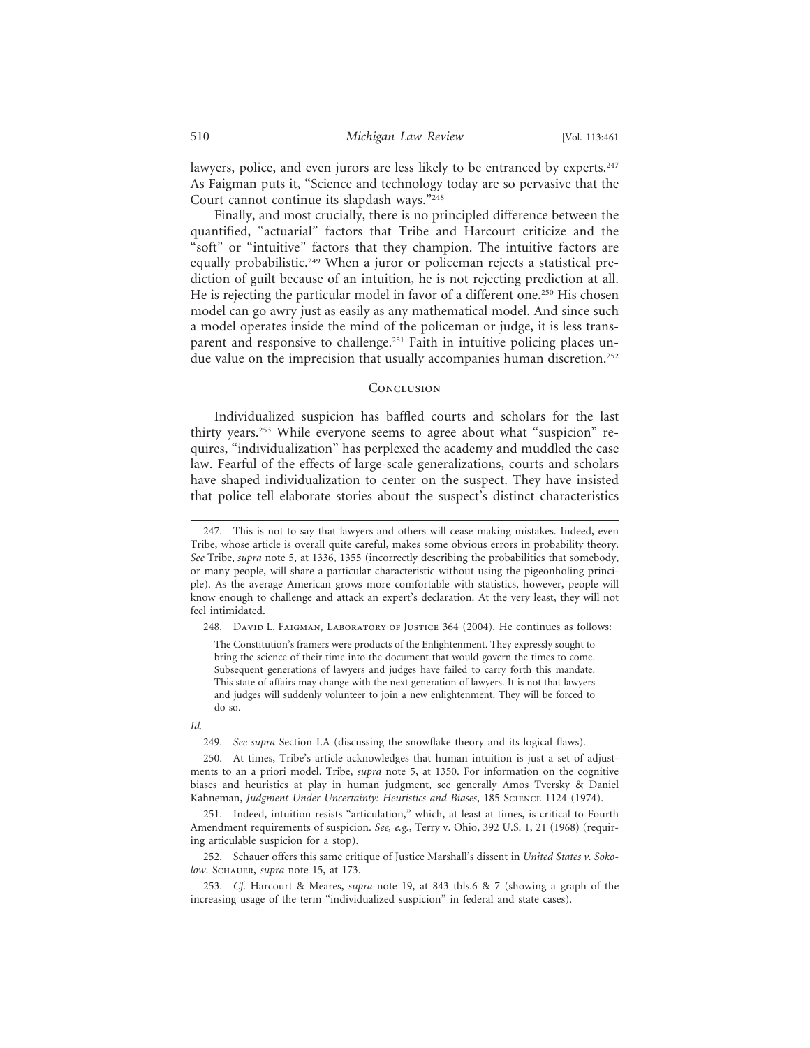lawyers, police, and even jurors are less likely to be entranced by experts.[247] As Faigman puts it, "Science and technology today are so pervasive that the Court cannot continue its slapdash ways."[248]

Finally, and most crucially, there is no principled difference between the quantified, "actuarial" factors that Tribe and Harcourt criticize and the "soft" or "intuitive" factors that they champion. The intuitive factors are equally probabilistic.[249] When a juror or policeman rejects a statistical prediction of guilt because of an intuition, he is not rejecting prediction at all. He is rejecting the particular model in favor of a different one.[250] His chosen model can go awry just as easily as any mathematical model. And since such a model operates inside the mind of the policeman or judge, it is less transparent and responsive to challenge.[251] Faith in intuitive policing places undue value on the imprecision that usually accompanies human discretion.[252]

## Conclusion

Individualized suspicion has baffled courts and scholars for the last thirty years.[253] While everyone seems to agree about what "suspicion" requires, "individualization" has perplexed the academy and muddled the case law. Fearful of the effects of large-scale generalizations, courts and scholars have shaped individualization to center on the suspect. They have insisted that police tell elaborate stories about the suspect's distinct characteristics

---

247. This is not to say that lawyers and others will cease making mistakes. Indeed, even Tribe, whose article is overall quite careful, makes some obvious errors in probability theory. *See* Tribe, *supra* note 5, at 1336, 1355 (incorrectly describing the probabilities that somebody, or many people, will share a particular characteristic without using the pigeonholing principle). As the average American grows more comfortable with statistics, however, people will know enough to challenge and attack an expert's declaration. At the very least, they will not feel intimidated.

248. David L. Faigman, Laboratory of Justice 364 (2004). He continues as follows:

> The Constitution's framers were products of the Enlightenment. They expressly sought to bring the science of their time into the document that would govern the times to come. Subsequent generations of lawyers and judges have failed to carry forth this mandate. This state of affairs may change with the next generation of lawyers. It is not that lawyers and judges will suddenly volunteer to join a new enlightenment. They will be forced to do so.

*Id.*

249. *See supra* Section I.A (discussing the snowflake theory and its logical flaws).

250. At times, Tribe's article acknowledges that human intuition is just a set of adjustments to an a priori model. Tribe, *supra* note 5, at 1350. For information on the cognitive biases and heuristics at play in human judgment, see generally Amos Tversky & Daniel Kahneman, *Judgment Under Uncertainty: Heuristics and Biases*, 185 Science 1124 (1974).

251. Indeed, intuition resists "articulation," which, at least at times, is critical to Fourth Amendment requirements of suspicion. *See, e.g.*, Terry v. Ohio, 392 U.S. 1, 21 (1968) (requiring articulable suspicion for a stop).

252. Schauer offers this same critique of Justice Marshall's dissent in *United States v. Sokolow*. Schauer, *supra* note 15, at 173.

253. *Cf.* Harcourt & Meares, *supra* note 19, at 843 tbls.6 & 7 (showing a graph of the increasing usage of the term "individualized suspicion" in federal and state cases).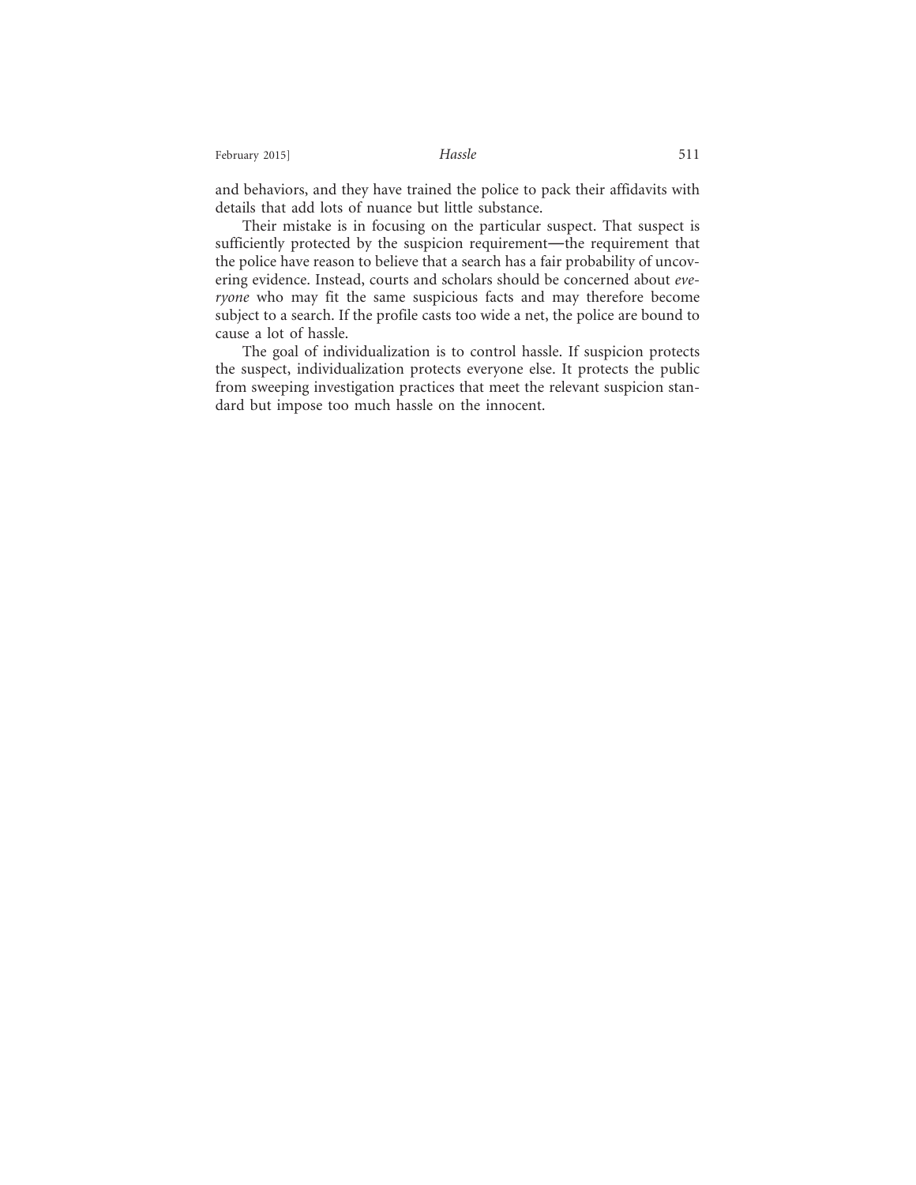and behaviors, and they have trained the police to pack their affidavits with details that add lots of nuance but little substance.

Their mistake is in focusing on the particular suspect. That suspect is sufficiently protected by the suspicion requirement—the requirement that the police have reason to believe that a search has a fair probability of uncovering evidence. Instead, courts and scholars should be concerned about *everyone* who may fit the same suspicious facts and may therefore become subject to a search. If the profile casts too wide a net, the police are bound to cause a lot of hassle.

The goal of individualization is to control hassle. If suspicion protects the suspect, individualization protects everyone else. It protects the public from sweeping investigation practices that meet the relevant suspicion standard but impose too much hassle on the innocent.